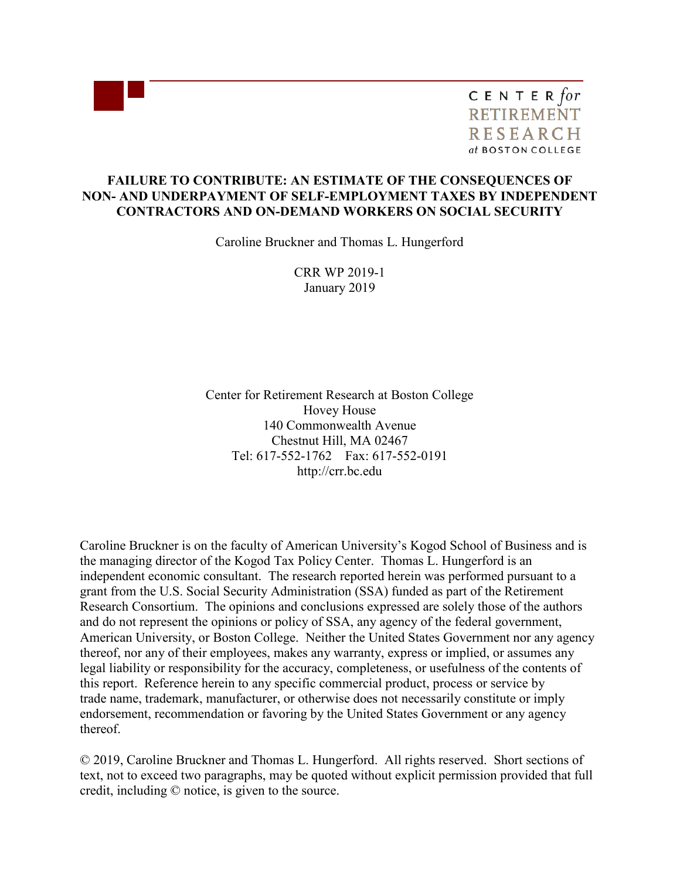CENTER *for* RETIREMENT RESEARCH *at* BOSTON COLLEGE

# FAILURE TO CONTRIBUTE: AN ESTIMATE OF THE CONSEQUENCES OF NON- AND UNDERPAYMENT OF SELF-EMPLOYMENT TAXES BY INDEPENDENT CONTRACTORS AND ON-DEMAND WORKERS ON SOCIAL SECURITY

Caroline Bruckner and Thomas L. Hungerford

CRR WP 2019-1
January 2019

Center for Retirement Research at Boston College
Hovey House
140 Commonwealth Avenue
Chestnut Hill, MA 02467
Tel: 617-552-1762 Fax: 617-552-0191
http://crr.bc.edu

Caroline Bruckner is on the faculty of American University's Kogod School of Business and is the managing director of the Kogod Tax Policy Center. Thomas L. Hungerford is an independent economic consultant. The research reported herein was performed pursuant to a grant from the U.S. Social Security Administration (SSA) funded as part of the Retirement Research Consortium. The opinions and conclusions expressed are solely those of the authors and do not represent the opinions or policy of SSA, any agency of the federal government, American University, or Boston College. Neither the United States Government nor any agency thereof, nor any of their employees, makes any warranty, express or implied, or assumes any legal liability or responsibility for the accuracy, completeness, or usefulness of the contents of this report. Reference herein to any specific commercial product, process or service by trade name, trademark, manufacturer, or otherwise does not necessarily constitute or imply endorsement, recommendation or favoring by the United States Government or any agency thereof.

© 2019, Caroline Bruckner and Thomas L. Hungerford. All rights reserved. Short sections of text, not to exceed two paragraphs, may be quoted without explicit permission provided that full credit, including © notice, is given to the source.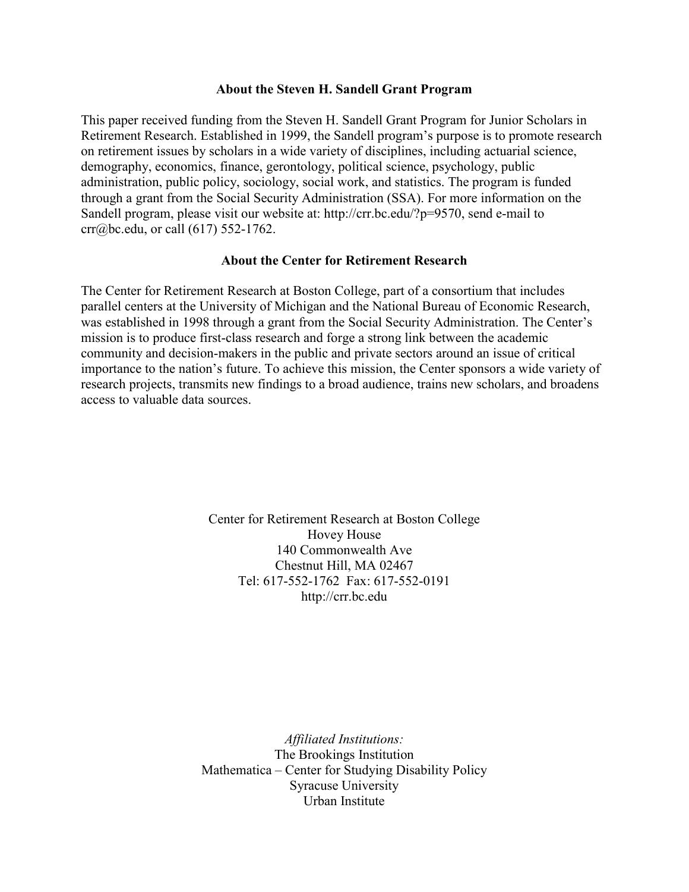### About the Steven H. Sandell Grant Program

This paper received funding from the Steven H. Sandell Grant Program for Junior Scholars in Retirement Research. Established in 1999, the Sandell program's purpose is to promote research on retirement issues by scholars in a wide variety of disciplines, including actuarial science, demography, economics, finance, gerontology, political science, psychology, public administration, public policy, sociology, social work, and statistics. The program is funded through a grant from the Social Security Administration (SSA). For more information on the Sandell program, please visit our website at: http://crr.bc.edu/?p=9570, send e-mail to crr@bc.edu, or call (617) 552-1762.

### About the Center for Retirement Research

The Center for Retirement Research at Boston College, part of a consortium that includes parallel centers at the University of Michigan and the National Bureau of Economic Research, was established in 1998 through a grant from the Social Security Administration. The Center's mission is to produce first-class research and forge a strong link between the academic community and decision-makers in the public and private sectors around an issue of critical importance to the nation's future. To achieve this mission, the Center sponsors a wide variety of research projects, transmits new findings to a broad audience, trains new scholars, and broadens access to valuable data sources.

Center for Retirement Research at Boston College
Hovey House
140 Commonwealth Ave
Chestnut Hill, MA 02467
Tel: 617-552-1762 Fax: 617-552-0191
http://crr.bc.edu

*Affiliated Institutions:*
The Brookings Institution
Mathematica – Center for Studying Disability Policy
Syracuse University
Urban Institute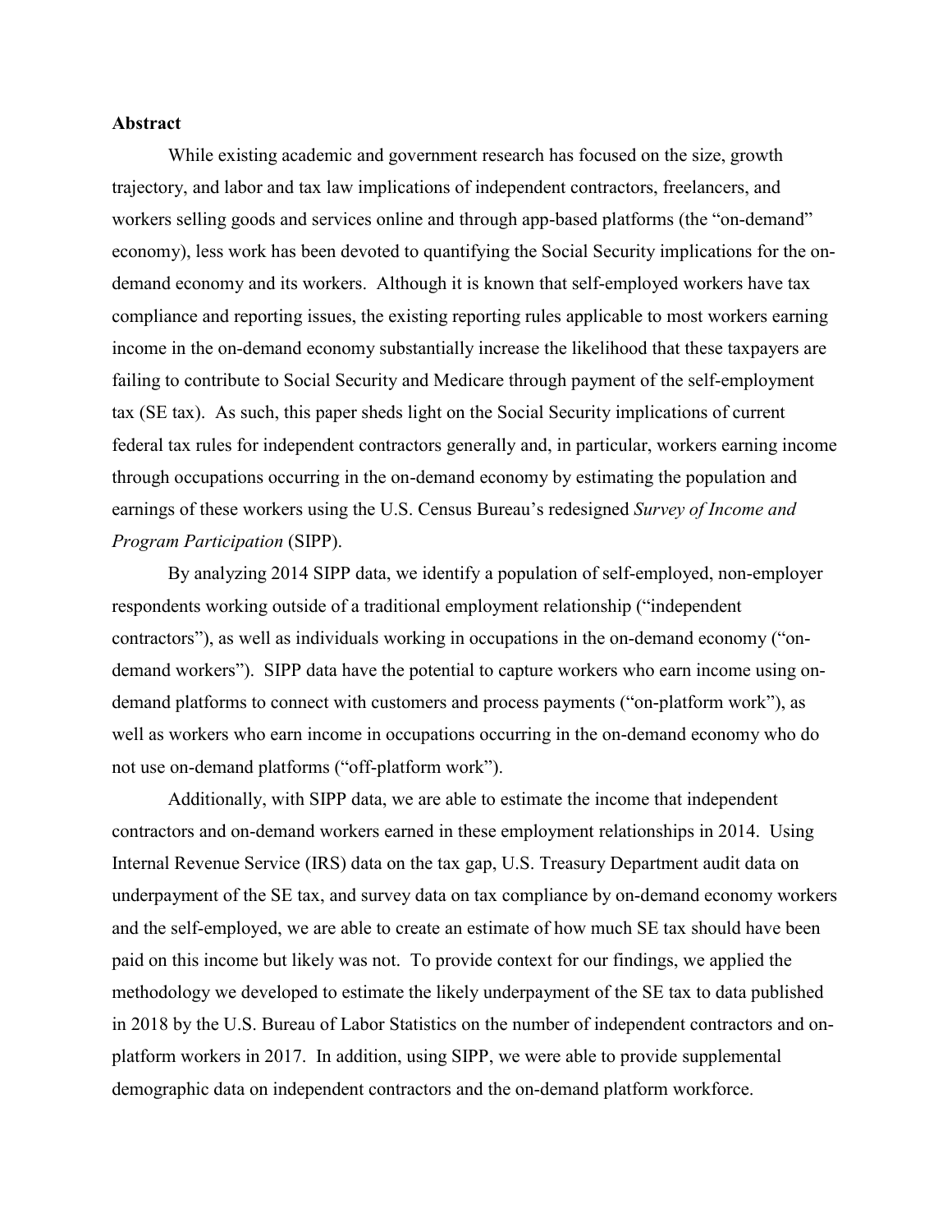## Abstract

While existing academic and government research has focused on the size, growth trajectory, and labor and tax law implications of independent contractors, freelancers, and workers selling goods and services online and through app-based platforms (the "on-demand" economy), less work has been devoted to quantifying the Social Security implications for the on-demand economy and its workers. Although it is known that self-employed workers have tax compliance and reporting issues, the existing reporting rules applicable to most workers earning income in the on-demand economy substantially increase the likelihood that these taxpayers are failing to contribute to Social Security and Medicare through payment of the self-employment tax (SE tax). As such, this paper sheds light on the Social Security implications of current federal tax rules for independent contractors generally and, in particular, workers earning income through occupations occurring in the on-demand economy by estimating the population and earnings of these workers using the U.S. Census Bureau's redesigned *Survey of Income and Program Participation* (SIPP).

By analyzing 2014 SIPP data, we identify a population of self-employed, non-employer respondents working outside of a traditional employment relationship ("independent contractors"), as well as individuals working in occupations in the on-demand economy ("on-demand workers"). SIPP data have the potential to capture workers who earn income using on-demand platforms to connect with customers and process payments ("on-platform work"), as well as workers who earn income in occupations occurring in the on-demand economy who do not use on-demand platforms ("off-platform work").

Additionally, with SIPP data, we are able to estimate the income that independent contractors and on-demand workers earned in these employment relationships in 2014. Using Internal Revenue Service (IRS) data on the tax gap, U.S. Treasury Department audit data on underpayment of the SE tax, and survey data on tax compliance by on-demand economy workers and the self-employed, we are able to create an estimate of how much SE tax should have been paid on this income but likely was not. To provide context for our findings, we applied the methodology we developed to estimate the likely underpayment of the SE tax to data published in 2018 by the U.S. Bureau of Labor Statistics on the number of independent contractors and on-platform workers in 2017. In addition, using SIPP, we were able to provide supplemental demographic data on independent contractors and the on-demand platform workforce.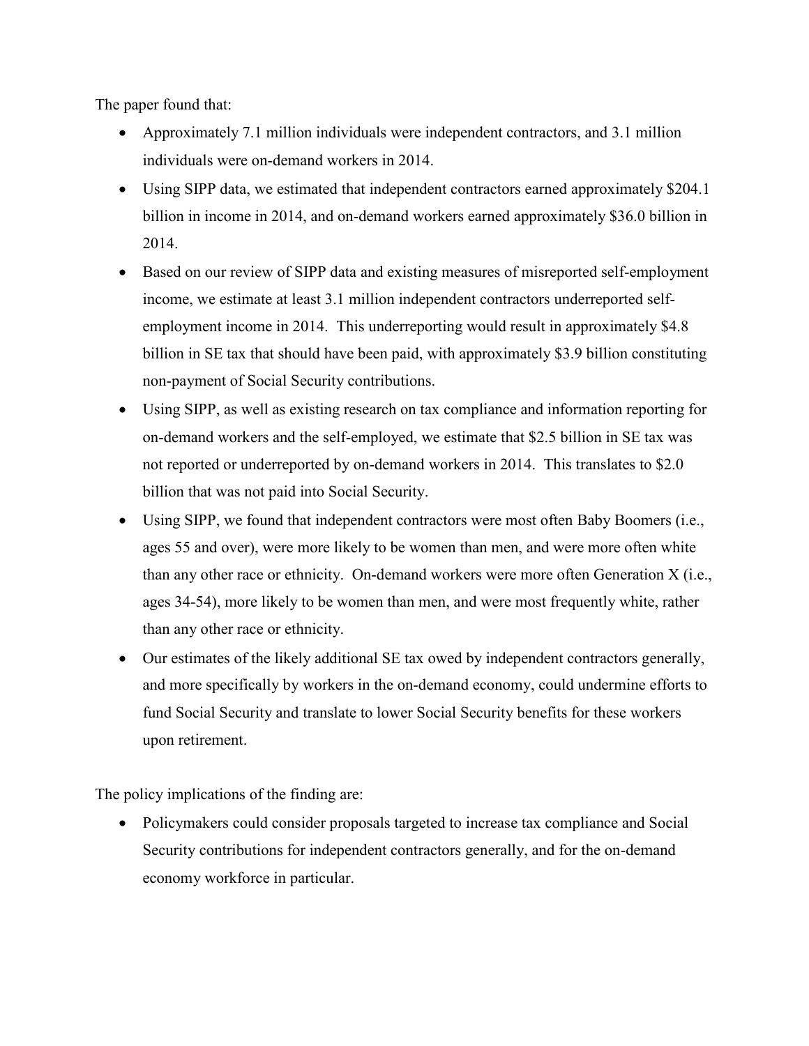The paper found that:

- Approximately 7.1 million individuals were independent contractors, and 3.1 million individuals were on-demand workers in 2014.
- Using SIPP data, we estimated that independent contractors earned approximately $204.1 billion in income in 2014, and on-demand workers earned approximately $36.0 billion in 2014.
- Based on our review of SIPP data and existing measures of misreported self-employment income, we estimate at least 3.1 million independent contractors underreported self-employment income in 2014. This underreporting would result in approximately $4.8 billion in SE tax that should have been paid, with approximately $3.9 billion constituting non-payment of Social Security contributions.
- Using SIPP, as well as existing research on tax compliance and information reporting for on-demand workers and the self-employed, we estimate that $2.5 billion in SE tax was not reported or underreported by on-demand workers in 2014. This translates to $2.0 billion that was not paid into Social Security.
- Using SIPP, we found that independent contractors were most often Baby Boomers (i.e., ages 55 and over), were more likely to be women than men, and were more often white than any other race or ethnicity. On-demand workers were more often Generation X (i.e., ages 34-54), more likely to be women than men, and were most frequently white, rather than any other race or ethnicity.
- Our estimates of the likely additional SE tax owed by independent contractors generally, and more specifically by workers in the on-demand economy, could undermine efforts to fund Social Security and translate to lower Social Security benefits for these workers upon retirement.

The policy implications of the finding are:

- Policymakers could consider proposals targeted to increase tax compliance and Social Security contributions for independent contractors generally, and for the on-demand economy workforce in particular.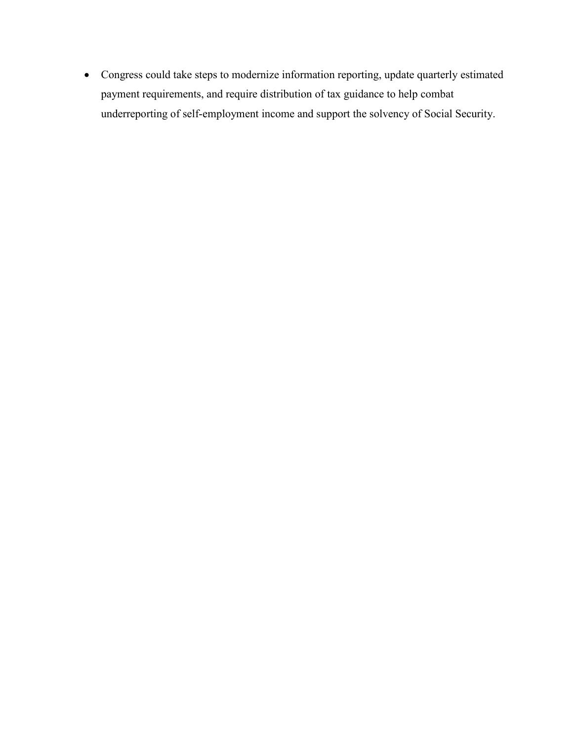- Congress could take steps to modernize information reporting, update quarterly estimated payment requirements, and require distribution of tax guidance to help combat underreporting of self-employment income and support the solvency of Social Security.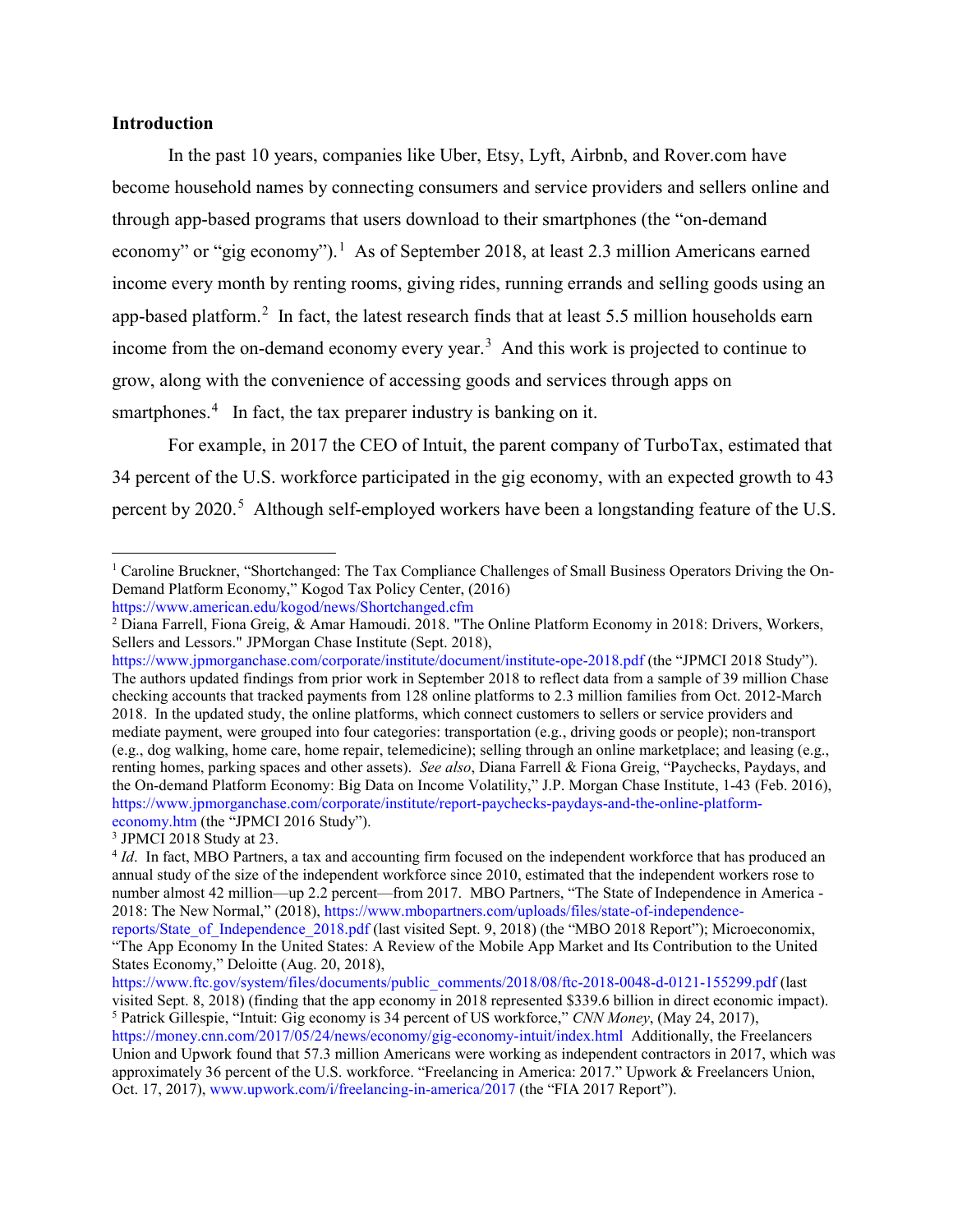## Introduction

In the past 10 years, companies like Uber, Etsy, Lyft, Airbnb, and Rover.com have become household names by connecting consumers and service providers and sellers online and through app-based programs that users download to their smartphones (the "on-demand economy" or "gig economy").[1] As of September 2018, at least 2.3 million Americans earned income every month by renting rooms, giving rides, running errands and selling goods using an app-based platform.[2] In fact, the latest research finds that at least 5.5 million households earn income from the on-demand economy every year.[3] And this work is projected to continue to grow, along with the convenience of accessing goods and services through apps on smartphones.[4] In fact, the tax preparer industry is banking on it.

For example, in 2017 the CEO of Intuit, the parent company of TurboTax, estimated that 34 percent of the U.S. workforce participated in the gig economy, with an expected growth to 43 percent by 2020.[5] Although self-employed workers have been a longstanding feature of the U.S.

---

[1] Caroline Bruckner, "Shortchanged: The Tax Compliance Challenges of Small Business Operators Driving the On-Demand Platform Economy," Kogod Tax Policy Center, (2016) https://www.american.edu/kogod/news/Shortchanged.cfm

[2] Diana Farrell, Fiona Greig, & Amar Hamoudi. 2018. "The Online Platform Economy in 2018: Drivers, Workers, Sellers and Lessors." JPMorgan Chase Institute (Sept. 2018), https://www.jpmorganchase.com/corporate/institute/document/institute-ope-2018.pdf (the "JPMCI 2018 Study"). The authors updated findings from prior work in September 2018 to reflect data from a sample of 39 million Chase checking accounts that tracked payments from 128 online platforms to 2.3 million families from Oct. 2012-March 2018. In the updated study, the online platforms, which connect customers to sellers or service providers and mediate payment, were grouped into four categories: transportation (e.g., driving goods or people); non-transport (e.g., dog walking, home care, home repair, telemedicine); selling through an online marketplace; and leasing (e.g., renting homes, parking spaces and other assets). *See also*, Diana Farrell & Fiona Greig, "Paychecks, Paydays, and the On-demand Platform Economy: Big Data on Income Volatility," J.P. Morgan Chase Institute, 1-43 (Feb. 2016), https://www.jpmorganchase.com/corporate/institute/report-paychecks-paydays-and-the-online-platform-economy.htm (the "JPMCI 2016 Study").

[3] JPMCI 2018 Study at 23.

[4] *Id*. In fact, MBO Partners, a tax and accounting firm focused on the independent workforce that has produced an annual study of the size of the independent workforce since 2010, estimated that the independent workers rose to number almost 42 million—up 2.2 percent—from 2017. MBO Partners, "The State of Independence in America - 2018: The New Normal," (2018), https://www.mbopartners.com/uploads/files/state-of-independence-reports/State_of_Independence_2018.pdf (last visited Sept. 9, 2018) (the "MBO 2018 Report"); Microeconomix, "The App Economy In the United States: A Review of the Mobile App Market and Its Contribution to the United States Economy," Deloitte (Aug. 20, 2018), https://www.ftc.gov/system/files/documents/public_comments/2018/08/ftc-2018-0048-d-0121-155299.pdf (last visited Sept. 8, 2018) (finding that the app economy in 2018 represented $339.6 billion in direct economic impact).

[5] Patrick Gillespie, "Intuit: Gig economy is 34 percent of US workforce," *CNN Money*, (May 24, 2017), https://money.cnn.com/2017/05/24/news/economy/gig-economy-intuit/index.html Additionally, the Freelancers Union and Upwork found that 57.3 million Americans were working as independent contractors in 2017, which was approximately 36 percent of the U.S. workforce. "Freelancing in America: 2017." Upwork & Freelancers Union, Oct. 17, 2017), www.upwork.com/i/freelancing-in-america/2017 (the "FIA 2017 Report").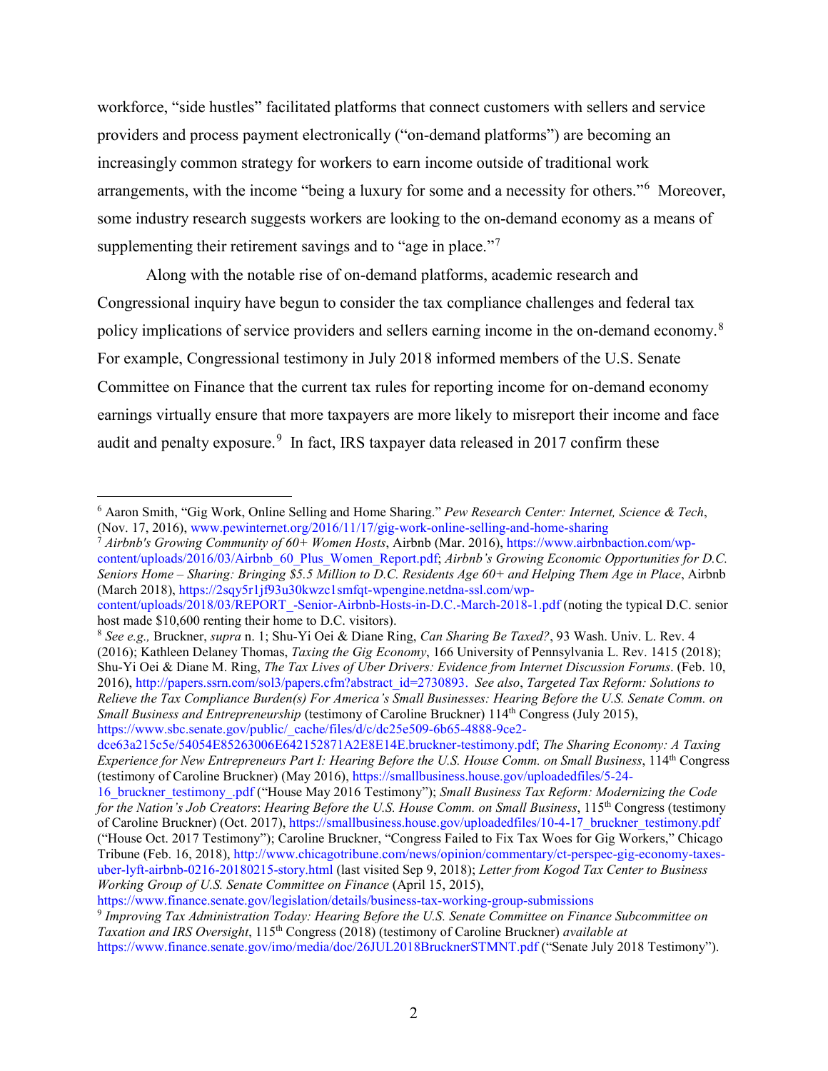workforce, "side hustles" facilitated platforms that connect customers with sellers and service providers and process payment electronically ("on-demand platforms") are becoming an increasingly common strategy for workers to earn income outside of traditional work arrangements, with the income "being a luxury for some and a necessity for others."[6] Moreover, some industry research suggests workers are looking to the on-demand economy as a means of supplementing their retirement savings and to "age in place."[7]

Along with the notable rise of on-demand platforms, academic research and Congressional inquiry have begun to consider the tax compliance challenges and federal tax policy implications of service providers and sellers earning income in the on-demand economy.[8] For example, Congressional testimony in July 2018 informed members of the U.S. Senate Committee on Finance that the current tax rules for reporting income for on-demand economy earnings virtually ensure that more taxpayers are more likely to misreport their income and face audit and penalty exposure.[9] In fact, IRS taxpayer data released in 2017 confirm these

---

[6] Aaron Smith, "Gig Work, Online Selling and Home Sharing." *Pew Research Center: Internet, Science & Tech*, (Nov. 17, 2016), www.pewinternet.org/2016/11/17/gig-work-online-selling-and-home-sharing

[7] *Airbnb's Growing Community of 60+ Women Hosts*, Airbnb (Mar. 2016), https://www.airbnbaction.com/wp-content/uploads/2016/03/Airbnb_60_Plus_Women_Report.pdf; *Airbnb's Growing Economic Opportunities for D.C. Seniors Home – Sharing: Bringing $5.5 Million to D.C. Residents Age 60+ and Helping Them Age in Place*, Airbnb (March 2018), https://2sqy5r1jf93u30kwzc1smfqt-wpengine.netdna-ssl.com/wp-content/uploads/2018/03/REPORT_-Senior-Airbnb-Hosts-in-D.C.-March-2018-1.pdf (noting the typical D.C. senior host made $10,600 renting their home to D.C. visitors).

[8] *See e.g.,* Bruckner, *supra* n. 1; Shu-Yi Oei & Diane Ring, *Can Sharing Be Taxed?*, 93 Wash. Univ. L. Rev. 4 (2016); Kathleen Delaney Thomas, *Taxing the Gig Economy*, 166 University of Pennsylvania L. Rev. 1415 (2018); Shu-Yi Oei & Diane M. Ring, *The Tax Lives of Uber Drivers: Evidence from Internet Discussion Forums*. (Feb. 10, 2016), http://papers.ssrn.com/sol3/papers.cfm?abstract_id=2730893. *See also*, *Targeted Tax Reform: Solutions to Relieve the Tax Compliance Burden(s) For America's Small Businesses: Hearing Before the U.S. Senate Comm. on Small Business and Entrepreneurship* (testimony of Caroline Bruckner) 114th Congress (July 2015), https://www.sbc.senate.gov/public/_cache/files/d/c/dc25e509-6b65-4888-9ce2-dce63a215c5e/54054E85263006E642152871A2E8E14E.bruckner-testimony.pdf; *The Sharing Economy: A Taxing Experience for New Entrepreneurs Part I: Hearing Before the U.S. House Comm. on Small Business*, 114th Congress (testimony of Caroline Bruckner) (May 2016), https://smallbusiness.house.gov/uploadedfiles/5-24-16_bruckner_testimony_.pdf ("House May 2016 Testimony"); *Small Business Tax Reform: Modernizing the Code for the Nation's Job Creators*: *Hearing Before the U.S. House Comm. on Small Business*, 115th Congress (testimony of Caroline Bruckner) (Oct. 2017), https://smallbusiness.house.gov/uploadedfiles/10-4-17_bruckner_testimony.pdf ("House Oct. 2017 Testimony"); Caroline Bruckner, "Congress Failed to Fix Tax Woes for Gig Workers," Chicago Tribune (Feb. 16, 2018), http://www.chicagotribune.com/news/opinion/commentary/ct-perspec-gig-economy-taxes-uber-lyft-airbnb-0216-20180215-story.html (last visited Sep 9, 2018); *Letter from Kogod Tax Center to Business Working Group of U.S. Senate Committee on Finance* (April 15, 2015), https://www.finance.senate.gov/legislation/details/business-tax-working-group-submissions

[9] *Improving Tax Administration Today: Hearing Before the U.S. Senate Committee on Finance Subcommittee on Taxation and IRS Oversight*, 115th Congress (2018) (testimony of Caroline Bruckner) *available at* https://www.finance.senate.gov/imo/media/doc/26JUL2018BrucknerSTMNT.pdf ("Senate July 2018 Testimony").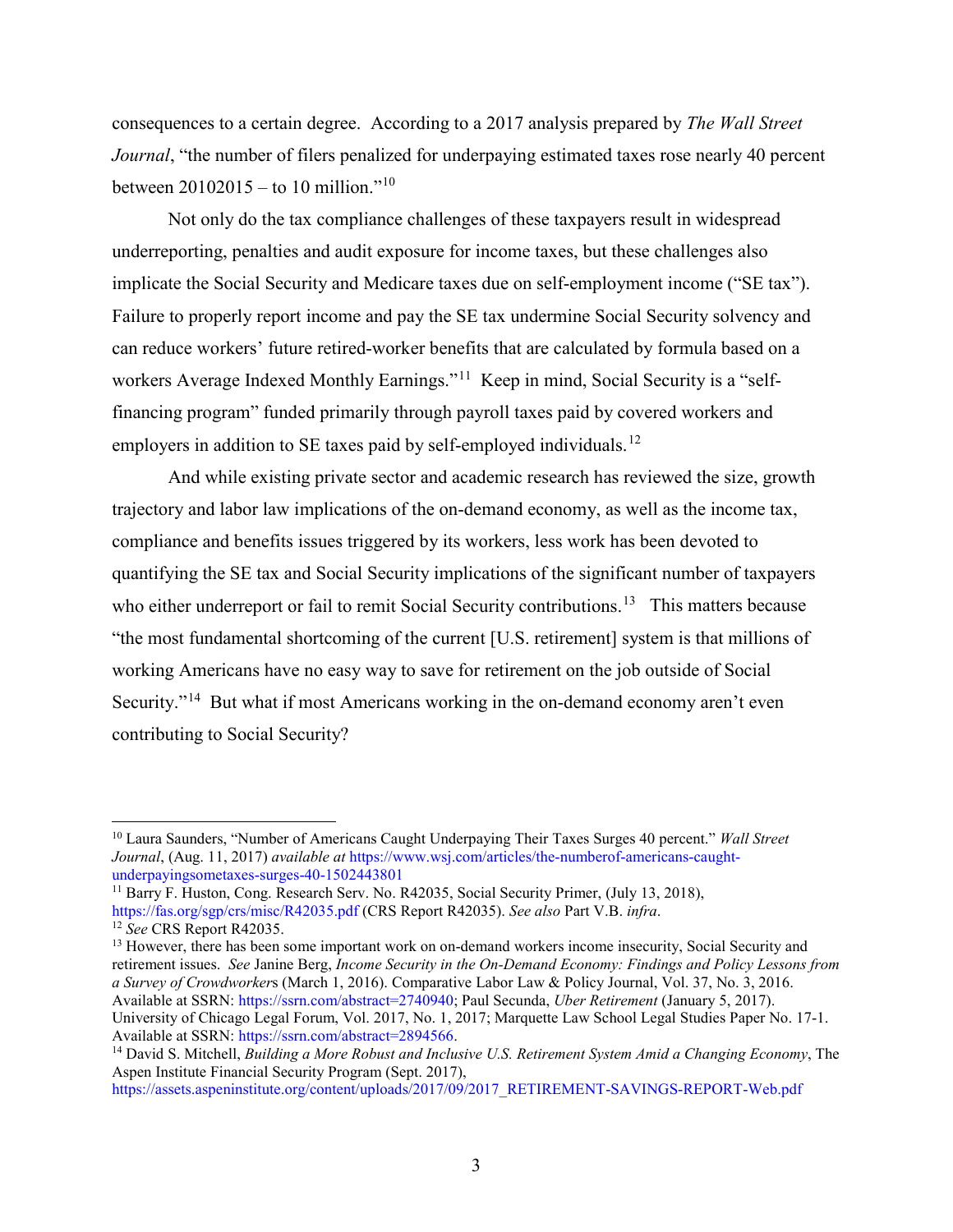consequences to a certain degree. According to a 2017 analysis prepared by *The Wall Street Journal*, "the number of filers penalized for underpaying estimated taxes rose nearly 40 percent between 20102015 – to 10 million."[10]

Not only do the tax compliance challenges of these taxpayers result in widespread underreporting, penalties and audit exposure for income taxes, but these challenges also implicate the Social Security and Medicare taxes due on self-employment income ("SE tax"). Failure to properly report income and pay the SE tax undermine Social Security solvency and can reduce workers' future retired-worker benefits that are calculated by formula based on a workers Average Indexed Monthly Earnings."[11] Keep in mind, Social Security is a "self-financing program" funded primarily through payroll taxes paid by covered workers and employers in addition to SE taxes paid by self-employed individuals.[12]

And while existing private sector and academic research has reviewed the size, growth trajectory and labor law implications of the on-demand economy, as well as the income tax, compliance and benefits issues triggered by its workers, less work has been devoted to quantifying the SE tax and Social Security implications of the significant number of taxpayers who either underreport or fail to remit Social Security contributions.[13] This matters because "the most fundamental shortcoming of the current [U.S. retirement] system is that millions of working Americans have no easy way to save for retirement on the job outside of Social Security."[14] But what if most Americans working in the on-demand economy aren't even contributing to Social Security?

---

[10] Laura Saunders, "Number of Americans Caught Underpaying Their Taxes Surges 40 percent." *Wall Street Journal*, (Aug. 11, 2017) *available at* https://www.wsj.com/articles/the-numberof-americans-caught-underpayingsometaxes-surges-40-1502443801

[11] Barry F. Huston, Cong. Research Serv. No. R42035, Social Security Primer, (July 13, 2018), https://fas.org/sgp/crs/misc/R42035.pdf (CRS Report R42035). *See also* Part V.B. *infra*.

[12] *See* CRS Report R42035.

[13] However, there has been some important work on on-demand workers income insecurity, Social Security and retirement issues. *See* Janine Berg, *Income Security in the On-Demand Economy: Findings and Policy Lessons from a Survey of Crowdworker*s (March 1, 2016). Comparative Labor Law & Policy Journal, Vol. 37, No. 3, 2016. Available at SSRN: https://ssrn.com/abstract=2740940; Paul Secunda, *Uber Retirement* (January 5, 2017). University of Chicago Legal Forum, Vol. 2017, No. 1, 2017; Marquette Law School Legal Studies Paper No. 17-1. Available at SSRN: https://ssrn.com/abstract=2894566.

[14] David S. Mitchell, *Building a More Robust and Inclusive U.S. Retirement System Amid a Changing Economy*, The Aspen Institute Financial Security Program (Sept. 2017), https://assets.aspeninstitute.org/content/uploads/2017/09/2017_RETIREMENT-SAVINGS-REPORT-Web.pdf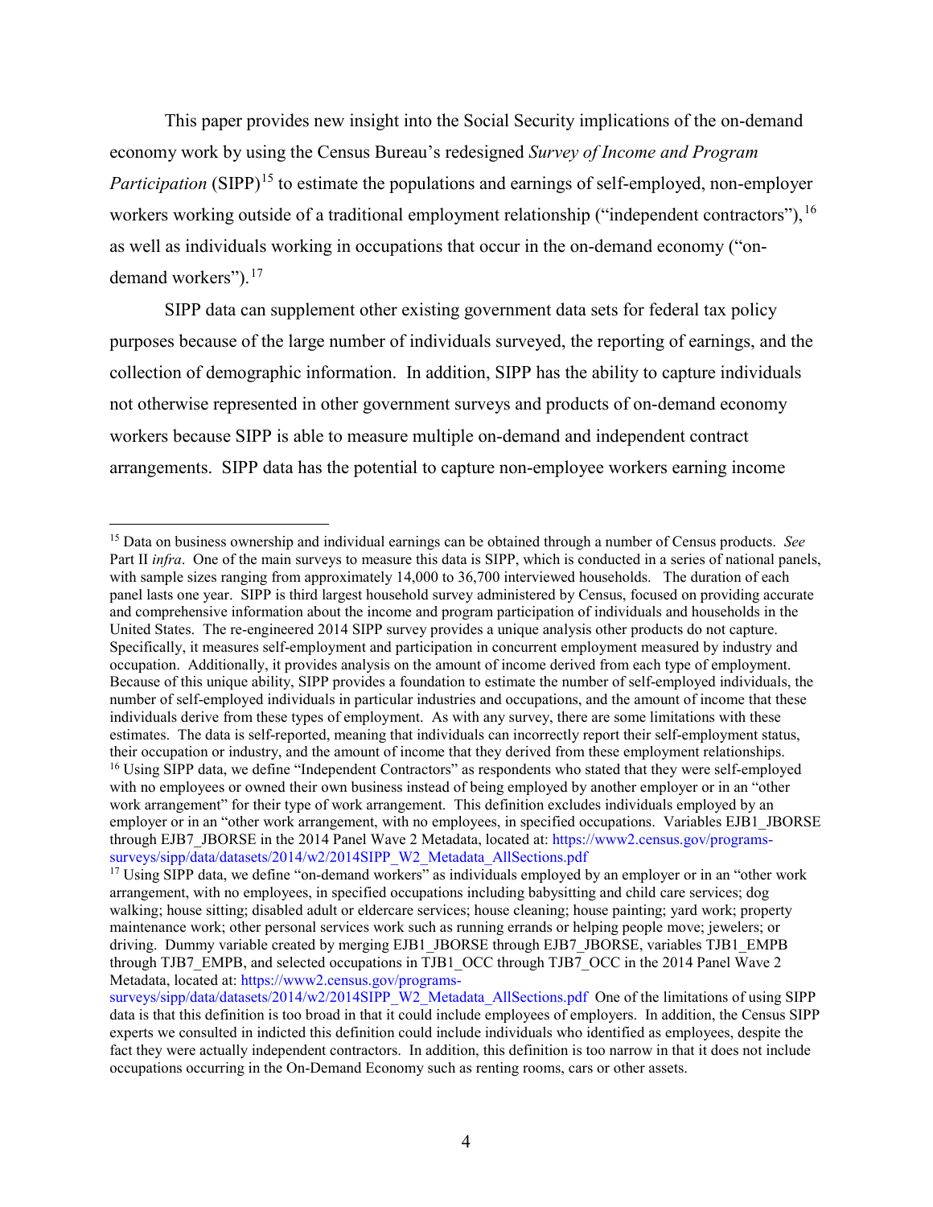This paper provides new insight into the Social Security implications of the on-demand economy work by using the Census Bureau's redesigned *Survey of Income and Program Participation* (SIPP)[15] to estimate the populations and earnings of self-employed, non-employer workers working outside of a traditional employment relationship ("independent contractors"),[16] as well as individuals working in occupations that occur in the on-demand economy ("on-demand workers").[17]

SIPP data can supplement other existing government data sets for federal tax policy purposes because of the large number of individuals surveyed, the reporting of earnings, and the collection of demographic information. In addition, SIPP has the ability to capture individuals not otherwise represented in other government surveys and products of on-demand economy workers because SIPP is able to measure multiple on-demand and independent contract arrangements. SIPP data has the potential to capture non-employee workers earning income

---

[15] Data on business ownership and individual earnings can be obtained through a number of Census products. *See* Part II *infra*. One of the main surveys to measure this data is SIPP, which is conducted in a series of national panels, with sample sizes ranging from approximately 14,000 to 36,700 interviewed households. The duration of each panel lasts one year. SIPP is third largest household survey administered by Census, focused on providing accurate and comprehensive information about the income and program participation of individuals and households in the United States. The re-engineered 2014 SIPP survey provides a unique analysis other products do not capture. Specifically, it measures self-employment and participation in concurrent employment measured by industry and occupation. Additionally, it provides analysis on the amount of income derived from each type of employment. Because of this unique ability, SIPP provides a foundation to estimate the number of self-employed individuals, the number of self-employed individuals in particular industries and occupations, and the amount of income that these individuals derive from these types of employment. As with any survey, there are some limitations with these estimates. The data is self-reported, meaning that individuals can incorrectly report their self-employment status, their occupation or industry, and the amount of income that they derived from these employment relationships.

[16] Using SIPP data, we define "Independent Contractors" as respondents who stated that they were self-employed with no employees or owned their own business instead of being employed by another employer or in an "other work arrangement" for their type of work arrangement. This definition excludes individuals employed by an employer or in an "other work arrangement, with no employees, in specified occupations. Variables EJB1_JBORSE through EJB7_JBORSE in the 2014 Panel Wave 2 Metadata, located at: https://www2.census.gov/programs-surveys/sipp/data/datasets/2014/w2/2014SIPP_W2_Metadata_AllSections.pdf

[17] Using SIPP data, we define "on-demand workers" as individuals employed by an employer or in an "other work arrangement, with no employees, in specified occupations including babysitting and child care services; dog walking; house sitting; disabled adult or eldercare services; house cleaning; house painting; yard work; property maintenance work; other personal services work such as running errands or helping people move; jewelers; or driving. Dummy variable created by merging EJB1_JBORSE through EJB7_JBORSE, variables TJB1_EMPB through TJB7_EMPB, and selected occupations in TJB1_OCC through TJB7_OCC in the 2014 Panel Wave 2 Metadata, located at: https://www2.census.gov/programs-surveys/sipp/data/datasets/2014/w2/2014SIPP_W2_Metadata_AllSections.pdf One of the limitations of using SIPP data is that this definition is too broad in that it could include employees of employers. In addition, the Census SIPP experts we consulted in indicted this definition could include individuals who identified as employees, despite the fact they were actually independent contractors. In addition, this definition is too narrow in that it does not include occupations occurring in the On-Demand Economy such as renting rooms, cars or other assets.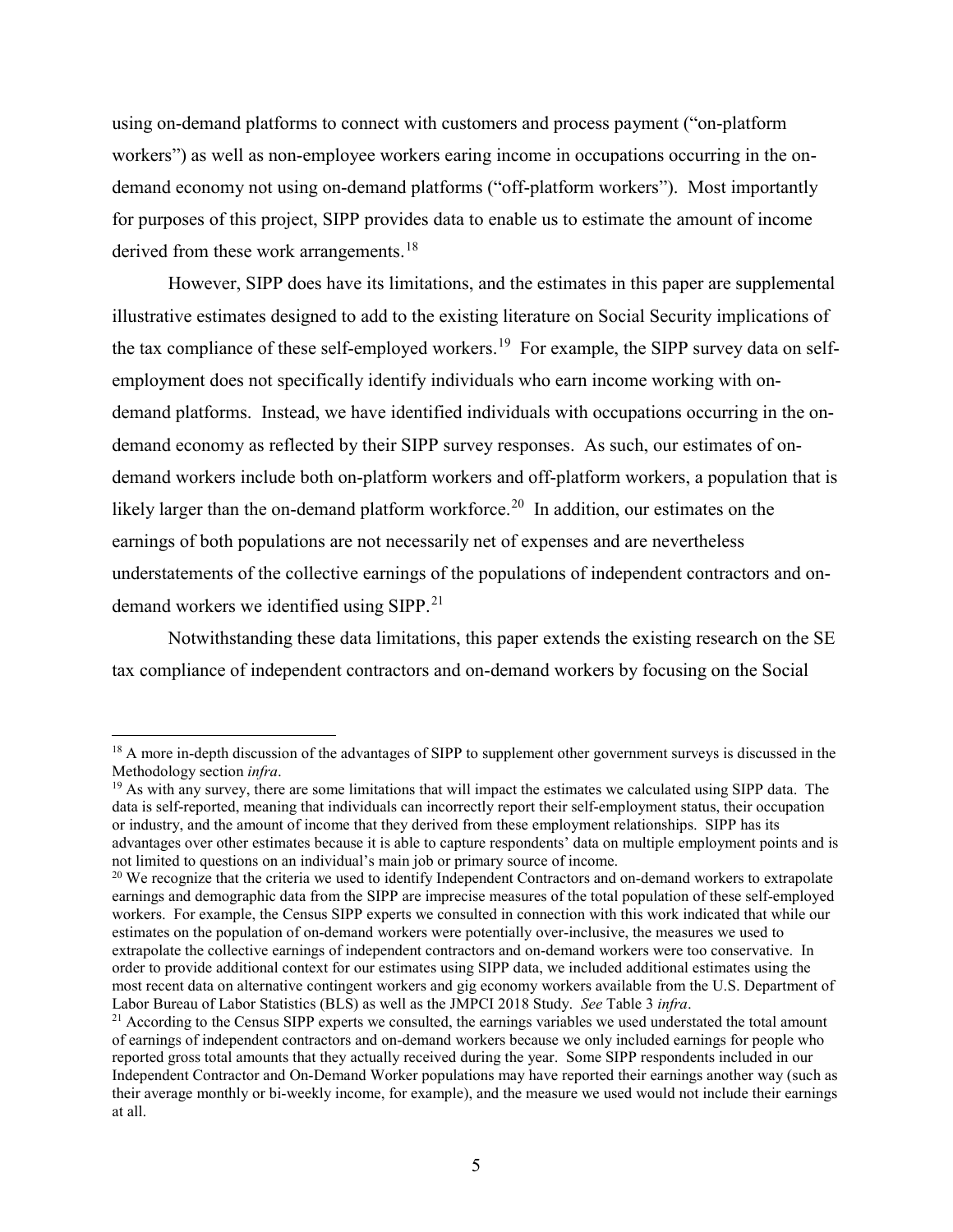using on-demand platforms to connect with customers and process payment ("on-platform workers") as well as non-employee workers earing income in occupations occurring in the on-demand economy not using on-demand platforms ("off-platform workers"). Most importantly for purposes of this project, SIPP provides data to enable us to estimate the amount of income derived from these work arrangements.[18]

However, SIPP does have its limitations, and the estimates in this paper are supplemental illustrative estimates designed to add to the existing literature on Social Security implications of the tax compliance of these self-employed workers.[19] For example, the SIPP survey data on self-employment does not specifically identify individuals who earn income working with on-demand platforms. Instead, we have identified individuals with occupations occurring in the on-demand economy as reflected by their SIPP survey responses. As such, our estimates of on-demand workers include both on-platform workers and off-platform workers, a population that is likely larger than the on-demand platform workforce.[20] In addition, our estimates on the earnings of both populations are not necessarily net of expenses and are nevertheless understatements of the collective earnings of the populations of independent contractors and on-demand workers we identified using SIPP.[21]

Notwithstanding these data limitations, this paper extends the existing research on the SE tax compliance of independent contractors and on-demand workers by focusing on the Social

---

[18] A more in-depth discussion of the advantages of SIPP to supplement other government surveys is discussed in the Methodology section *infra*.

[19] As with any survey, there are some limitations that will impact the estimates we calculated using SIPP data. The data is self-reported, meaning that individuals can incorrectly report their self-employment status, their occupation or industry, and the amount of income that they derived from these employment relationships. SIPP has its advantages over other estimates because it is able to capture respondents' data on multiple employment points and is not limited to questions on an individual's main job or primary source of income.

[20] We recognize that the criteria we used to identify Independent Contractors and on-demand workers to extrapolate earnings and demographic data from the SIPP are imprecise measures of the total population of these self-employed workers. For example, the Census SIPP experts we consulted in connection with this work indicated that while our estimates on the population of on-demand workers were potentially over-inclusive, the measures we used to extrapolate the collective earnings of independent contractors and on-demand workers were too conservative. In order to provide additional context for our estimates using SIPP data, we included additional estimates using the most recent data on alternative contingent workers and gig economy workers available from the U.S. Department of Labor Bureau of Labor Statistics (BLS) as well as the JMPCI 2018 Study. *See* Table 3 *infra*.

[21] According to the Census SIPP experts we consulted, the earnings variables we used understated the total amount of earnings of independent contractors and on-demand workers because we only included earnings for people who reported gross total amounts that they actually received during the year. Some SIPP respondents included in our Independent Contractor and On-Demand Worker populations may have reported their earnings another way (such as their average monthly or bi-weekly income, for example), and the measure we used would not include their earnings at all.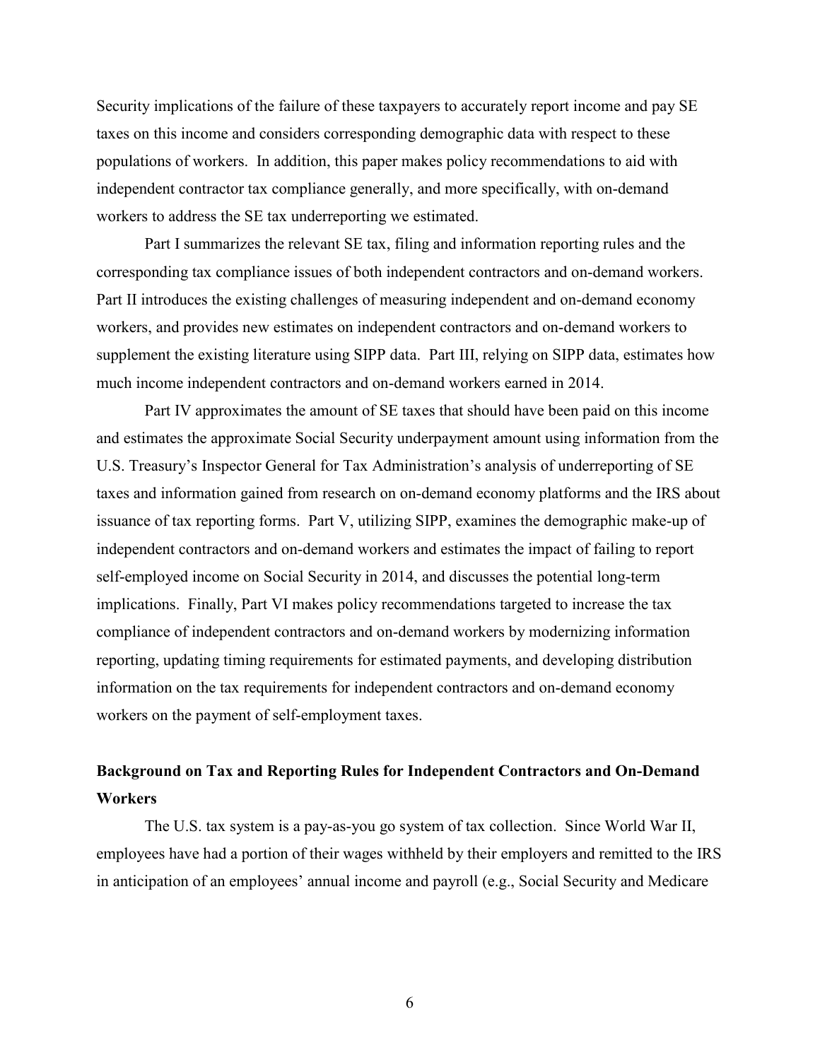Security implications of the failure of these taxpayers to accurately report income and pay SE taxes on this income and considers corresponding demographic data with respect to these populations of workers. In addition, this paper makes policy recommendations to aid with independent contractor tax compliance generally, and more specifically, with on-demand workers to address the SE tax underreporting we estimated.

Part I summarizes the relevant SE tax, filing and information reporting rules and the corresponding tax compliance issues of both independent contractors and on-demand workers. Part II introduces the existing challenges of measuring independent and on-demand economy workers, and provides new estimates on independent contractors and on-demand workers to supplement the existing literature using SIPP data. Part III, relying on SIPP data, estimates how much income independent contractors and on-demand workers earned in 2014.

Part IV approximates the amount of SE taxes that should have been paid on this income and estimates the approximate Social Security underpayment amount using information from the U.S. Treasury's Inspector General for Tax Administration's analysis of underreporting of SE taxes and information gained from research on on-demand economy platforms and the IRS about issuance of tax reporting forms. Part V, utilizing SIPP, examines the demographic make-up of independent contractors and on-demand workers and estimates the impact of failing to report self-employed income on Social Security in 2014, and discusses the potential long-term implications. Finally, Part VI makes policy recommendations targeted to increase the tax compliance of independent contractors and on-demand workers by modernizing information reporting, updating timing requirements for estimated payments, and developing distribution information on the tax requirements for independent contractors and on-demand economy workers on the payment of self-employment taxes.

## Background on Tax and Reporting Rules for Independent Contractors and On-Demand Workers

The U.S. tax system is a pay-as-you go system of tax collection. Since World War II, employees have had a portion of their wages withheld by their employers and remitted to the IRS in anticipation of an employees' annual income and payroll (e.g., Social Security and Medicare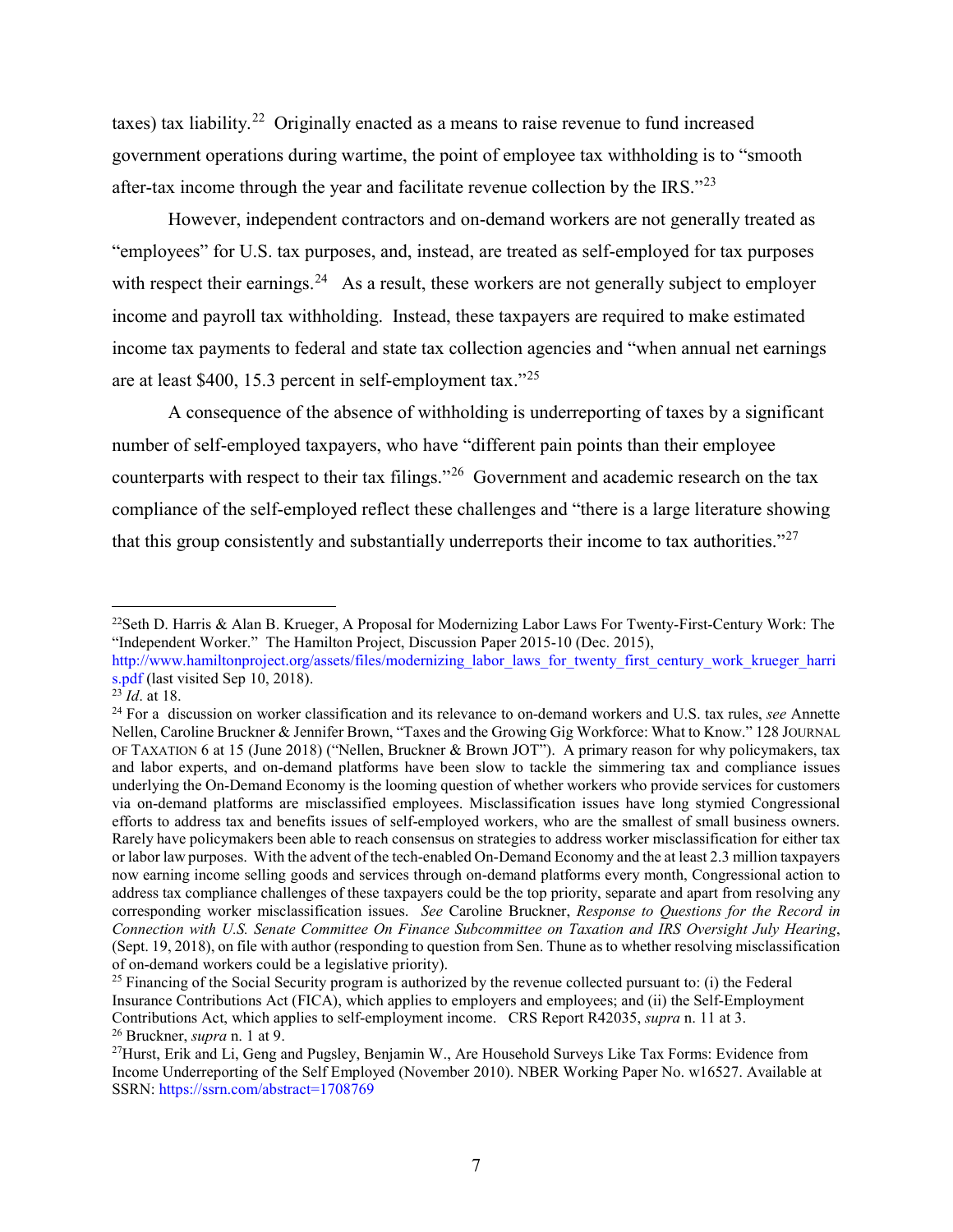taxes) tax liability.[22] Originally enacted as a means to raise revenue to fund increased government operations during wartime, the point of employee tax withholding is to "smooth after-tax income through the year and facilitate revenue collection by the IRS."[23]

However, independent contractors and on-demand workers are not generally treated as "employees" for U.S. tax purposes, and, instead, are treated as self-employed for tax purposes with respect their earnings.[24] As a result, these workers are not generally subject to employer income and payroll tax withholding. Instead, these taxpayers are required to make estimated income tax payments to federal and state tax collection agencies and "when annual net earnings are at least $400, 15.3 percent in self-employment tax."[25]

A consequence of the absence of withholding is underreporting of taxes by a significant number of self-employed taxpayers, who have "different pain points than their employee counterparts with respect to their tax filings."[26] Government and academic research on the tax compliance of the self-employed reflect these challenges and "there is a large literature showing that this group consistently and substantially underreports their income to tax authorities."[27]

---

[22] Seth D. Harris & Alan B. Krueger, A Proposal for Modernizing Labor Laws For Twenty-First-Century Work: The "Independent Worker." The Hamilton Project, Discussion Paper 2015-10 (Dec. 2015), http://www.hamiltonproject.org/assets/files/modernizing_labor_laws_for_twenty_first_century_work_krueger_harris.pdf (last visited Sep 10, 2018).

[23] *Id*. at 18.

[24] For a discussion on worker classification and its relevance to on-demand workers and U.S. tax rules, *see* Annette Nellen, Caroline Bruckner & Jennifer Brown, "Taxes and the Growing Gig Workforce: What to Know." 128 JOURNAL OF TAXATION 6 at 15 (June 2018) ("Nellen, Bruckner & Brown JOT"). A primary reason for why policymakers, tax and labor experts, and on-demand platforms have been slow to tackle the simmering tax and compliance issues underlying the On-Demand Economy is the looming question of whether workers who provide services for customers via on-demand platforms are misclassified employees. Misclassification issues have long stymied Congressional efforts to address tax and benefits issues of self-employed workers, who are the smallest of small business owners. Rarely have policymakers been able to reach consensus on strategies to address worker misclassification for either tax or labor law purposes. With the advent of the tech-enabled On-Demand Economy and the at least 2.3 million taxpayers now earning income selling goods and services through on-demand platforms every month, Congressional action to address tax compliance challenges of these taxpayers could be the top priority, separate and apart from resolving any corresponding worker misclassification issues. *See* Caroline Bruckner, *Response to Questions for the Record in Connection with U.S. Senate Committee On Finance Subcommittee on Taxation and IRS Oversight July Hearing*, (Sept. 19, 2018), on file with author (responding to question from Sen. Thune as to whether resolving misclassification of on-demand workers could be a legislative priority).

[25] Financing of the Social Security program is authorized by the revenue collected pursuant to: (i) the Federal Insurance Contributions Act (FICA), which applies to employers and employees; and (ii) the Self-Employment Contributions Act, which applies to self-employment income. CRS Report R42035, *supra* n. 11 at 3.

[26] Bruckner, *supra* n. 1 at 9.

[27] Hurst, Erik and Li, Geng and Pugsley, Benjamin W., Are Household Surveys Like Tax Forms: Evidence from Income Underreporting of the Self Employed (November 2010). NBER Working Paper No. w16527. Available at SSRN: https://ssrn.com/abstract=1708769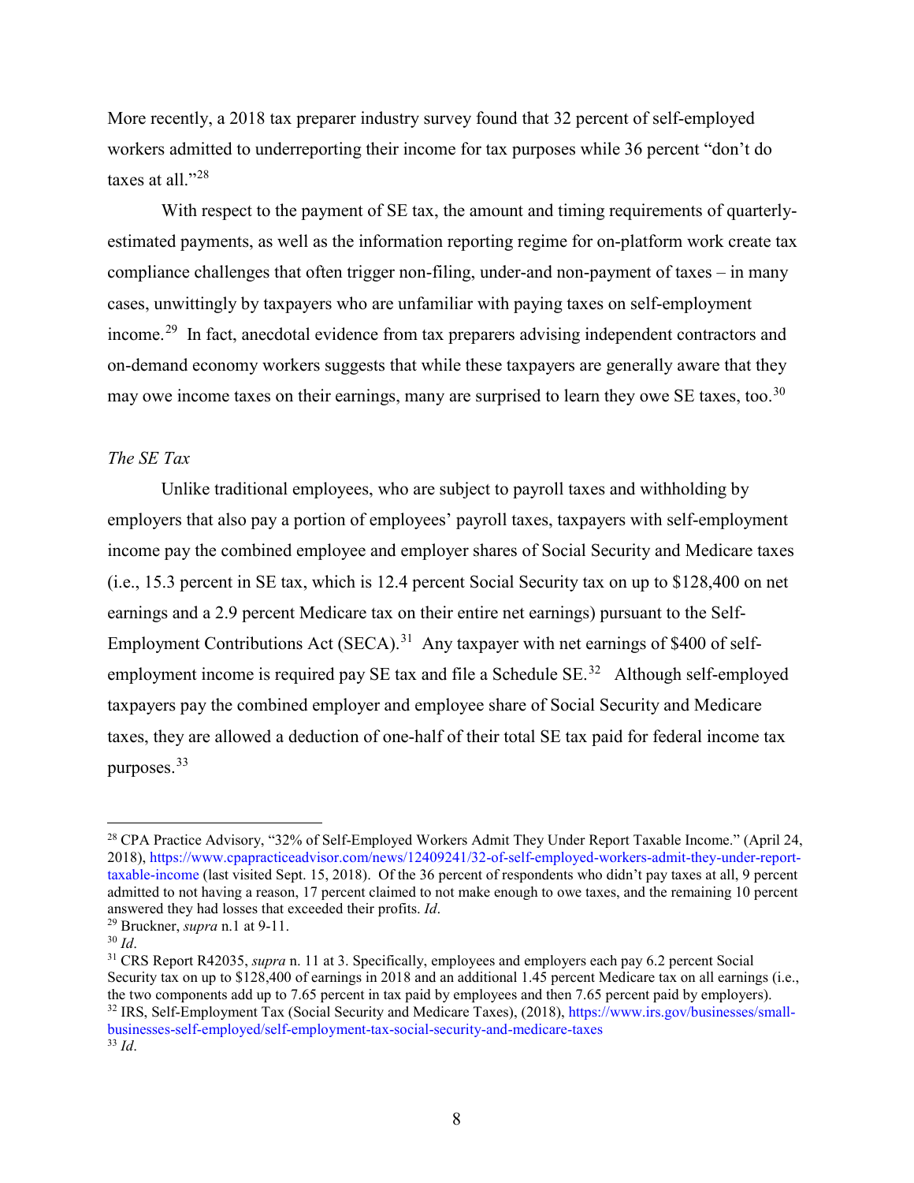More recently, a 2018 tax preparer industry survey found that 32 percent of self-employed workers admitted to underreporting their income for tax purposes while 36 percent "don't do taxes at all."[28]

With respect to the payment of SE tax, the amount and timing requirements of quarterly-estimated payments, as well as the information reporting regime for on-platform work create tax compliance challenges that often trigger non-filing, under-and non-payment of taxes – in many cases, unwittingly by taxpayers who are unfamiliar with paying taxes on self-employment income.[29] In fact, anecdotal evidence from tax preparers advising independent contractors and on-demand economy workers suggests that while these taxpayers are generally aware that they may owe income taxes on their earnings, many are surprised to learn they owe SE taxes, too.[30]

*The SE Tax*

Unlike traditional employees, who are subject to payroll taxes and withholding by employers that also pay a portion of employees' payroll taxes, taxpayers with self-employment income pay the combined employee and employer shares of Social Security and Medicare taxes (i.e., 15.3 percent in SE tax, which is 12.4 percent Social Security tax on up to $128,400 on net earnings and a 2.9 percent Medicare tax on their entire net earnings) pursuant to the Self-Employment Contributions Act (SECA).[31] Any taxpayer with net earnings of $400 of self-employment income is required pay SE tax and file a Schedule SE.[32] Although self-employed taxpayers pay the combined employer and employee share of Social Security and Medicare taxes, they are allowed a deduction of one-half of their total SE tax paid for federal income tax purposes.[33]

---

[28] CPA Practice Advisory, "32% of Self-Employed Workers Admit They Under Report Taxable Income." (April 24, 2018), https://www.cpapracticeadvisor.com/news/12409241/32-of-self-employed-workers-admit-they-under-report-taxable-income (last visited Sept. 15, 2018). Of the 36 percent of respondents who didn't pay taxes at all, 9 percent admitted to not having a reason, 17 percent claimed to not make enough to owe taxes, and the remaining 10 percent answered they had losses that exceeded their profits. *Id*.

[29] Bruckner, *supra* n.1 at 9-11.

[30] *Id*.

[31] CRS Report R42035, *supra* n. 11 at 3. Specifically, employees and employers each pay 6.2 percent Social Security tax on up to $128,400 of earnings in 2018 and an additional 1.45 percent Medicare tax on all earnings (i.e., the two components add up to 7.65 percent in tax paid by employees and then 7.65 percent paid by employers).

[32] IRS, Self-Employment Tax (Social Security and Medicare Taxes), (2018), https://www.irs.gov/businesses/small-businesses-self-employed/self-employment-tax-social-security-and-medicare-taxes

[33] *Id*.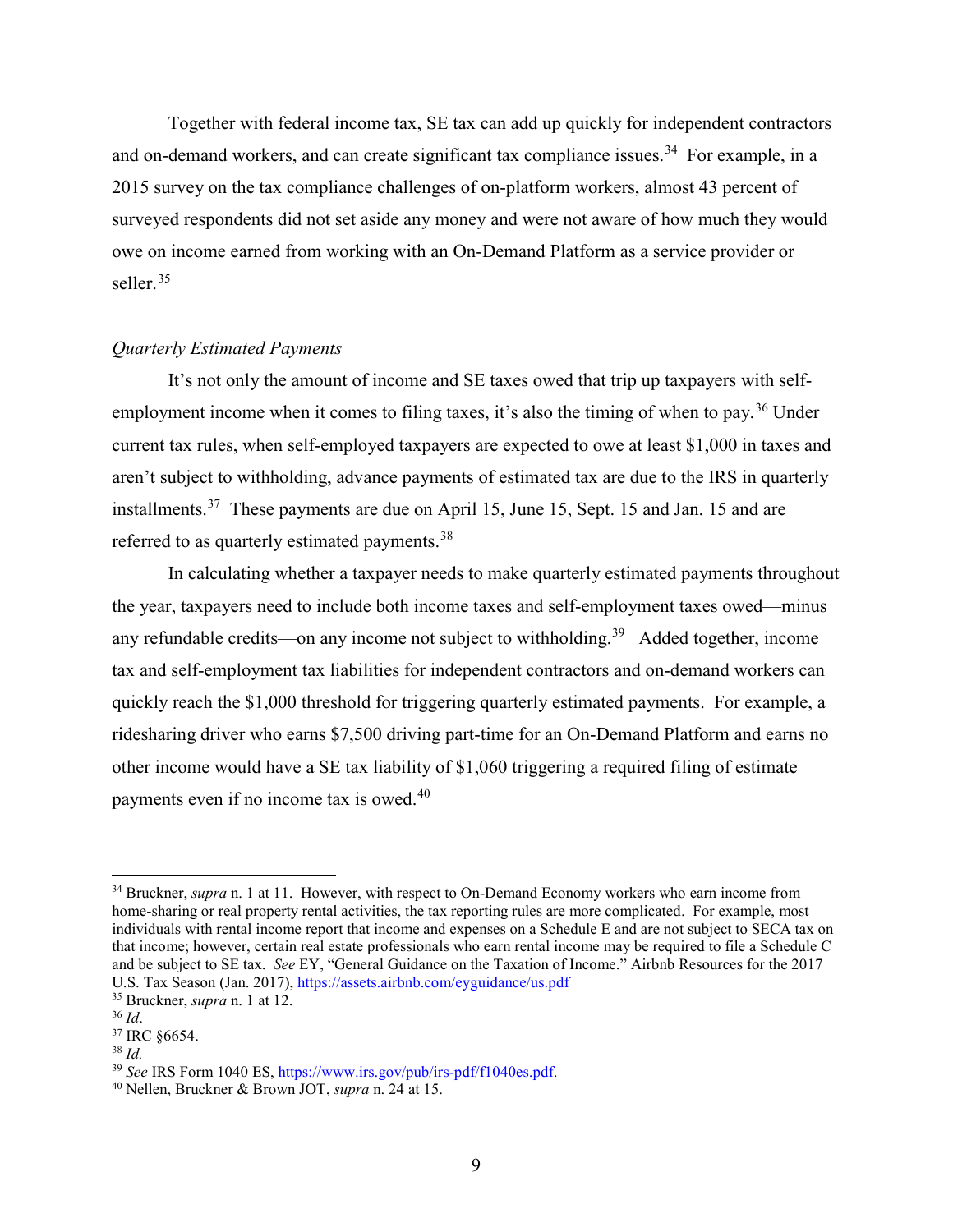Together with federal income tax, SE tax can add up quickly for independent contractors and on-demand workers, and can create significant tax compliance issues.[34] For example, in a 2015 survey on the tax compliance challenges of on-platform workers, almost 43 percent of surveyed respondents did not set aside any money and were not aware of how much they would owe on income earned from working with an On-Demand Platform as a service provider or seller.[35]

*Quarterly Estimated Payments*

It's not only the amount of income and SE taxes owed that trip up taxpayers with self-employment income when it comes to filing taxes, it's also the timing of when to pay.[36] Under current tax rules, when self-employed taxpayers are expected to owe at least $1,000 in taxes and aren't subject to withholding, advance payments of estimated tax are due to the IRS in quarterly installments.[37] These payments are due on April 15, June 15, Sept. 15 and Jan. 15 and are referred to as quarterly estimated payments.[38]

In calculating whether a taxpayer needs to make quarterly estimated payments throughout the year, taxpayers need to include both income taxes and self-employment taxes owed—minus any refundable credits—on any income not subject to withholding.[39] Added together, income tax and self-employment tax liabilities for independent contractors and on-demand workers can quickly reach the $1,000 threshold for triggering quarterly estimated payments. For example, a ridesharing driver who earns $7,500 driving part-time for an On-Demand Platform and earns no other income would have a SE tax liability of $1,060 triggering a required filing of estimate payments even if no income tax is owed.[40]

---

[34] Bruckner, *supra* n. 1 at 11. However, with respect to On-Demand Economy workers who earn income from home-sharing or real property rental activities, the tax reporting rules are more complicated. For example, most individuals with rental income report that income and expenses on a Schedule E and are not subject to SECA tax on that income; however, certain real estate professionals who earn rental income may be required to file a Schedule C and be subject to SE tax. *See* EY, "General Guidance on the Taxation of Income." Airbnb Resources for the 2017 U.S. Tax Season (Jan. 2017), https://assets.airbnb.com/eyguidance/us.pdf

[35] Bruckner, *supra* n. 1 at 12.

[36] *Id*.

[37] IRC §6654.

[38] *Id.*

[39] *See* IRS Form 1040 ES, https://www.irs.gov/pub/irs-pdf/f1040es.pdf.

[40] Nellen, Bruckner & Brown JOT, *supra* n. 24 at 15.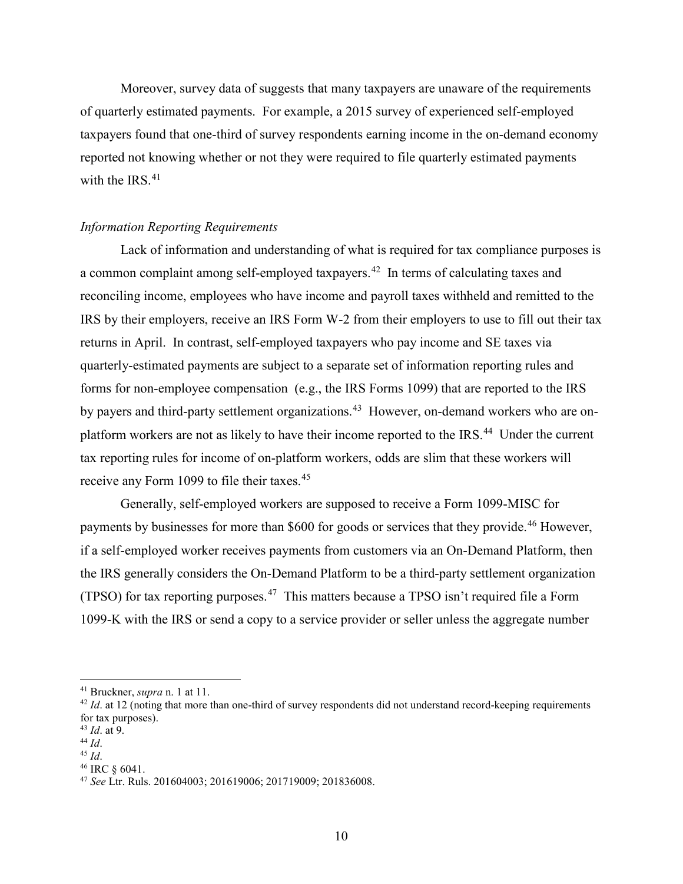Moreover, survey data of suggests that many taxpayers are unaware of the requirements of quarterly estimated payments. For example, a 2015 survey of experienced self-employed taxpayers found that one-third of survey respondents earning income in the on-demand economy reported not knowing whether or not they were required to file quarterly estimated payments with the IRS.[41]

*Information Reporting Requirements*

Lack of information and understanding of what is required for tax compliance purposes is a common complaint among self-employed taxpayers.[42] In terms of calculating taxes and reconciling income, employees who have income and payroll taxes withheld and remitted to the IRS by their employers, receive an IRS Form W-2 from their employers to use to fill out their tax returns in April. In contrast, self-employed taxpayers who pay income and SE taxes via quarterly-estimated payments are subject to a separate set of information reporting rules and forms for non-employee compensation (e.g., the IRS Forms 1099) that are reported to the IRS by payers and third-party settlement organizations.[43] However, on-demand workers who are on-platform workers are not as likely to have their income reported to the IRS.[44] Under the current tax reporting rules for income of on-platform workers, odds are slim that these workers will receive any Form 1099 to file their taxes.[45]

Generally, self-employed workers are supposed to receive a Form 1099-MISC for payments by businesses for more than $600 for goods or services that they provide.[46] However, if a self-employed worker receives payments from customers via an On-Demand Platform, then the IRS generally considers the On-Demand Platform to be a third-party settlement organization (TPSO) for tax reporting purposes.[47] This matters because a TPSO isn't required file a Form 1099-K with the IRS or send a copy to a service provider or seller unless the aggregate number

---

[41] Bruckner, *supra* n. 1 at 11.

[42] *Id*. at 12 (noting that more than one-third of survey respondents did not understand record-keeping requirements for tax purposes).

[43] *Id*. at 9.

[44] *Id*.

[45] *Id*.

[46] IRC § 6041.

[47] *See* Ltr. Ruls. 201604003; 201619006; 201719009; 201836008.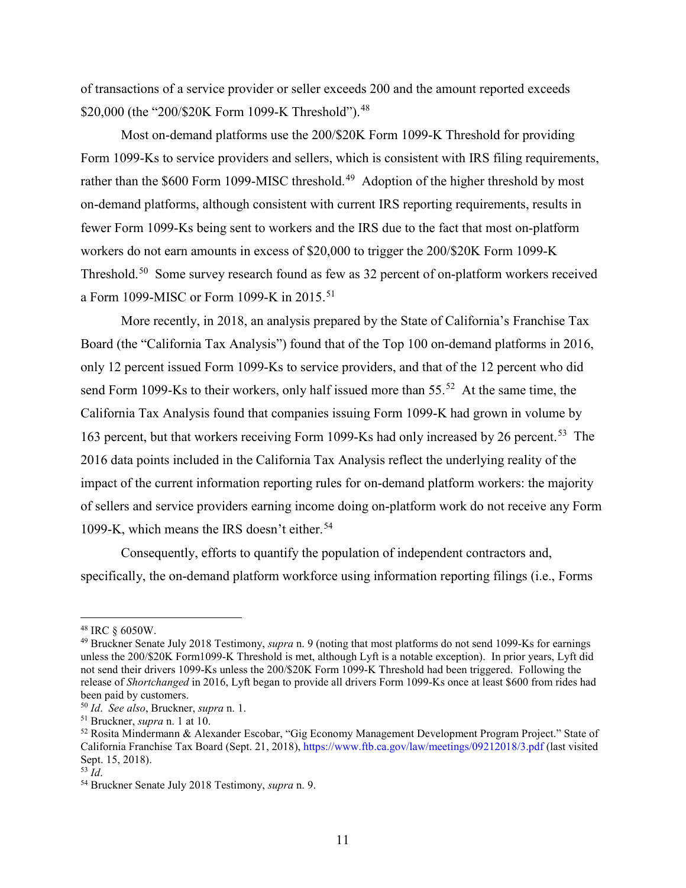of transactions of a service provider or seller exceeds 200 and the amount reported exceeds $20,000 (the "200/$20K Form 1099-K Threshold").[48]

Most on-demand platforms use the 200/$20K Form 1099-K Threshold for providing Form 1099-Ks to service providers and sellers, which is consistent with IRS filing requirements, rather than the $600 Form 1099-MISC threshold.[49] Adoption of the higher threshold by most on-demand platforms, although consistent with current IRS reporting requirements, results in fewer Form 1099-Ks being sent to workers and the IRS due to the fact that most on-platform workers do not earn amounts in excess of $20,000 to trigger the 200/$20K Form 1099-K Threshold.[50] Some survey research found as few as 32 percent of on-platform workers received a Form 1099-MISC or Form 1099-K in 2015.[51]

More recently, in 2018, an analysis prepared by the State of California's Franchise Tax Board (the "California Tax Analysis") found that of the Top 100 on-demand platforms in 2016, only 12 percent issued Form 1099-Ks to service providers, and that of the 12 percent who did send Form 1099-Ks to their workers, only half issued more than 55.[52] At the same time, the California Tax Analysis found that companies issuing Form 1099-K had grown in volume by 163 percent, but that workers receiving Form 1099-Ks had only increased by 26 percent.[53] The 2016 data points included in the California Tax Analysis reflect the underlying reality of the impact of the current information reporting rules for on-demand platform workers: the majority of sellers and service providers earning income doing on-platform work do not receive any Form 1099-K, which means the IRS doesn't either.[54]

Consequently, efforts to quantify the population of independent contractors and, specifically, the on-demand platform workforce using information reporting filings (i.e., Forms

---

[48] IRC § 6050W.

[49] Bruckner Senate July 2018 Testimony, *supra* n. 9 (noting that most platforms do not send 1099-Ks for earnings unless the 200/$20K Form1099-K Threshold is met, although Lyft is a notable exception). In prior years, Lyft did not send their drivers 1099-Ks unless the 200/$20K Form 1099-K Threshold had been triggered. Following the release of *Shortchanged* in 2016, Lyft began to provide all drivers Form 1099-Ks once at least $600 from rides had been paid by customers.

[50] *Id*. *See also*, Bruckner, *supra* n. 1.

[51] Bruckner, *supra* n. 1 at 10.

[52] Rosita Mindermann & Alexander Escobar, "Gig Economy Management Development Program Project." State of California Franchise Tax Board (Sept. 21, 2018), https://www.ftb.ca.gov/law/meetings/09212018/3.pdf (last visited Sept. 15, 2018).

[53] *Id*.

[54] Bruckner Senate July 2018 Testimony, *supra* n. 9.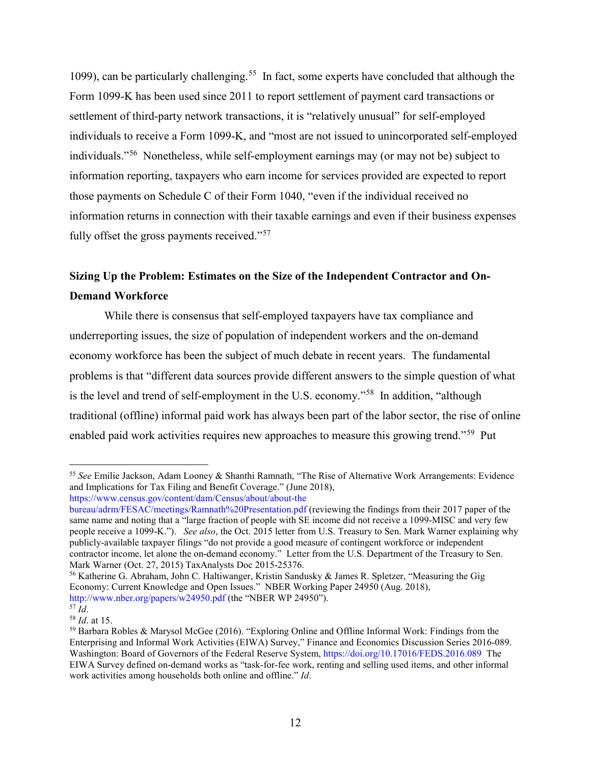1099), can be particularly challenging.[55] In fact, some experts have concluded that although the Form 1099-K has been used since 2011 to report settlement of payment card transactions or settlement of third-party network transactions, it is "relatively unusual" for self-employed individuals to receive a Form 1099-K, and "most are not issued to unincorporated self-employed individuals."[56] Nonetheless, while self-employment earnings may (or may not be) subject to information reporting, taxpayers who earn income for services provided are expected to report those payments on Schedule C of their Form 1040, "even if the individual received no information returns in connection with their taxable earnings and even if their business expenses fully offset the gross payments received."[57]

**Sizing Up the Problem: Estimates on the Size of the Independent Contractor and On-Demand Workforce**

While there is consensus that self-employed taxpayers have tax compliance and underreporting issues, the size of population of independent workers and the on-demand economy workforce has been the subject of much debate in recent years. The fundamental problems is that "different data sources provide different answers to the simple question of what is the level and trend of self-employment in the U.S. economy."[58] In addition, "although traditional (offline) informal paid work has always been part of the labor sector, the rise of online enabled paid work activities requires new approaches to measure this growing trend."[59] Put

---

[55] *See* Emilie Jackson, Adam Looney & Shanthi Ramnath, "The Rise of Alternative Work Arrangements: Evidence and Implications for Tax Filing and Benefit Coverage." (June 2018), https://www.census.gov/content/dam/Census/about/about-the bureau/adrm/FESAC/meetings/Ramnath%20Presentation.pdf (reviewing the findings from their 2017 paper of the same name and noting that a "large fraction of people with SE income did not receive a 1099-MISC and very few people receive a 1099-K."). *See also*, the Oct. 2015 letter from U.S. Treasury to Sen. Mark Warner explaining why publicly-available taxpayer filings "do not provide a good measure of contingent workforce or independent contractor income, let alone the on-demand economy." Letter from the U.S. Department of the Treasury to Sen. Mark Warner (Oct. 27, 2015) TaxAnalysts Doc 2015-25376.

[56] Katherine G. Abraham, John C. Haltiwanger, Kristin Sandusky & James R. Spletzer, "Measuring the Gig Economy: Current Knowledge and Open Issues." NBER Working Paper 24950 (Aug. 2018), http://www.nber.org/papers/w24950.pdf (the "NBER WP 24950").

[57] *Id*.

[58] *Id*. at 15.

[59] Barbara Robles & Marysol McGee (2016). "Exploring Online and Offline Informal Work: Findings from the Enterprising and Informal Work Activities (EIWA) Survey," Finance and Economics Discussion Series 2016-089. Washington: Board of Governors of the Federal Reserve System, https://doi.org/10.17016/FEDS.2016.089 The EIWA Survey defined on-demand works as "task-for-fee work, renting and selling used items, and other informal work activities among households both online and offline." *Id*.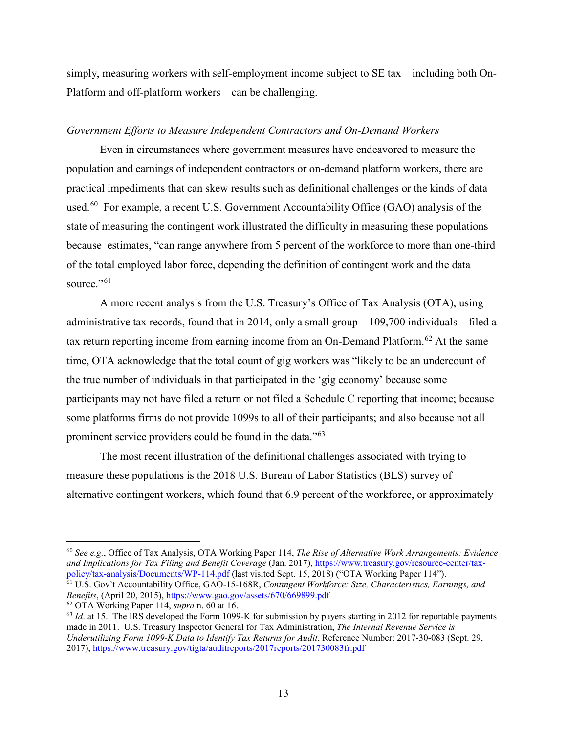simply, measuring workers with self-employment income subject to SE tax—including both On-Platform and off-platform workers—can be challenging.

*Government Efforts to Measure Independent Contractors and On-Demand Workers*

Even in circumstances where government measures have endeavored to measure the population and earnings of independent contractors or on-demand platform workers, there are practical impediments that can skew results such as definitional challenges or the kinds of data used.[60] For example, a recent U.S. Government Accountability Office (GAO) analysis of the state of measuring the contingent work illustrated the difficulty in measuring these populations because estimates, "can range anywhere from 5 percent of the workforce to more than one-third of the total employed labor force, depending the definition of contingent work and the data source."[61]

A more recent analysis from the U.S. Treasury's Office of Tax Analysis (OTA), using administrative tax records, found that in 2014, only a small group—109,700 individuals—filed a tax return reporting income from earning income from an On-Demand Platform.[62] At the same time, OTA acknowledge that the total count of gig workers was "likely to be an undercount of the true number of individuals in that participated in the 'gig economy' because some participants may not have filed a return or not filed a Schedule C reporting that income; because some platforms firms do not provide 1099s to all of their participants; and also because not all prominent service providers could be found in the data."[63]

The most recent illustration of the definitional challenges associated with trying to measure these populations is the 2018 U.S. Bureau of Labor Statistics (BLS) survey of alternative contingent workers, which found that 6.9 percent of the workforce, or approximately

---

[60] *See e.g.*, Office of Tax Analysis, OTA Working Paper 114, *The Rise of Alternative Work Arrangements: Evidence and Implications for Tax Filing and Benefit Coverage* (Jan. 2017), https://www.treasury.gov/resource-center/tax-policy/tax-analysis/Documents/WP-114.pdf (last visited Sept. 15, 2018) ("OTA Working Paper 114").

[61] U.S. Gov't Accountability Office, GAO-15-168R, *Contingent Workforce: Size, Characteristics, Earnings, and Benefits*, (April 20, 2015), https://www.gao.gov/assets/670/669899.pdf

[62] OTA Working Paper 114, *supra* n. 60 at 16.

[63] *Id*. at 15. The IRS developed the Form 1099-K for submission by payers starting in 2012 for reportable payments made in 2011. U.S. Treasury Inspector General for Tax Administration, *The Internal Revenue Service is Underutilizing Form 1099-K Data to Identify Tax Returns for Audit*, Reference Number: 2017-30-083 (Sept. 29, 2017), https://www.treasury.gov/tigta/auditreports/2017reports/201730083fr.pdf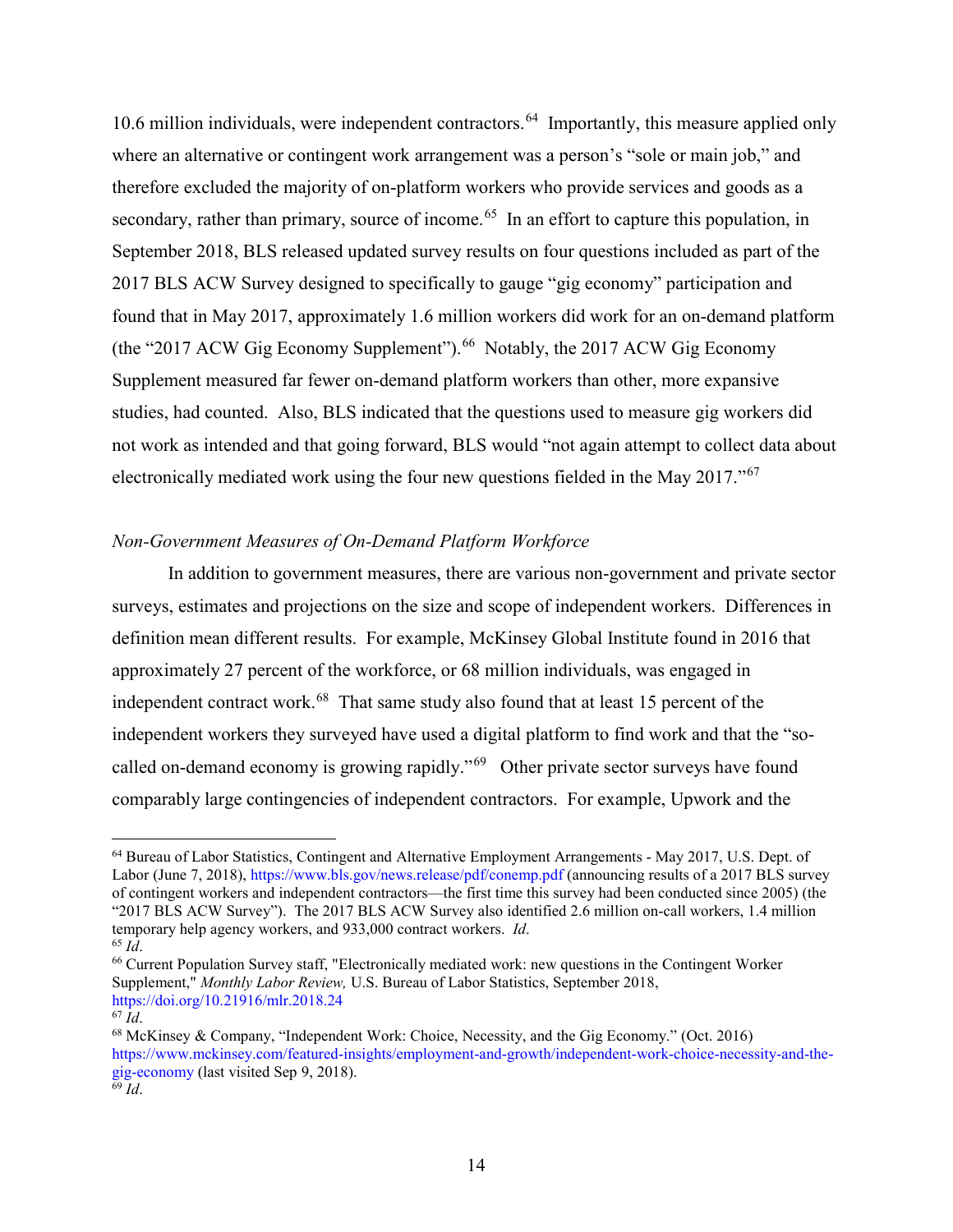10.6 million individuals, were independent contractors.[64] Importantly, this measure applied only where an alternative or contingent work arrangement was a person's "sole or main job," and therefore excluded the majority of on-platform workers who provide services and goods as a secondary, rather than primary, source of income.[65] In an effort to capture this population, in September 2018, BLS released updated survey results on four questions included as part of the 2017 BLS ACW Survey designed to specifically to gauge "gig economy" participation and found that in May 2017, approximately 1.6 million workers did work for an on-demand platform (the "2017 ACW Gig Economy Supplement").[66] Notably, the 2017 ACW Gig Economy Supplement measured far fewer on-demand platform workers than other, more expansive studies, had counted. Also, BLS indicated that the questions used to measure gig workers did not work as intended and that going forward, BLS would "not again attempt to collect data about electronically mediated work using the four new questions fielded in the May 2017."[67]

*Non-Government Measures of On-Demand Platform Workforce*

In addition to government measures, there are various non-government and private sector surveys, estimates and projections on the size and scope of independent workers. Differences in definition mean different results. For example, McKinsey Global Institute found in 2016 that approximately 27 percent of the workforce, or 68 million individuals, was engaged in independent contract work.[68] That same study also found that at least 15 percent of the independent workers they surveyed have used a digital platform to find work and that the "so-called on-demand economy is growing rapidly."[69] Other private sector surveys have found comparably large contingencies of independent contractors. For example, Upwork and the

---

[64] Bureau of Labor Statistics, Contingent and Alternative Employment Arrangements - May 2017, U.S. Dept. of Labor (June 7, 2018), https://www.bls.gov/news.release/pdf/conemp.pdf (announcing results of a 2017 BLS survey of contingent workers and independent contractors—the first time this survey had been conducted since 2005) (the "2017 BLS ACW Survey"). The 2017 BLS ACW Survey also identified 2.6 million on-call workers, 1.4 million temporary help agency workers, and 933,000 contract workers. *Id*.

[65] *Id*.

[66] Current Population Survey staff, "Electronically mediated work: new questions in the Contingent Worker Supplement," *Monthly Labor Review,* U.S. Bureau of Labor Statistics, September 2018, https://doi.org/10.21916/mlr.2018.24

[67] *Id*.

[68] McKinsey & Company, "Independent Work: Choice, Necessity, and the Gig Economy." (Oct. 2016) https://www.mckinsey.com/featured-insights/employment-and-growth/independent-work-choice-necessity-and-the-gig-economy (last visited Sep 9, 2018).

[69] *Id*.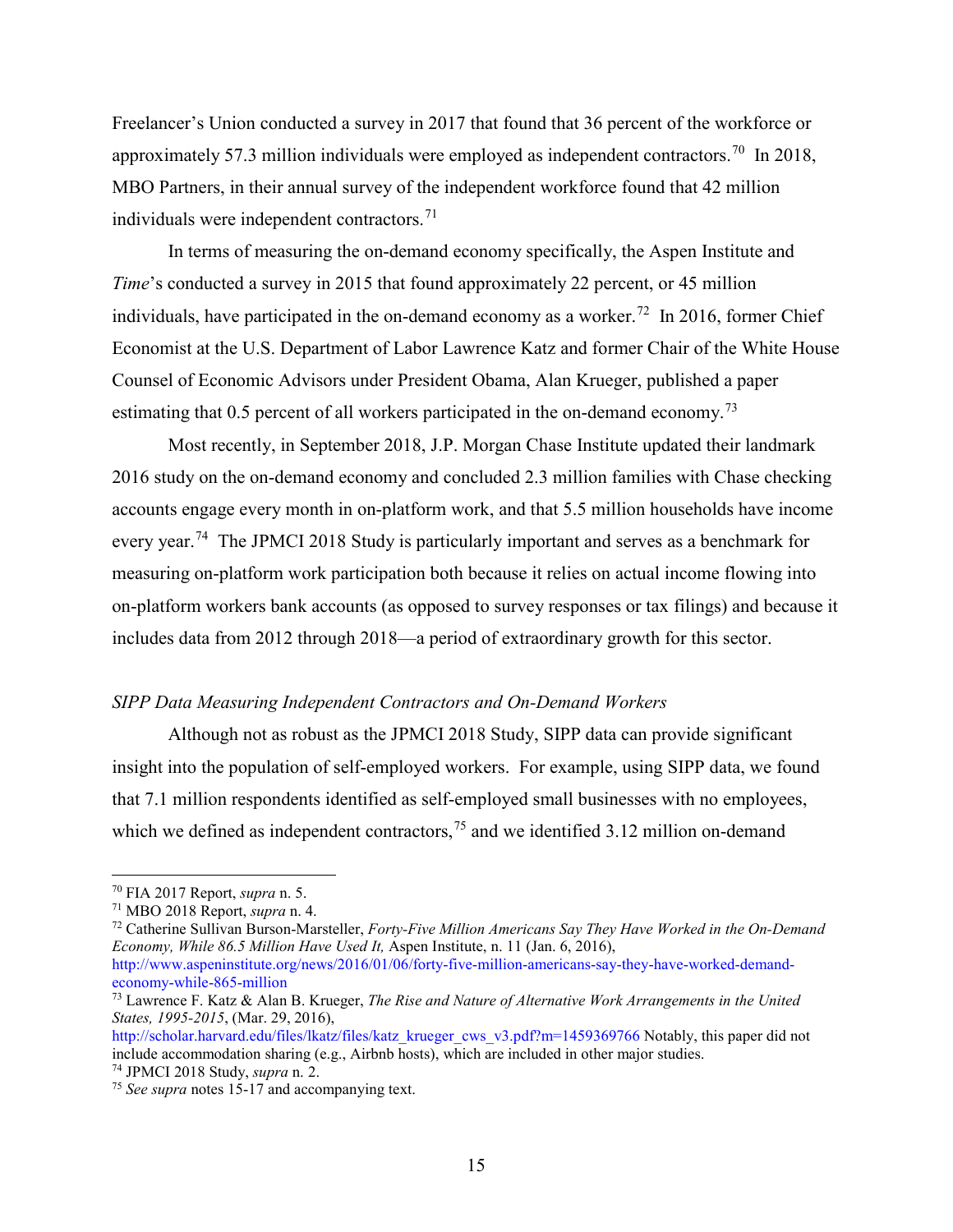Freelancer's Union conducted a survey in 2017 that found that 36 percent of the workforce or approximately 57.3 million individuals were employed as independent contractors.[70] In 2018, MBO Partners, in their annual survey of the independent workforce found that 42 million individuals were independent contractors.[71]

In terms of measuring the on-demand economy specifically, the Aspen Institute and *Time*'s conducted a survey in 2015 that found approximately 22 percent, or 45 million individuals, have participated in the on-demand economy as a worker.[72] In 2016, former Chief Economist at the U.S. Department of Labor Lawrence Katz and former Chair of the White House Counsel of Economic Advisors under President Obama, Alan Krueger, published a paper estimating that 0.5 percent of all workers participated in the on-demand economy.[73]

Most recently, in September 2018, J.P. Morgan Chase Institute updated their landmark 2016 study on the on-demand economy and concluded 2.3 million families with Chase checking accounts engage every month in on-platform work, and that 5.5 million households have income every year.[74] The JPMCI 2018 Study is particularly important and serves as a benchmark for measuring on-platform work participation both because it relies on actual income flowing into on-platform workers bank accounts (as opposed to survey responses or tax filings) and because it includes data from 2012 through 2018—a period of extraordinary growth for this sector.

*SIPP Data Measuring Independent Contractors and On-Demand Workers*

Although not as robust as the JPMCI 2018 Study, SIPP data can provide significant insight into the population of self-employed workers. For example, using SIPP data, we found that 7.1 million respondents identified as self-employed small businesses with no employees, which we defined as independent contractors,[75] and we identified 3.12 million on-demand

---

[70] FIA 2017 Report, *supra* n. 5.

[71] MBO 2018 Report, *supra* n. 4.

[72] Catherine Sullivan Burson-Marsteller, *Forty-Five Million Americans Say They Have Worked in the On-Demand Economy, While 86.5 Million Have Used It,* Aspen Institute, n. 11 (Jan. 6, 2016), http://www.aspeninstitute.org/news/2016/01/06/forty-five-million-americans-say-they-have-worked-demand-economy-while-865-million

[73] Lawrence F. Katz & Alan B. Krueger, *The Rise and Nature of Alternative Work Arrangements in the United States, 1995-2015*, (Mar. 29, 2016), http://scholar.harvard.edu/files/lkatz/files/katz_krueger_cws_v3.pdf?m=1459369766 Notably, this paper did not include accommodation sharing (e.g., Airbnb hosts), which are included in other major studies.

[74] JPMCI 2018 Study, *supra* n. 2.

[75] *See supra* notes 15-17 and accompanying text.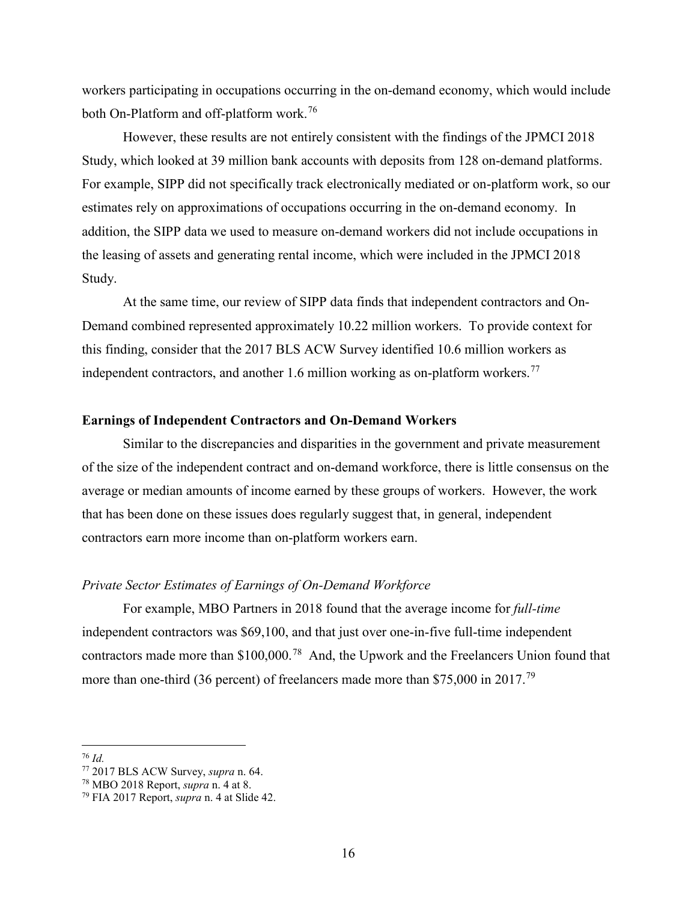workers participating in occupations occurring in the on-demand economy, which would include both On-Platform and off-platform work.[76]

However, these results are not entirely consistent with the findings of the JPMCI 2018 Study, which looked at 39 million bank accounts with deposits from 128 on-demand platforms. For example, SIPP did not specifically track electronically mediated or on-platform work, so our estimates rely on approximations of occupations occurring in the on-demand economy. In addition, the SIPP data we used to measure on-demand workers did not include occupations in the leasing of assets and generating rental income, which were included in the JPMCI 2018 Study.

At the same time, our review of SIPP data finds that independent contractors and On-Demand combined represented approximately 10.22 million workers. To provide context for this finding, consider that the 2017 BLS ACW Survey identified 10.6 million workers as independent contractors, and another 1.6 million working as on-platform workers.[77]

**Earnings of Independent Contractors and On-Demand Workers**

Similar to the discrepancies and disparities in the government and private measurement of the size of the independent contract and on-demand workforce, there is little consensus on the average or median amounts of income earned by these groups of workers. However, the work that has been done on these issues does regularly suggest that, in general, independent contractors earn more income than on-platform workers earn.

*Private Sector Estimates of Earnings of On-Demand Workforce*

For example, MBO Partners in 2018 found that the average income for *full-time* independent contractors was $69,100, and that just over one-in-five full-time independent contractors made more than $100,000.[78] And, the Upwork and the Freelancers Union found that more than one-third (36 percent) of freelancers made more than $75,000 in 2017.[79]

---

[76] *Id.*

[77] 2017 BLS ACW Survey, *supra* n. 64.

[78] MBO 2018 Report, *supra* n. 4 at 8.

[79] FIA 2017 Report, *supra* n. 4 at Slide 42.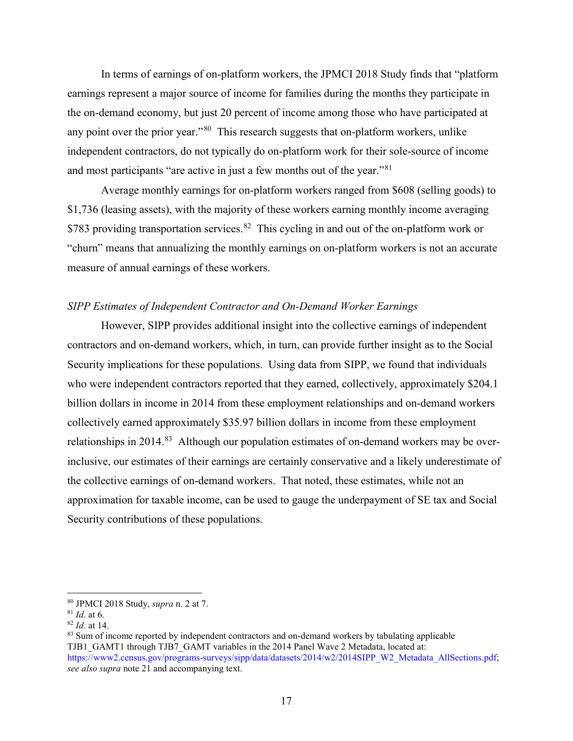In terms of earnings of on-platform workers, the JPMCI 2018 Study finds that "platform earnings represent a major source of income for families during the months they participate in the on-demand economy, but just 20 percent of income among those who have participated at any point over the prior year."[80] This research suggests that on-platform workers, unlike independent contractors, do not typically do on-platform work for their sole-source of income and most participants "are active in just a few months out of the year."[81]

Average monthly earnings for on-platform workers ranged from $608 (selling goods) to $1,736 (leasing assets), with the majority of these workers earning monthly income averaging $783 providing transportation services.[82] This cycling in and out of the on-platform work or "churn" means that annualizing the monthly earnings on on-platform workers is not an accurate measure of annual earnings of these workers.

*SIPP Estimates of Independent Contractor and On-Demand Worker Earnings*

However, SIPP provides additional insight into the collective earnings of independent contractors and on-demand workers, which, in turn, can provide further insight as to the Social Security implications for these populations. Using data from SIPP, we found that individuals who were independent contractors reported that they earned, collectively, approximately $204.1 billion dollars in income in 2014 from these employment relationships and on-demand workers collectively earned approximately $35.97 billion dollars in income from these employment relationships in 2014.[83] Although our population estimates of on-demand workers may be over-inclusive, our estimates of their earnings are certainly conservative and a likely underestimate of the collective earnings of on-demand workers. That noted, these estimates, while not an approximation for taxable income, can be used to gauge the underpayment of SE tax and Social Security contributions of these populations.

---

[80] JPMCI 2018 Study, *supra* n. 2 at 7.

[81] *Id*. at 6.

[82] *Id*. at 14.

[83] Sum of income reported by independent contractors and on-demand workers by tabulating applicable TJB1_GAMT1 through TJB7_GAMT variables in the 2014 Panel Wave 2 Metadata, located at: https://www2.census.gov/programs-surveys/sipp/data/datasets/2014/w2/2014SIPP_W2_Metadata_AllSections.pdf; *see also supra* note 21 and accompanying text.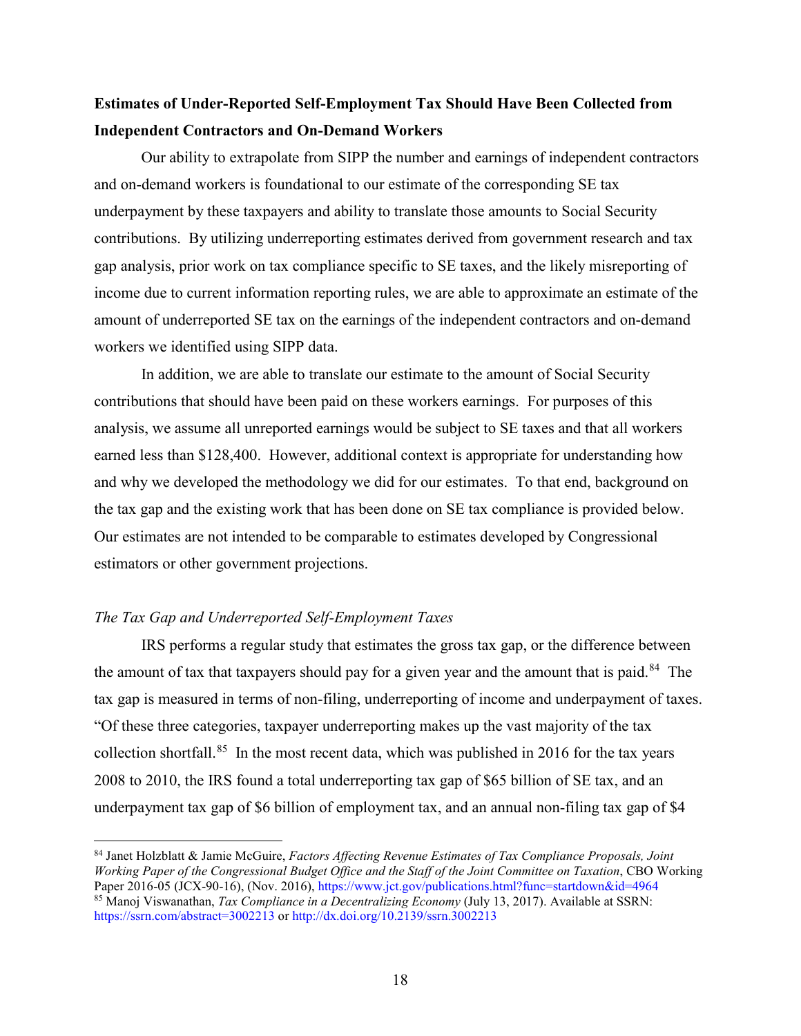**Estimates of Under-Reported Self-Employment Tax Should Have Been Collected from Independent Contractors and On-Demand Workers**

Our ability to extrapolate from SIPP the number and earnings of independent contractors and on-demand workers is foundational to our estimate of the corresponding SE tax underpayment by these taxpayers and ability to translate those amounts to Social Security contributions. By utilizing underreporting estimates derived from government research and tax gap analysis, prior work on tax compliance specific to SE taxes, and the likely misreporting of income due to current information reporting rules, we are able to approximate an estimate of the amount of underreported SE tax on the earnings of the independent contractors and on-demand workers we identified using SIPP data.

In addition, we are able to translate our estimate to the amount of Social Security contributions that should have been paid on these workers earnings. For purposes of this analysis, we assume all unreported earnings would be subject to SE taxes and that all workers earned less than $128,400. However, additional context is appropriate for understanding how and why we developed the methodology we did for our estimates. To that end, background on the tax gap and the existing work that has been done on SE tax compliance is provided below. Our estimates are not intended to be comparable to estimates developed by Congressional estimators or other government projections.

*The Tax Gap and Underreported Self-Employment Taxes*

IRS performs a regular study that estimates the gross tax gap, or the difference between the amount of tax that taxpayers should pay for a given year and the amount that is paid.[84] The tax gap is measured in terms of non-filing, underreporting of income and underpayment of taxes. "Of these three categories, taxpayer underreporting makes up the vast majority of the tax collection shortfall.[85] In the most recent data, which was published in 2016 for the tax years 2008 to 2010, the IRS found a total underreporting tax gap of $65 billion of SE tax, and an underpayment tax gap of $6 billion of employment tax, and an annual non-filing tax gap of $4

---

[84] Janet Holzblatt & Jamie McGuire, *Factors Affecting Revenue Estimates of Tax Compliance Proposals, Joint Working Paper of the Congressional Budget Office and the Staff of the Joint Committee on Taxation*, CBO Working Paper 2016-05 (JCX-90-16), (Nov. 2016), https://www.jct.gov/publications.html?func=startdown&id=4964

[85] Manoj Viswanathan, *Tax Compliance in a Decentralizing Economy* (July 13, 2017). Available at SSRN: https://ssrn.com/abstract=3002213 or http://dx.doi.org/10.2139/ssrn.3002213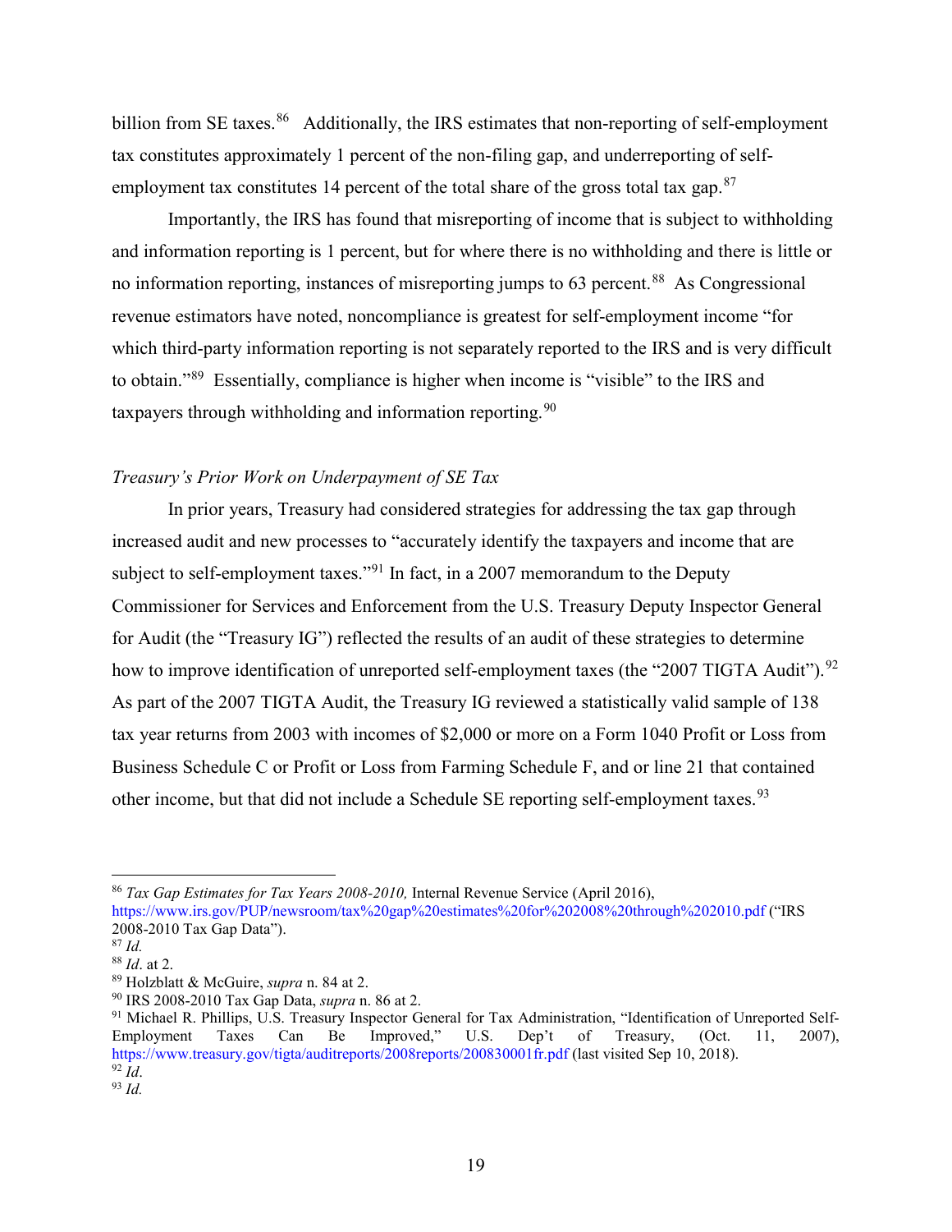billion from SE taxes.[86] Additionally, the IRS estimates that non-reporting of self-employment tax constitutes approximately 1 percent of the non-filing gap, and underreporting of self-employment tax constitutes 14 percent of the total share of the gross total tax gap.[87]

Importantly, the IRS has found that misreporting of income that is subject to withholding and information reporting is 1 percent, but for where there is no withholding and there is little or no information reporting, instances of misreporting jumps to 63 percent.[88] As Congressional revenue estimators have noted, noncompliance is greatest for self-employment income "for which third-party information reporting is not separately reported to the IRS and is very difficult to obtain."[89] Essentially, compliance is higher when income is "visible" to the IRS and taxpayers through withholding and information reporting.[90]

*Treasury's Prior Work on Underpayment of SE Tax*

In prior years, Treasury had considered strategies for addressing the tax gap through increased audit and new processes to "accurately identify the taxpayers and income that are subject to self-employment taxes."[91] In fact, in a 2007 memorandum to the Deputy Commissioner for Services and Enforcement from the U.S. Treasury Deputy Inspector General for Audit (the "Treasury IG") reflected the results of an audit of these strategies to determine how to improve identification of unreported self-employment taxes (the "2007 TIGTA Audit").[92] As part of the 2007 TIGTA Audit, the Treasury IG reviewed a statistically valid sample of 138 tax year returns from 2003 with incomes of $2,000 or more on a Form 1040 Profit or Loss from Business Schedule C or Profit or Loss from Farming Schedule F, and or line 21 that contained other income, but that did not include a Schedule SE reporting self-employment taxes.[93]

---

[86] *Tax Gap Estimates for Tax Years 2008-2010,* Internal Revenue Service (April 2016), https://www.irs.gov/PUP/newsroom/tax%20gap%20estimates%20for%202008%20through%202010.pdf ("IRS 2008-2010 Tax Gap Data").
[87] *Id.*
[88] *Id*. at 2.
[89] Holzblatt & McGuire, *supra* n. 84 at 2.
[90] IRS 2008-2010 Tax Gap Data, *supra* n. 86 at 2.
[91] Michael R. Phillips, U.S. Treasury Inspector General for Tax Administration, "Identification of Unreported Self-Employment Taxes Can Be Improved," U.S. Dep't of Treasury, (Oct. 11, 2007), https://www.treasury.gov/tigta/auditreports/2008reports/200830001fr.pdf (last visited Sep 10, 2018).
[92] *Id*.
[93] *Id.*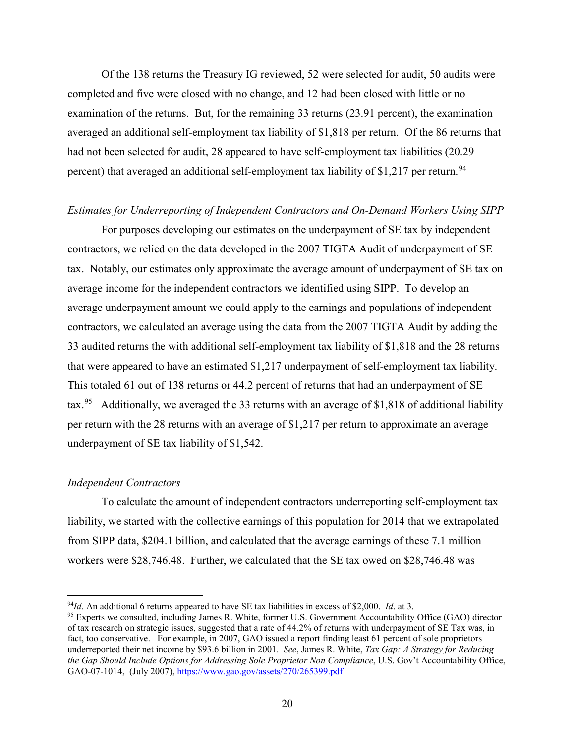Of the 138 returns the Treasury IG reviewed, 52 were selected for audit, 50 audits were completed and five were closed with no change, and 12 had been closed with little or no examination of the returns. But, for the remaining 33 returns (23.91 percent), the examination averaged an additional self-employment tax liability of $1,818 per return. Of the 86 returns that had not been selected for audit, 28 appeared to have self-employment tax liabilities (20.29 percent) that averaged an additional self-employment tax liability of $1,217 per return.[94]

*Estimates for Underreporting of Independent Contractors and On-Demand Workers Using SIPP*

For purposes developing our estimates on the underpayment of SE tax by independent contractors, we relied on the data developed in the 2007 TIGTA Audit of underpayment of SE tax. Notably, our estimates only approximate the average amount of underpayment of SE tax on average income for the independent contractors we identified using SIPP. To develop an average underpayment amount we could apply to the earnings and populations of independent contractors, we calculated an average using the data from the 2007 TIGTA Audit by adding the 33 audited returns the with additional self-employment tax liability of $1,818 and the 28 returns that were appeared to have an estimated $1,217 underpayment of self-employment tax liability. This totaled 61 out of 138 returns or 44.2 percent of returns that had an underpayment of SE tax.[95] Additionally, we averaged the 33 returns with an average of $1,818 of additional liability per return with the 28 returns with an average of $1,217 per return to approximate an average underpayment of SE tax liability of $1,542.

*Independent Contractors*

To calculate the amount of independent contractors underreporting self-employment tax liability, we started with the collective earnings of this population for 2014 that we extrapolated from SIPP data, $204.1 billion, and calculated that the average earnings of these 7.1 million workers were $28,746.48. Further, we calculated that the SE tax owed on $28,746.48 was

---

[94] *Id*. An additional 6 returns appeared to have SE tax liabilities in excess of $2,000. *Id*. at 3.

[95] Experts we consulted, including James R. White, former U.S. Government Accountability Office (GAO) director of tax research on strategic issues, suggested that a rate of 44.2% of returns with underpayment of SE Tax was, in fact, too conservative. For example, in 2007, GAO issued a report finding least 61 percent of sole proprietors underreported their net income by $93.6 billion in 2001. *See*, James R. White, *Tax Gap: A Strategy for Reducing the Gap Should Include Options for Addressing Sole Proprietor Non Compliance*, U.S. Gov't Accountability Office, GAO-07-1014, (July 2007), https://www.gao.gov/assets/270/265399.pdf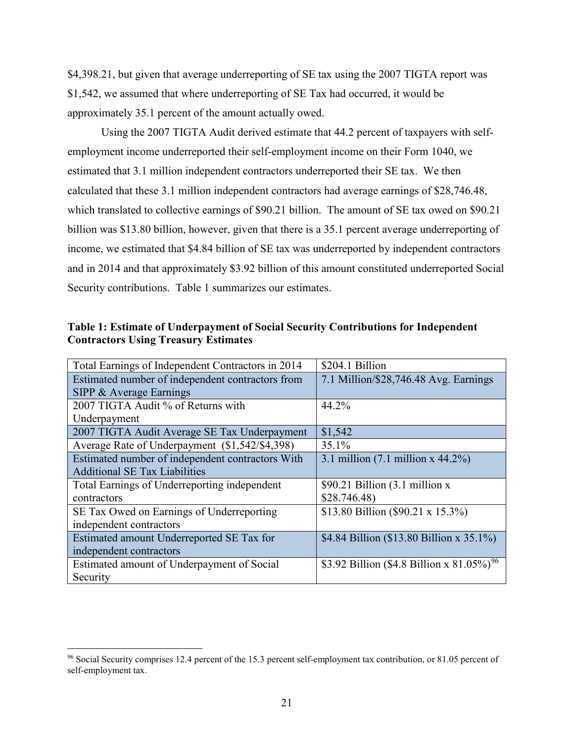$4,398.21, but given that average underreporting of SE tax using the 2007 TIGTA report was $1,542, we assumed that where underreporting of SE Tax had occurred, it would be approximately 35.1 percent of the amount actually owed.

Using the 2007 TIGTA Audit derived estimate that 44.2 percent of taxpayers with self-employment income underreported their self-employment income on their Form 1040, we estimated that 3.1 million independent contractors underreported their SE tax. We then calculated that these 3.1 million independent contractors had average earnings of $28,746.48, which translated to collective earnings of $90.21 billion. The amount of SE tax owed on $90.21 billion was $13.80 billion, however, given that there is a 35.1 percent average underreporting of income, we estimated that $4.84 billion of SE tax was underreported by independent contractors and in 2014 and that approximately $3.92 billion of this amount constituted underreported Social Security contributions. Table 1 summarizes our estimates.

**Table 1: Estimate of Underpayment of Social Security Contributions for Independent Contractors Using Treasury Estimates**

| | |
|---|---|
| Total Earnings of Independent Contractors in 2014 | $204.1 Billion |
| Estimated number of independent contractors from SIPP & Average Earnings | 7.1 Million/$28,746.48 Avg. Earnings |
| 2007 TIGTA Audit % of Returns with Underpayment | 44.2% |
| 2007 TIGTA Audit Average SE Tax Underpayment | $1,542 |
| Average Rate of Underpayment ($1,542/$4,398) | 35.1% |
| Estimated number of independent contractors With Additional SE Tax Liabilities | 3.1 million (7.1 million x 44.2%) |
| Total Earnings of Underreporting independent contractors | $90.21 Billion (3.1 million x $28.746.48) |
| SE Tax Owed on Earnings of Underreporting independent contractors | $13.80 Billion ($90.21 x 15.3%) |
| Estimated amount Underreported SE Tax for independent contractors | $4.84 Billion ($13.80 Billion x 35.1%) |
| Estimated amount of Underpayment of Social Security | $3.92 Billion ($4.8 Billion x 81.05%)[96] |

[96] Social Security comprises 12.4 percent of the 15.3 percent self-employment tax contribution, or 81.05 percent of self-employment tax.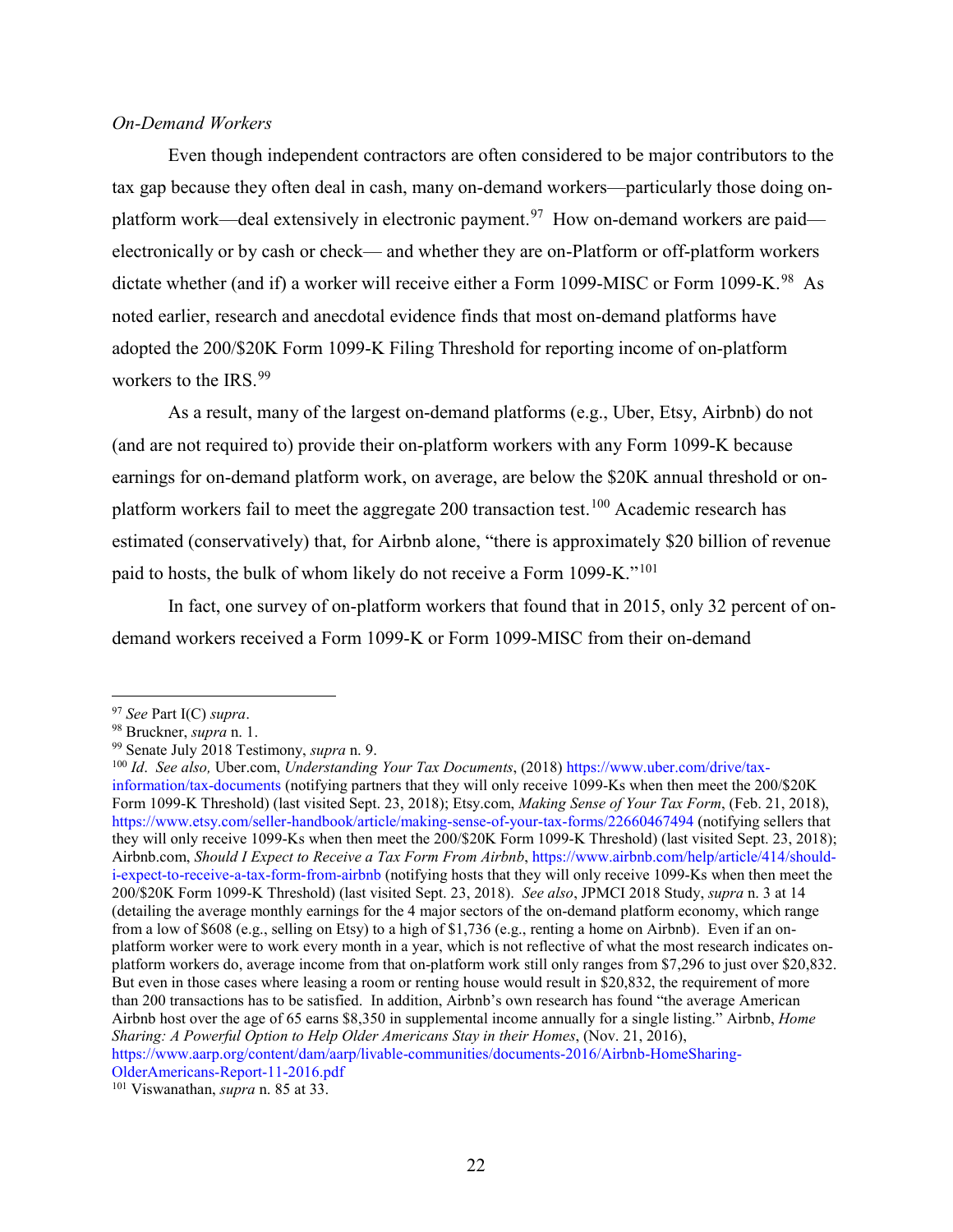*On-Demand Workers*

Even though independent contractors are often considered to be major contributors to the tax gap because they often deal in cash, many on-demand workers—particularly those doing on-platform work—deal extensively in electronic payment.[97] How on-demand workers are paid—electronically or by cash or check— and whether they are on-Platform or off-platform workers dictate whether (and if) a worker will receive either a Form 1099-MISC or Form 1099-K.[98] As noted earlier, research and anecdotal evidence finds that most on-demand platforms have adopted the 200/$20K Form 1099-K Filing Threshold for reporting income of on-platform workers to the IRS.[99]

As a result, many of the largest on-demand platforms (e.g., Uber, Etsy, Airbnb) do not (and are not required to) provide their on-platform workers with any Form 1099-K because earnings for on-demand platform work, on average, are below the $20K annual threshold or on-platform workers fail to meet the aggregate 200 transaction test.[100] Academic research has estimated (conservatively) that, for Airbnb alone, "there is approximately $20 billion of revenue paid to hosts, the bulk of whom likely do not receive a Form 1099-K."[101]

In fact, one survey of on-platform workers that found that in 2015, only 32 percent of on-demand workers received a Form 1099-K or Form 1099-MISC from their on-demand

---

[97] *See* Part I(C) *supra*.

[98] Bruckner, *supra* n. 1.

[99] Senate July 2018 Testimony, *supra* n. 9.

[100] *Id*. *See also,* Uber.com, *Understanding Your Tax Documents*, (2018) https://www.uber.com/drive/tax-information/tax-documents (notifying partners that they will only receive 1099-Ks when then meet the 200/$20K Form 1099-K Threshold) (last visited Sept. 23, 2018); Etsy.com, *Making Sense of Your Tax Form*, (Feb. 21, 2018), https://www.etsy.com/seller-handbook/article/making-sense-of-your-tax-forms/22660467494 (notifying sellers that they will only receive 1099-Ks when then meet the 200/$20K Form 1099-K Threshold) (last visited Sept. 23, 2018); Airbnb.com, *Should I Expect to Receive a Tax Form From Airbnb*, https://www.airbnb.com/help/article/414/should-i-expect-to-receive-a-tax-form-from-airbnb (notifying hosts that they will only receive 1099-Ks when then meet the 200/$20K Form 1099-K Threshold) (last visited Sept. 23, 2018). *See also*, JPMCI 2018 Study, *supra* n. 3 at 14 (detailing the average monthly earnings for the 4 major sectors of the on-demand platform economy, which range from a low of $608 (e.g., selling on Etsy) to a high of $1,736 (e.g., renting a home on Airbnb). Even if an on-platform worker were to work every month in a year, which is not reflective of what the most research indicates on-platform workers do, average income from that on-platform work still only ranges from $7,296 to just over $20,832. But even in those cases where leasing a room or renting house would result in $20,832, the requirement of more than 200 transactions has to be satisfied. In addition, Airbnb's own research has found "the average American Airbnb host over the age of 65 earns $8,350 in supplemental income annually for a single listing." Airbnb, *Home Sharing: A Powerful Option to Help Older Americans Stay in their Homes*, (Nov. 21, 2016), https://www.aarp.org/content/dam/aarp/livable-communities/documents-2016/Airbnb-HomeSharing-OlderAmericans-Report-11-2016.pdf

[101] Viswanathan, *supra* n. 85 at 33.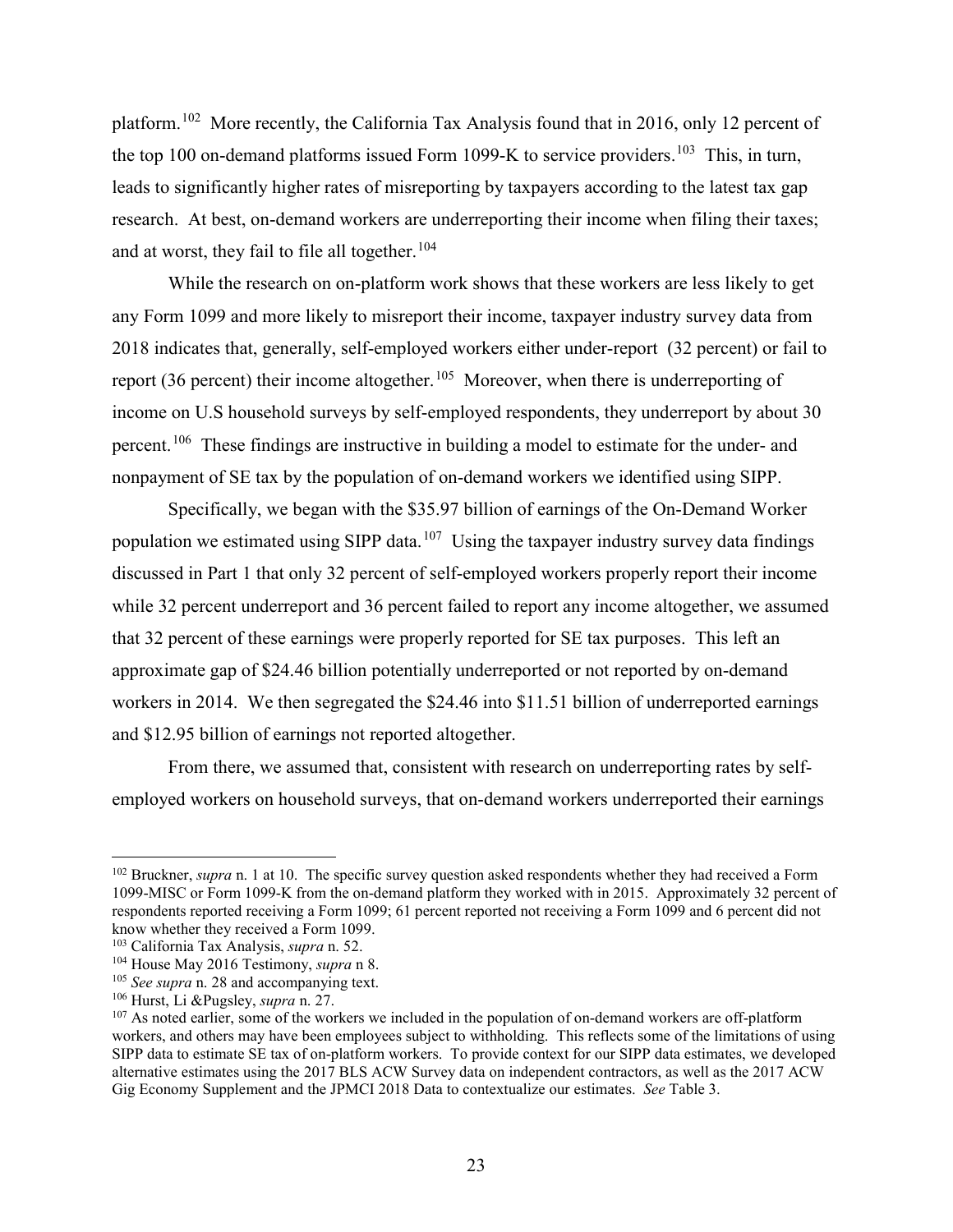platform.[102] More recently, the California Tax Analysis found that in 2016, only 12 percent of the top 100 on-demand platforms issued Form 1099-K to service providers.[103] This, in turn, leads to significantly higher rates of misreporting by taxpayers according to the latest tax gap research. At best, on-demand workers are underreporting their income when filing their taxes; and at worst, they fail to file all together.[104]

While the research on on-platform work shows that these workers are less likely to get any Form 1099 and more likely to misreport their income, taxpayer industry survey data from 2018 indicates that, generally, self-employed workers either under-report (32 percent) or fail to report (36 percent) their income altogether.[105] Moreover, when there is underreporting of income on U.S household surveys by self-employed respondents, they underreport by about 30 percent.[106] These findings are instructive in building a model to estimate for the under- and nonpayment of SE tax by the population of on-demand workers we identified using SIPP.

Specifically, we began with the $35.97 billion of earnings of the On-Demand Worker population we estimated using SIPP data.[107] Using the taxpayer industry survey data findings discussed in Part 1 that only 32 percent of self-employed workers properly report their income while 32 percent underreport and 36 percent failed to report any income altogether, we assumed that 32 percent of these earnings were properly reported for SE tax purposes. This left an approximate gap of $24.46 billion potentially underreported or not reported by on-demand workers in 2014. We then segregated the $24.46 into $11.51 billion of underreported earnings and $12.95 billion of earnings not reported altogether.

From there, we assumed that, consistent with research on underreporting rates by self-employed workers on household surveys, that on-demand workers underreported their earnings

---

[102] Bruckner, *supra* n. 1 at 10. The specific survey question asked respondents whether they had received a Form 1099-MISC or Form 1099-K from the on-demand platform they worked with in 2015. Approximately 32 percent of respondents reported receiving a Form 1099; 61 percent reported not receiving a Form 1099 and 6 percent did not know whether they received a Form 1099.

[103] California Tax Analysis, *supra* n. 52.

[104] House May 2016 Testimony, *supra* n 8.

[105] *See supra* n. 28 and accompanying text.

[106] Hurst, Li &Pugsley, *supra* n. 27.

[107] As noted earlier, some of the workers we included in the population of on-demand workers are off-platform workers, and others may have been employees subject to withholding. This reflects some of the limitations of using SIPP data to estimate SE tax of on-platform workers. To provide context for our SIPP data estimates, we developed alternative estimates using the 2017 BLS ACW Survey data on independent contractors, as well as the 2017 ACW Gig Economy Supplement and the JPMCI 2018 Data to contextualize our estimates. *See* Table 3.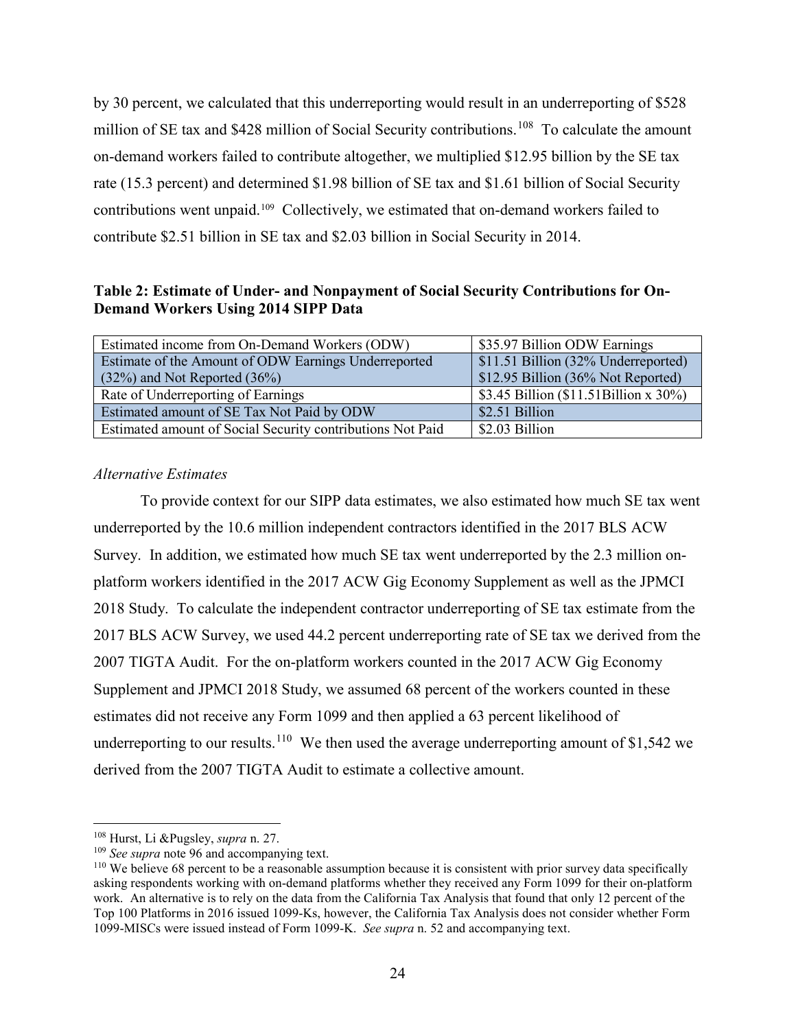by 30 percent, we calculated that this underreporting would result in an underreporting of $528 million of SE tax and $428 million of Social Security contributions.[108] To calculate the amount on-demand workers failed to contribute altogether, we multiplied $12.95 billion by the SE tax rate (15.3 percent) and determined $1.98 billion of SE tax and $1.61 billion of Social Security contributions went unpaid.[109] Collectively, we estimated that on-demand workers failed to contribute $2.51 billion in SE tax and $2.03 billion in Social Security in 2014.

**Table 2: Estimate of Under- and Nonpayment of Social Security Contributions for On-Demand Workers Using 2014 SIPP Data**

| Estimated income from On-Demand Workers (ODW) | $35.97 Billion ODW Earnings |
|---|---|
| Estimate of the Amount of ODW Earnings Underreported (32%) and Not Reported (36%) | $11.51 Billion (32% Underreported) $12.95 Billion (36% Not Reported) |
| Rate of Underreporting of Earnings | $3.45 Billion ($11.51Billion x 30%) |
| Estimated amount of SE Tax Not Paid by ODW | $2.51 Billion |
| Estimated amount of Social Security contributions Not Paid | $2.03 Billion |

*Alternative Estimates*

To provide context for our SIPP data estimates, we also estimated how much SE tax went underreported by the 10.6 million independent contractors identified in the 2017 BLS ACW Survey. In addition, we estimated how much SE tax went underreported by the 2.3 million on-platform workers identified in the 2017 ACW Gig Economy Supplement as well as the JPMCI 2018 Study. To calculate the independent contractor underreporting of SE tax estimate from the 2017 BLS ACW Survey, we used 44.2 percent underreporting rate of SE tax we derived from the 2007 TIGTA Audit. For the on-platform workers counted in the 2017 ACW Gig Economy Supplement and JPMCI 2018 Study, we assumed 68 percent of the workers counted in these estimates did not receive any Form 1099 and then applied a 63 percent likelihood of underreporting to our results.[110] We then used the average underreporting amount of $1,542 we derived from the 2007 TIGTA Audit to estimate a collective amount.

---

[108] Hurst, Li &Pugsley, *supra* n. 27.

[109] *See supra* note 96 and accompanying text.

[110] We believe 68 percent to be a reasonable assumption because it is consistent with prior survey data specifically asking respondents working with on-demand platforms whether they received any Form 1099 for their on-platform work. An alternative is to rely on the data from the California Tax Analysis that found that only 12 percent of the Top 100 Platforms in 2016 issued 1099-Ks, however, the California Tax Analysis does not consider whether Form 1099-MISCs were issued instead of Form 1099-K. *See supra* n. 52 and accompanying text.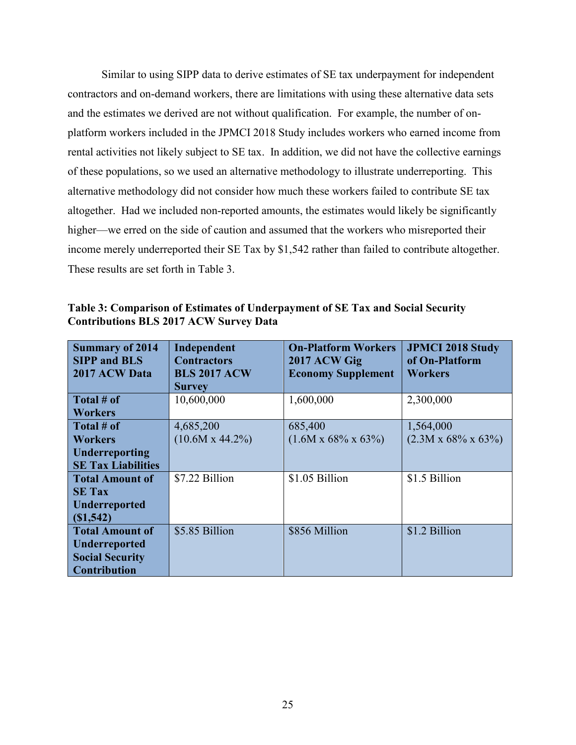Similar to using SIPP data to derive estimates of SE tax underpayment for independent contractors and on-demand workers, there are limitations with using these alternative data sets and the estimates we derived are not without qualification. For example, the number of on-platform workers included in the JPMCI 2018 Study includes workers who earned income from rental activities not likely subject to SE tax. In addition, we did not have the collective earnings of these populations, so we used an alternative methodology to illustrate underreporting. This alternative methodology did not consider how much these workers failed to contribute SE tax altogether. Had we included non-reported amounts, the estimates would likely be significantly higher—we erred on the side of caution and assumed that the workers who misreported their income merely underreported their SE Tax by $1,542 rather than failed to contribute altogether. These results are set forth in Table 3.

**Table 3: Comparison of Estimates of Underpayment of SE Tax and Social Security Contributions BLS 2017 ACW Survey Data**

| Summary of 2014 SIPP and BLS 2017 ACW Data | Independent Contractors BLS 2017 ACW Survey | On-Platform Workers 2017 ACW Gig Economy Supplement | JPMCI 2018 Study of On-Platform Workers |
|---|---|---|---|
| **Total # of Workers** | 10,600,000 | 1,600,000 | 2,300,000 |
| **Total # of Workers Underreporting SE Tax Liabilities** | 4,685,200 (10.6M x 44.2%) | 685,400 (1.6M x 68% x 63%) | 1,564,000 (2.3M x 68% x 63%) |
| **Total Amount of SE Tax Underreported ($1,542)** | $7.22 Billion | $1.05 Billion | $1.5 Billion |
| **Total Amount of Underreported Social Security Contribution** | $5.85 Billion | $856 Million | $1.2 Billion |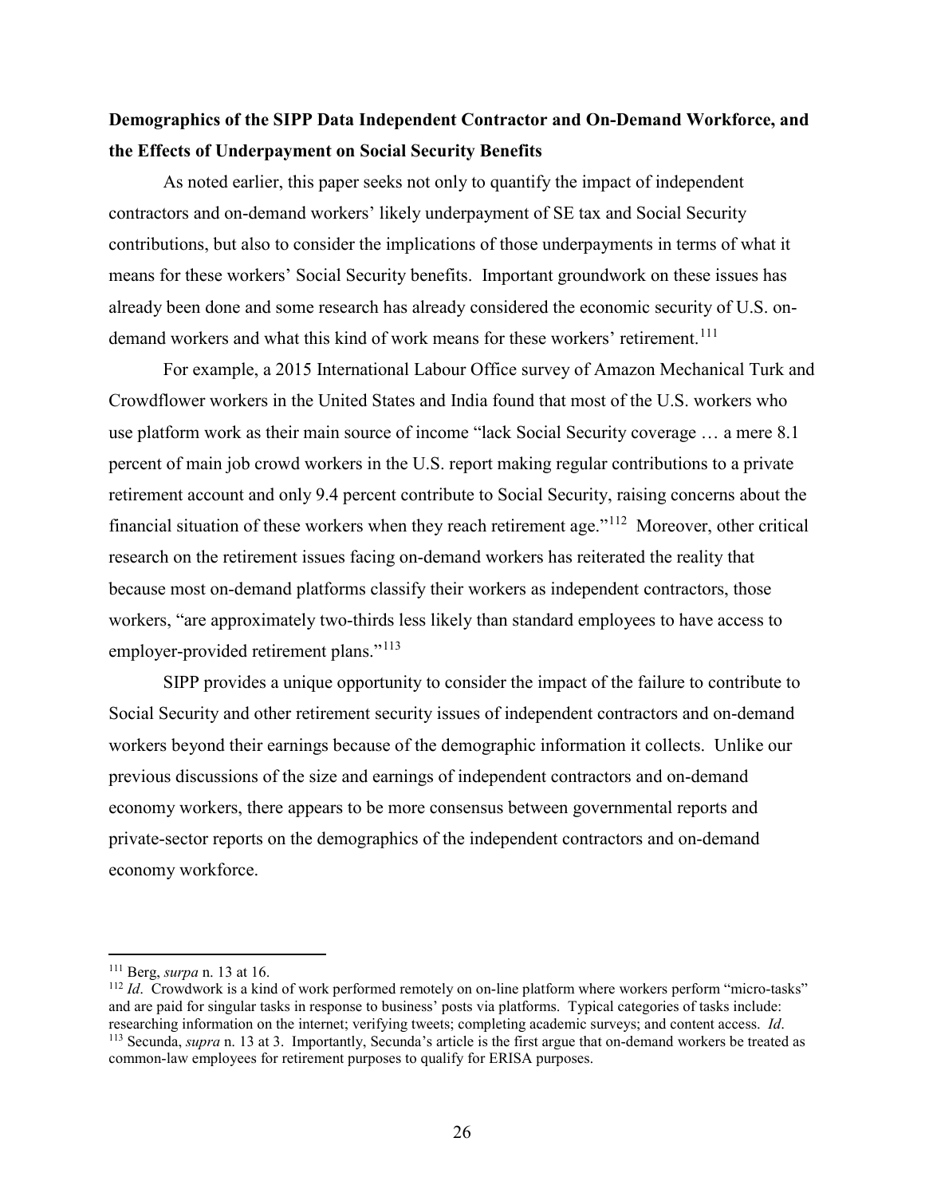**Demographics of the SIPP Data Independent Contractor and On-Demand Workforce, and the Effects of Underpayment on Social Security Benefits**

As noted earlier, this paper seeks not only to quantify the impact of independent contractors and on-demand workers' likely underpayment of SE tax and Social Security contributions, but also to consider the implications of those underpayments in terms of what it means for these workers' Social Security benefits. Important groundwork on these issues has already been done and some research has already considered the economic security of U.S. on-demand workers and what this kind of work means for these workers' retirement.[111]

For example, a 2015 International Labour Office survey of Amazon Mechanical Turk and Crowdflower workers in the United States and India found that most of the U.S. workers who use platform work as their main source of income "lack Social Security coverage … a mere 8.1 percent of main job crowd workers in the U.S. report making regular contributions to a private retirement account and only 9.4 percent contribute to Social Security, raising concerns about the financial situation of these workers when they reach retirement age."[112] Moreover, other critical research on the retirement issues facing on-demand workers has reiterated the reality that because most on-demand platforms classify their workers as independent contractors, those workers, "are approximately two-thirds less likely than standard employees to have access to employer-provided retirement plans."[113]

SIPP provides a unique opportunity to consider the impact of the failure to contribute to Social Security and other retirement security issues of independent contractors and on-demand workers beyond their earnings because of the demographic information it collects. Unlike our previous discussions of the size and earnings of independent contractors and on-demand economy workers, there appears to be more consensus between governmental reports and private-sector reports on the demographics of the independent contractors and on-demand economy workforce.

---

[111] Berg, *surpa* n. 13 at 16.

[112] *Id*. Crowdwork is a kind of work performed remotely on on-line platform where workers perform "micro-tasks" and are paid for singular tasks in response to business' posts via platforms. Typical categories of tasks include: researching information on the internet; verifying tweets; completing academic surveys; and content access. *Id*.

[113] Secunda, *supra* n. 13 at 3. Importantly, Secunda's article is the first argue that on-demand workers be treated as common-law employees for retirement purposes to qualify for ERISA purposes.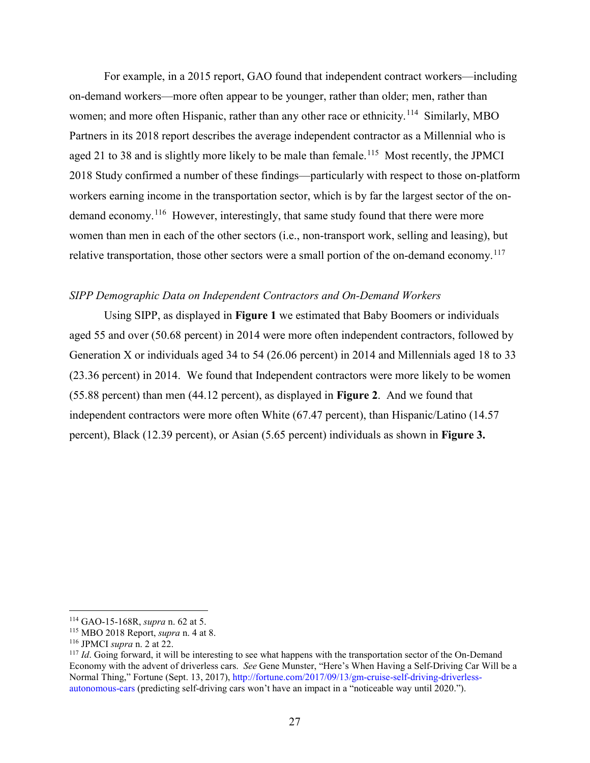For example, in a 2015 report, GAO found that independent contract workers—including on-demand workers—more often appear to be younger, rather than older; men, rather than women; and more often Hispanic, rather than any other race or ethnicity.[114] Similarly, MBO Partners in its 2018 report describes the average independent contractor as a Millennial who is aged 21 to 38 and is slightly more likely to be male than female.[115] Most recently, the JPMCI 2018 Study confirmed a number of these findings—particularly with respect to those on-platform workers earning income in the transportation sector, which is by far the largest sector of the on-demand economy.[116] However, interestingly, that same study found that there were more women than men in each of the other sectors (i.e., non-transport work, selling and leasing), but relative transportation, those other sectors were a small portion of the on-demand economy.[117]

*SIPP Demographic Data on Independent Contractors and On-Demand Workers*

Using SIPP, as displayed in **Figure 1** we estimated that Baby Boomers or individuals aged 55 and over (50.68 percent) in 2014 were more often independent contractors, followed by Generation X or individuals aged 34 to 54 (26.06 percent) in 2014 and Millennials aged 18 to 33 (23.36 percent) in 2014. We found that Independent contractors were more likely to be women (55.88 percent) than men (44.12 percent), as displayed in **Figure 2**. And we found that independent contractors were more often White (67.47 percent), than Hispanic/Latino (14.57 percent), Black (12.39 percent), or Asian (5.65 percent) individuals as shown in **Figure 3.**

---

[114] GAO-15-168R, *supra* n. 62 at 5.

[115] MBO 2018 Report, *supra* n. 4 at 8.

[116] JPMCI *supra* n. 2 at 22.

[117] *Id*. Going forward, it will be interesting to see what happens with the transportation sector of the On-Demand Economy with the advent of driverless cars. *See* Gene Munster, "Here's When Having a Self-Driving Car Will be a Normal Thing," Fortune (Sept. 13, 2017), http://fortune.com/2017/09/13/gm-cruise-self-driving-driverless-autonomous-cars (predicting self-driving cars won't have an impact in a "noticeable way until 2020.").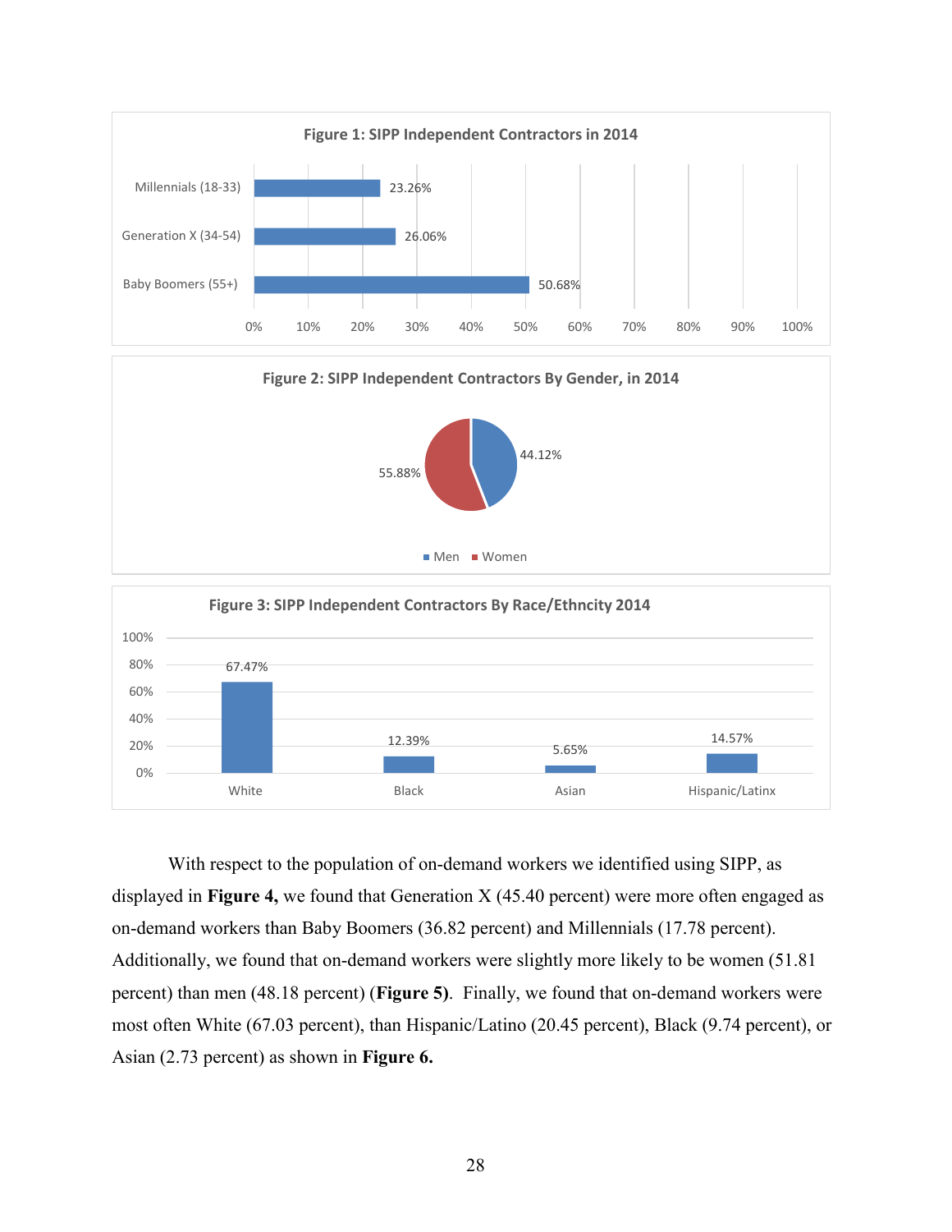**Figure 1: SIPP Independent Contractors in 2014**

| Group | Percent |
|---|---|
| Millennials (18-33) | 23.26% |
| Generation X (34-54) | 26.06% |
| Baby Boomers (55+) | 50.68% |

**Figure 2: SIPP Independent Contractors By Gender, in 2014**

| Gender | Percent |
|---|---|
| Men | 44.12% |
| Women | 55.88% |

**Figure 3: SIPP Independent Contractors By Race/Ethncity 2014**

| Race/Ethnicity | Percent |
|---|---|
| White | 67.47% |
| Black | 12.39% |
| Asian | 5.65% |
| Hispanic/Latinx | 14.57% |

With respect to the population of on-demand workers we identified using SIPP, as displayed in **Figure 4,** we found that Generation X (45.40 percent) were more often engaged as on-demand workers than Baby Boomers (36.82 percent) and Millennials (17.78 percent). Additionally, we found that on-demand workers were slightly more likely to be women (51.81 percent) than men (48.18 percent) (**Figure 5)**. Finally, we found that on-demand workers were most often White (67.03 percent), than Hispanic/Latino (20.45 percent), Black (9.74 percent), or Asian (2.73 percent) as shown in **Figure 6.**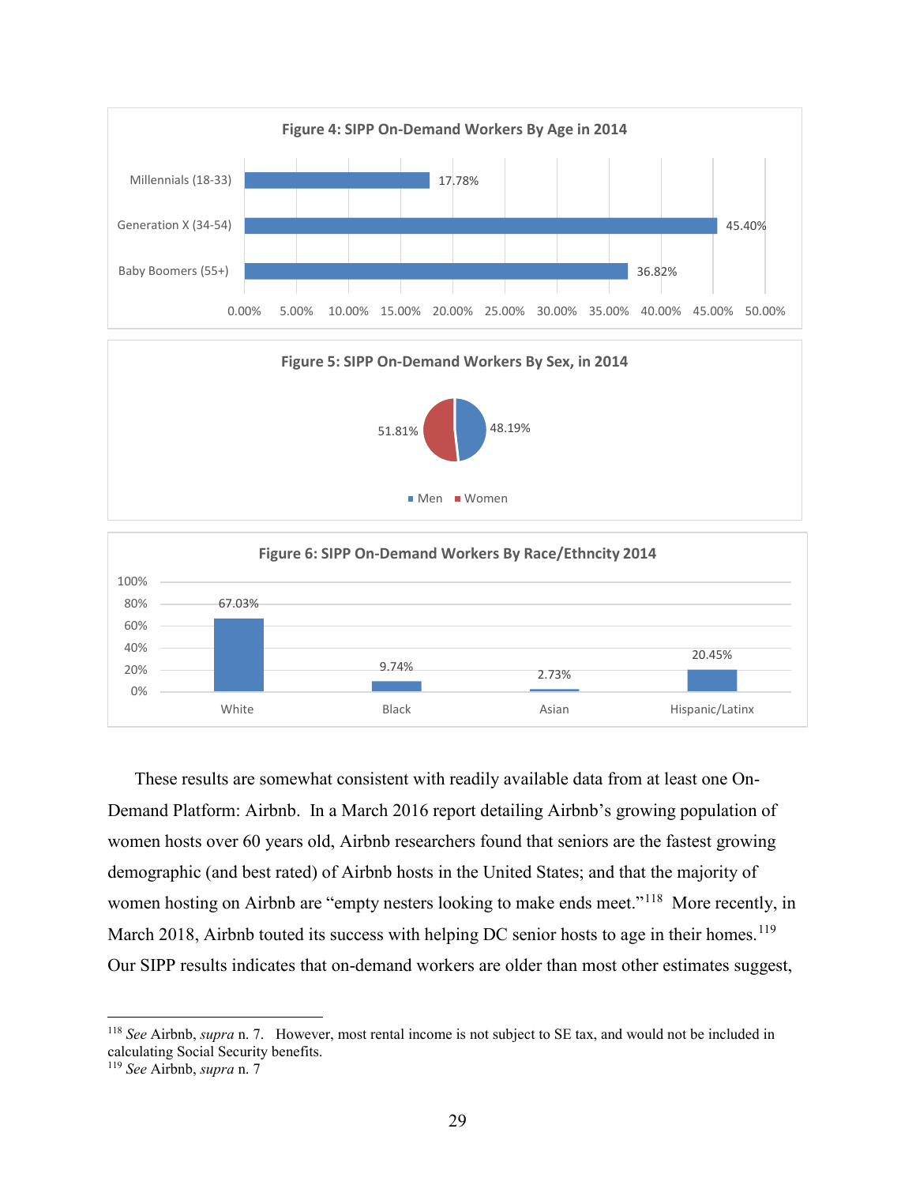**Figure 4: SIPP On-Demand Workers By Age in 2014**

| Age Group | Percent |
|---|---|
| Millennials (18-33) | 17.78% |
| Generation X (34-54) | 45.40% |
| Baby Boomers (55+) | 36.82% |

**Figure 5: SIPP On-Demand Workers By Sex, in 2014**

| Sex | Percent |
|---|---|
| Men | 48.19% |
| Women | 51.81% |

**Figure 6: SIPP On-Demand Workers By Race/Ethncity 2014**

| Race/Ethnicity | Percent |
|---|---|
| White | 67.03% |
| Black | 9.74% |
| Asian | 2.73% |
| Hispanic/Latinx | 20.45% |

These results are somewhat consistent with readily available data from at least one On-Demand Platform: Airbnb. In a March 2016 report detailing Airbnb's growing population of women hosts over 60 years old, Airbnb researchers found that seniors are the fastest growing demographic (and best rated) of Airbnb hosts in the United States; and that the majority of women hosting on Airbnb are "empty nesters looking to make ends meet."[118] More recently, in March 2018, Airbnb touted its success with helping DC senior hosts to age in their homes.[119] Our SIPP results indicates that on-demand workers are older than most other estimates suggest,

---

[118] *See* Airbnb, *supra* n. 7. However, most rental income is not subject to SE tax, and would not be included in calculating Social Security benefits.

[119] *See* Airbnb, *supra* n. 7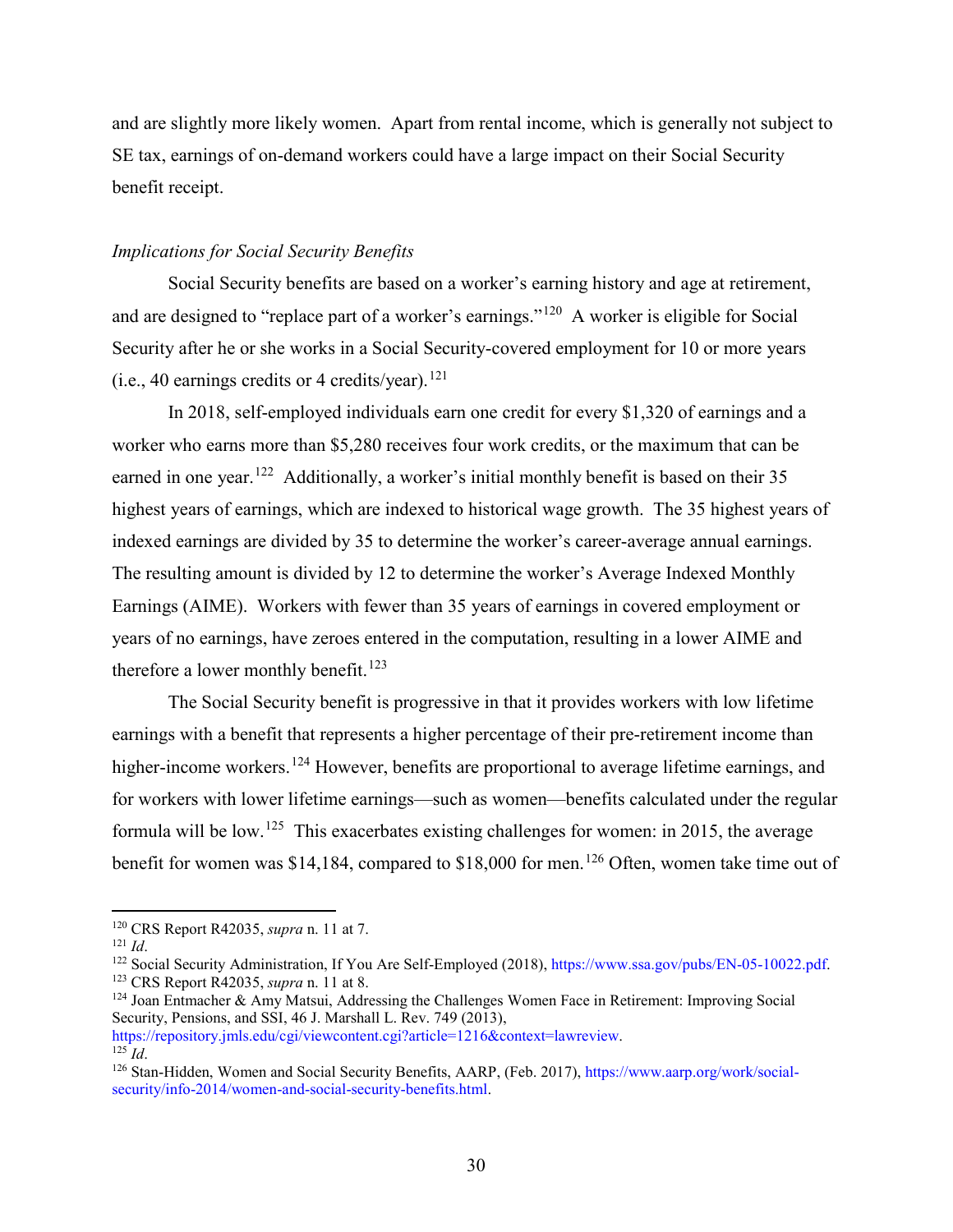and are slightly more likely women. Apart from rental income, which is generally not subject to SE tax, earnings of on-demand workers could have a large impact on their Social Security benefit receipt.

*Implications for Social Security Benefits*

Social Security benefits are based on a worker's earning history and age at retirement, and are designed to "replace part of a worker's earnings."[120] A worker is eligible for Social Security after he or she works in a Social Security-covered employment for 10 or more years (i.e., 40 earnings credits or 4 credits/year).[121]

In 2018, self-employed individuals earn one credit for every $1,320 of earnings and a worker who earns more than $5,280 receives four work credits, or the maximum that can be earned in one year.[122] Additionally, a worker's initial monthly benefit is based on their 35 highest years of earnings, which are indexed to historical wage growth. The 35 highest years of indexed earnings are divided by 35 to determine the worker's career-average annual earnings. The resulting amount is divided by 12 to determine the worker's Average Indexed Monthly Earnings (AIME). Workers with fewer than 35 years of earnings in covered employment or years of no earnings, have zeroes entered in the computation, resulting in a lower AIME and therefore a lower monthly benefit.[123]

The Social Security benefit is progressive in that it provides workers with low lifetime earnings with a benefit that represents a higher percentage of their pre-retirement income than higher-income workers.[124] However, benefits are proportional to average lifetime earnings, and for workers with lower lifetime earnings—such as women—benefits calculated under the regular formula will be low.[125] This exacerbates existing challenges for women: in 2015, the average benefit for women was $14,184, compared to $18,000 for men.[126] Often, women take time out of

---

[120] CRS Report R42035, *supra* n. 11 at 7.

[121] *Id*.

[122] Social Security Administration, If You Are Self-Employed (2018), https://www.ssa.gov/pubs/EN-05-10022.pdf.

[123] CRS Report R42035, *supra* n. 11 at 8.

[124] Joan Entmacher & Amy Matsui, Addressing the Challenges Women Face in Retirement: Improving Social Security, Pensions, and SSI, 46 J. Marshall L. Rev. 749 (2013), https://repository.jmls.edu/cgi/viewcontent.cgi?article=1216&context=lawreview.

[125] *Id*.

[126] Stan-Hidden, Women and Social Security Benefits, AARP, (Feb. 2017), https://www.aarp.org/work/social-security/info-2014/women-and-social-security-benefits.html.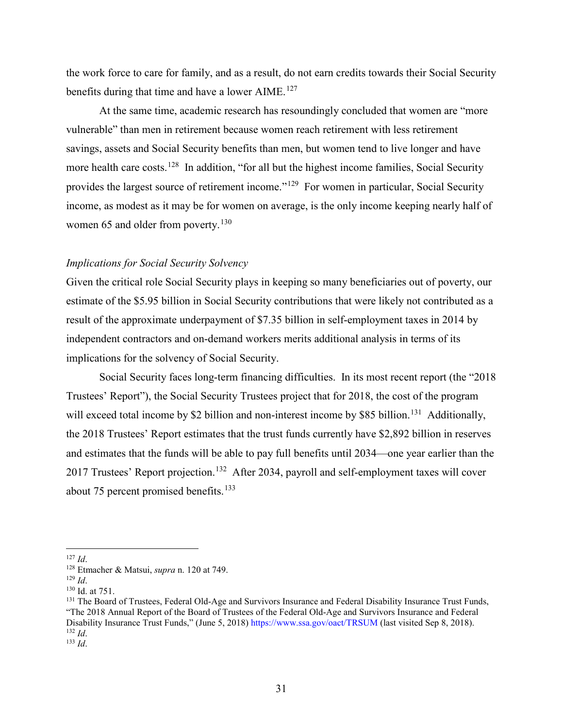the work force to care for family, and as a result, do not earn credits towards their Social Security benefits during that time and have a lower AIME.[127]

At the same time, academic research has resoundingly concluded that women are "more vulnerable" than men in retirement because women reach retirement with less retirement savings, assets and Social Security benefits than men, but women tend to live longer and have more health care costs.[128] In addition, "for all but the highest income families, Social Security provides the largest source of retirement income."[129] For women in particular, Social Security income, as modest as it may be for women on average, is the only income keeping nearly half of women 65 and older from poverty.[130]

*Implications for Social Security Solvency*

Given the critical role Social Security plays in keeping so many beneficiaries out of poverty, our estimate of the $5.95 billion in Social Security contributions that were likely not contributed as a result of the approximate underpayment of $7.35 billion in self-employment taxes in 2014 by independent contractors and on-demand workers merits additional analysis in terms of its implications for the solvency of Social Security.

Social Security faces long-term financing difficulties. In its most recent report (the "2018 Trustees' Report"), the Social Security Trustees project that for 2018, the cost of the program will exceed total income by $2 billion and non-interest income by $85 billion.[131] Additionally, the 2018 Trustees' Report estimates that the trust funds currently have $2,892 billion in reserves and estimates that the funds will be able to pay full benefits until 2034—one year earlier than the 2017 Trustees' Report projection.[132] After 2034, payroll and self-employment taxes will cover about 75 percent promised benefits.[133]

---

[127] *Id*.

[128] Etmacher & Matsui, *supra* n. 120 at 749.

[129] *Id*.

[130] Id. at 751.

[131] The Board of Trustees, Federal Old-Age and Survivors Insurance and Federal Disability Insurance Trust Funds, "The 2018 Annual Report of the Board of Trustees of the Federal Old-Age and Survivors Insurance and Federal Disability Insurance Trust Funds," (June 5, 2018) https://www.ssa.gov/oact/TRSUM (last visited Sep 8, 2018).

[132] *Id*.

[133] *Id*.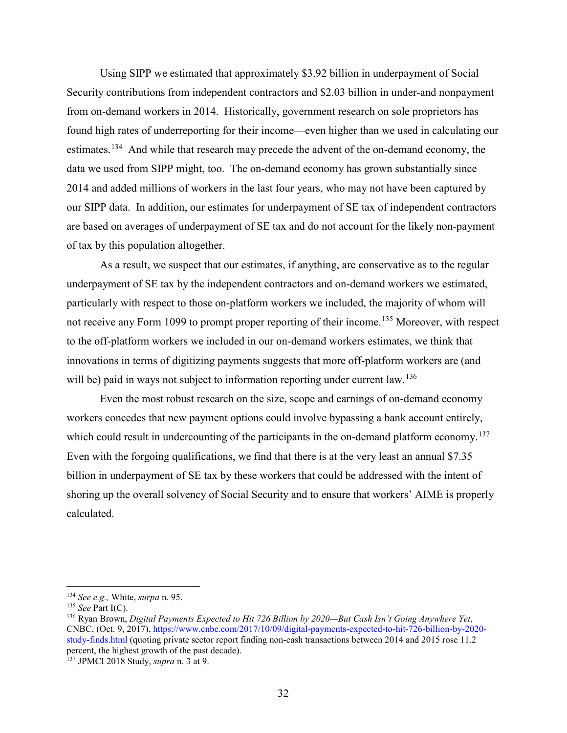Using SIPP we estimated that approximately $3.92 billion in underpayment of Social Security contributions from independent contractors and $2.03 billion in under-and nonpayment from on-demand workers in 2014. Historically, government research on sole proprietors has found high rates of underreporting for their income—even higher than we used in calculating our estimates.[134] And while that research may precede the advent of the on-demand economy, the data we used from SIPP might, too. The on-demand economy has grown substantially since 2014 and added millions of workers in the last four years, who may not have been captured by our SIPP data. In addition, our estimates for underpayment of SE tax of independent contractors are based on averages of underpayment of SE tax and do not account for the likely non-payment of tax by this population altogether.

As a result, we suspect that our estimates, if anything, are conservative as to the regular underpayment of SE tax by the independent contractors and on-demand workers we estimated, particularly with respect to those on-platform workers we included, the majority of whom will not receive any Form 1099 to prompt proper reporting of their income.[135] Moreover, with respect to the off-platform workers we included in our on-demand workers estimates, we think that innovations in terms of digitizing payments suggests that more off-platform workers are (and will be) paid in ways not subject to information reporting under current law.[136]

Even the most robust research on the size, scope and earnings of on-demand economy workers concedes that new payment options could involve bypassing a bank account entirely, which could result in undercounting of the participants in the on-demand platform economy.[137] Even with the forgoing qualifications, we find that there is at the very least an annual $7.35 billion in underpayment of SE tax by these workers that could be addressed with the intent of shoring up the overall solvency of Social Security and to ensure that workers' AIME is properly calculated.

---

[134] *See e.g.,* White, *surpa* n. 95.

[135] *See* Part I(C).

[136] Ryan Brown, *Digital Payments Expected to Hit 726 Billion by 2020—But Cash Isn't Going Anywhere Yet*, CNBC, (Oct. 9, 2017), https://www.cnbc.com/2017/10/09/digital-payments-expected-to-hit-726-billion-by-2020-study-finds.html (quoting private sector report finding non-cash transactions between 2014 and 2015 rose 11.2 percent, the highest growth of the past decade).

[137] JPMCI 2018 Study, *supra* n. 3 at 9.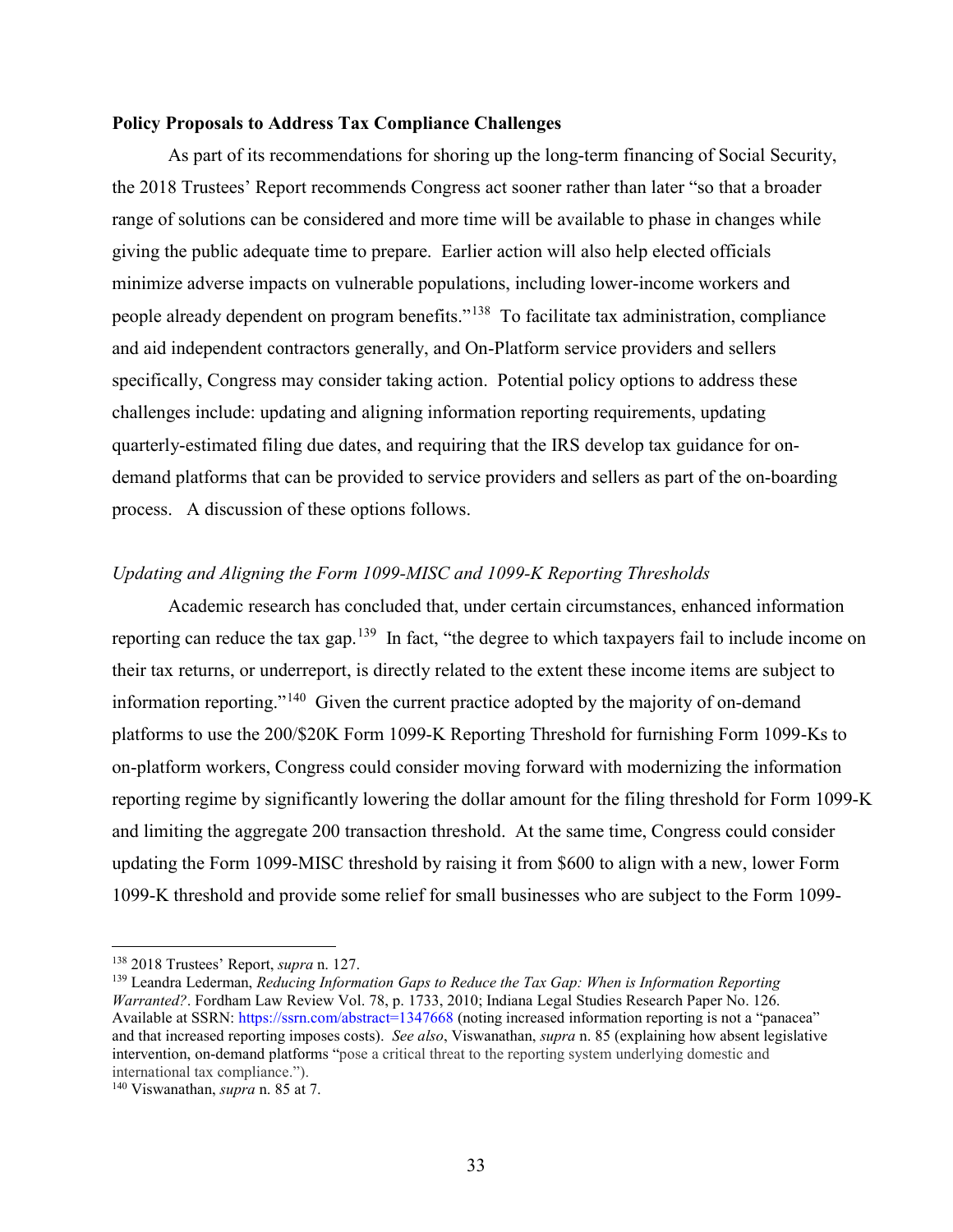**Policy Proposals to Address Tax Compliance Challenges**

As part of its recommendations for shoring up the long-term financing of Social Security, the 2018 Trustees' Report recommends Congress act sooner rather than later "so that a broader range of solutions can be considered and more time will be available to phase in changes while giving the public adequate time to prepare. Earlier action will also help elected officials minimize adverse impacts on vulnerable populations, including lower-income workers and people already dependent on program benefits."[138] To facilitate tax administration, compliance and aid independent contractors generally, and On-Platform service providers and sellers specifically, Congress may consider taking action. Potential policy options to address these challenges include: updating and aligning information reporting requirements, updating quarterly-estimated filing due dates, and requiring that the IRS develop tax guidance for on-demand platforms that can be provided to service providers and sellers as part of the on-boarding process. A discussion of these options follows.

*Updating and Aligning the Form 1099-MISC and 1099-K Reporting Thresholds*

Academic research has concluded that, under certain circumstances, enhanced information reporting can reduce the tax gap.[139] In fact, "the degree to which taxpayers fail to include income on their tax returns, or underreport, is directly related to the extent these income items are subject to information reporting."[140] Given the current practice adopted by the majority of on-demand platforms to use the 200/$20K Form 1099-K Reporting Threshold for furnishing Form 1099-Ks to on-platform workers, Congress could consider moving forward with modernizing the information reporting regime by significantly lowering the dollar amount for the filing threshold for Form 1099-K and limiting the aggregate 200 transaction threshold. At the same time, Congress could consider updating the Form 1099-MISC threshold by raising it from $600 to align with a new, lower Form 1099-K threshold and provide some relief for small businesses who are subject to the Form 1099-

---

[138] 2018 Trustees' Report, *supra* n. 127.

[139] Leandra Lederman, *Reducing Information Gaps to Reduce the Tax Gap: When is Information Reporting Warranted?*. Fordham Law Review Vol. 78, p. 1733, 2010; Indiana Legal Studies Research Paper No. 126. Available at SSRN: https://ssrn.com/abstract=1347668 (noting increased information reporting is not a "panacea" and that increased reporting imposes costs). *See also*, Viswanathan, *supra* n. 85 (explaining how absent legislative intervention, on-demand platforms "pose a critical threat to the reporting system underlying domestic and international tax compliance.").

[140] Viswanathan, *supra* n. 85 at 7.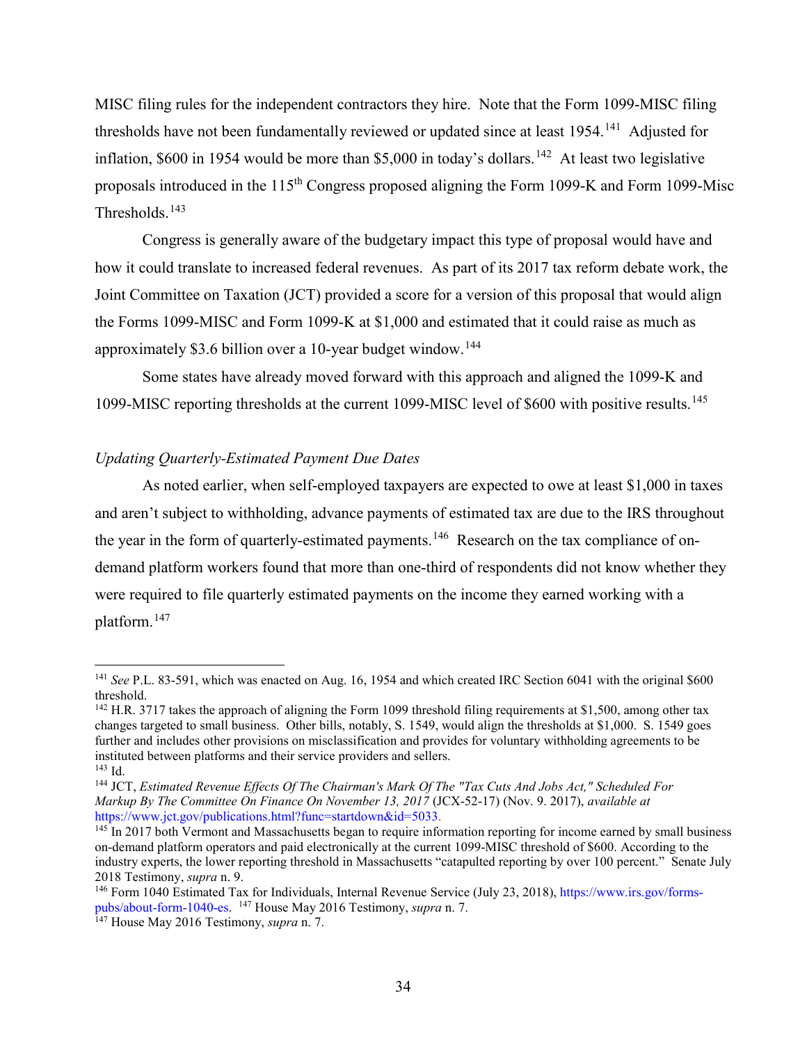MISC filing rules for the independent contractors they hire. Note that the Form 1099-MISC filing thresholds have not been fundamentally reviewed or updated since at least 1954.[141] Adjusted for inflation, $600 in 1954 would be more than $5,000 in today's dollars.[142] At least two legislative proposals introduced in the 115th Congress proposed aligning the Form 1099-K and Form 1099-Misc Thresholds.[143]

Congress is generally aware of the budgetary impact this type of proposal would have and how it could translate to increased federal revenues. As part of its 2017 tax reform debate work, the Joint Committee on Taxation (JCT) provided a score for a version of this proposal that would align the Forms 1099-MISC and Form 1099-K at $1,000 and estimated that it could raise as much as approximately $3.6 billion over a 10-year budget window.[144]

Some states have already moved forward with this approach and aligned the 1099-K and 1099-MISC reporting thresholds at the current 1099-MISC level of $600 with positive results.[145]

*Updating Quarterly-Estimated Payment Due Dates*

As noted earlier, when self-employed taxpayers are expected to owe at least $1,000 in taxes and aren't subject to withholding, advance payments of estimated tax are due to the IRS throughout the year in the form of quarterly-estimated payments.[146] Research on the tax compliance of on-demand platform workers found that more than one-third of respondents did not know whether they were required to file quarterly estimated payments on the income they earned working with a platform.[147]

---

[141] *See* P.L. 83-591, which was enacted on Aug. 16, 1954 and which created IRC Section 6041 with the original $600 threshold.

[142] H.R. 3717 takes the approach of aligning the Form 1099 threshold filing requirements at $1,500, among other tax changes targeted to small business. Other bills, notably, S. 1549, would align the thresholds at $1,000. S. 1549 goes further and includes other provisions on misclassification and provides for voluntary withholding agreements to be instituted between platforms and their service providers and sellers.

[143] Id.

[144] JCT, *Estimated Revenue Effects Of The Chairman's Mark Of The "Tax Cuts And Jobs Act," Scheduled For Markup By The Committee On Finance On November 13, 2017* (JCX-52-17) (Nov. 9. 2017), *available at* https://www.jct.gov/publications.html?func=startdown&id=5033.

[145] In 2017 both Vermont and Massachusetts began to require information reporting for income earned by small business on-demand platform operators and paid electronically at the current 1099-MISC threshold of $600. According to the industry experts, the lower reporting threshold in Massachusetts "catapulted reporting by over 100 percent." Senate July 2018 Testimony, *supra* n. 9.

[146] Form 1040 Estimated Tax for Individuals, Internal Revenue Service (July 23, 2018), https://www.irs.gov/forms-pubs/about-form-1040-es. [147] House May 2016 Testimony, *supra* n. 7.

[147] House May 2016 Testimony, *supra* n. 7.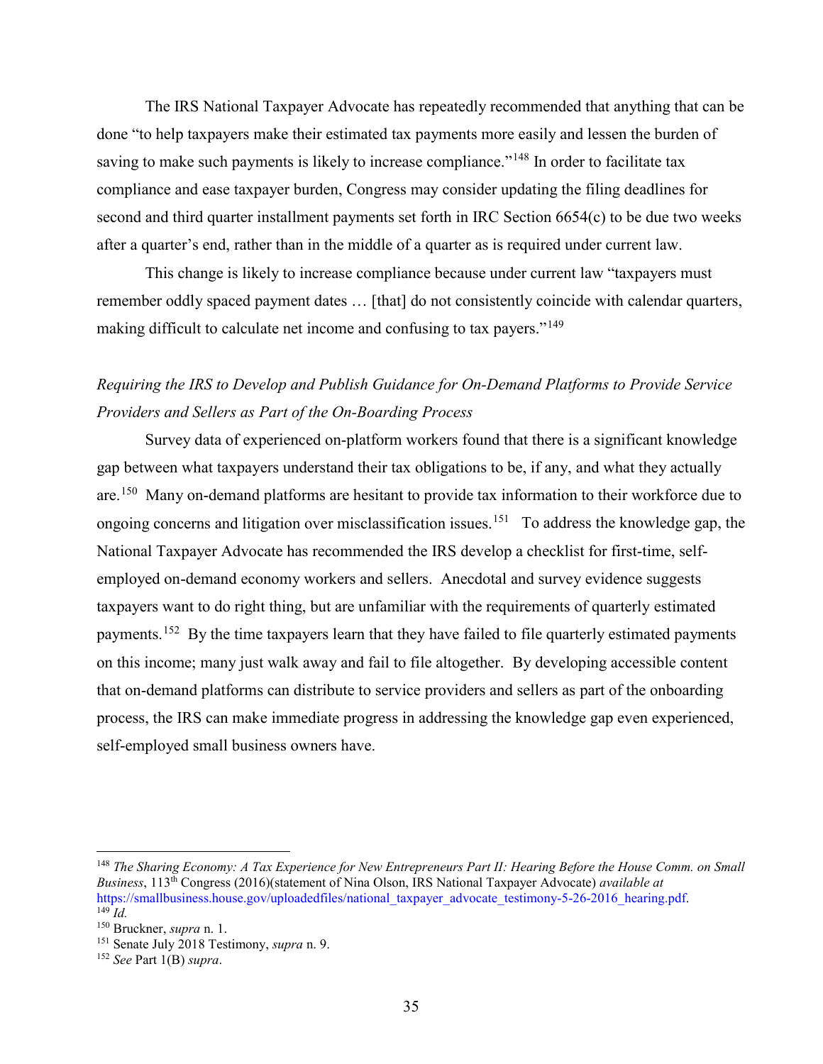The IRS National Taxpayer Advocate has repeatedly recommended that anything that can be done "to help taxpayers make their estimated tax payments more easily and lessen the burden of saving to make such payments is likely to increase compliance."[148] In order to facilitate tax compliance and ease taxpayer burden, Congress may consider updating the filing deadlines for second and third quarter installment payments set forth in IRC Section 6654(c) to be due two weeks after a quarter's end, rather than in the middle of a quarter as is required under current law.

This change is likely to increase compliance because under current law "taxpayers must remember oddly spaced payment dates … [that] do not consistently coincide with calendar quarters, making difficult to calculate net income and confusing to tax payers."[149]

*Requiring the IRS to Develop and Publish Guidance for On-Demand Platforms to Provide Service Providers and Sellers as Part of the On-Boarding Process*

Survey data of experienced on-platform workers found that there is a significant knowledge gap between what taxpayers understand their tax obligations to be, if any, and what they actually are.[150] Many on-demand platforms are hesitant to provide tax information to their workforce due to ongoing concerns and litigation over misclassification issues.[151] To address the knowledge gap, the National Taxpayer Advocate has recommended the IRS develop a checklist for first-time, self-employed on-demand economy workers and sellers. Anecdotal and survey evidence suggests taxpayers want to do right thing, but are unfamiliar with the requirements of quarterly estimated payments.[152] By the time taxpayers learn that they have failed to file quarterly estimated payments on this income; many just walk away and fail to file altogether. By developing accessible content that on-demand platforms can distribute to service providers and sellers as part of the onboarding process, the IRS can make immediate progress in addressing the knowledge gap even experienced, self-employed small business owners have.

---

[148] *The Sharing Economy: A Tax Experience for New Entrepreneurs Part II: Hearing Before the House Comm. on Small Business*, 113th Congress (2016)(statement of Nina Olson, IRS National Taxpayer Advocate) *available at* https://smallbusiness.house.gov/uploadedfiles/national_taxpayer_advocate_testimony-5-26-2016_hearing.pdf.

[149] *Id.*

[150] Bruckner, *supra* n. 1.

[151] Senate July 2018 Testimony, *supra* n. 9.

[152] *See* Part 1(B) *supra*.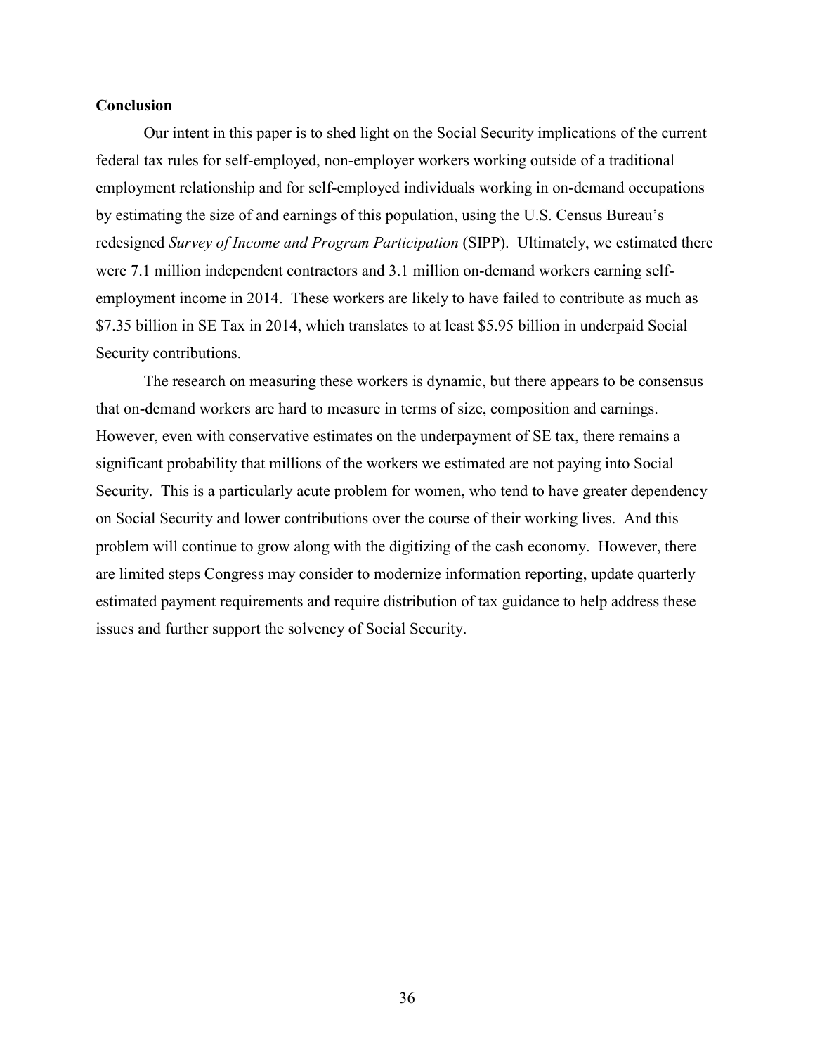## Conclusion

Our intent in this paper is to shed light on the Social Security implications of the current federal tax rules for self-employed, non-employer workers working outside of a traditional employment relationship and for self-employed individuals working in on-demand occupations by estimating the size of and earnings of this population, using the U.S. Census Bureau's redesigned *Survey of Income and Program Participation* (SIPP). Ultimately, we estimated there were 7.1 million independent contractors and 3.1 million on-demand workers earning self-employment income in 2014. These workers are likely to have failed to contribute as much as $7.35 billion in SE Tax in 2014, which translates to at least $5.95 billion in underpaid Social Security contributions.

The research on measuring these workers is dynamic, but there appears to be consensus that on-demand workers are hard to measure in terms of size, composition and earnings. However, even with conservative estimates on the underpayment of SE tax, there remains a significant probability that millions of the workers we estimated are not paying into Social Security. This is a particularly acute problem for women, who tend to have greater dependency on Social Security and lower contributions over the course of their working lives. And this problem will continue to grow along with the digitizing of the cash economy. However, there are limited steps Congress may consider to modernize information reporting, update quarterly estimated payment requirements and require distribution of tax guidance to help address these issues and further support the solvency of Social Security.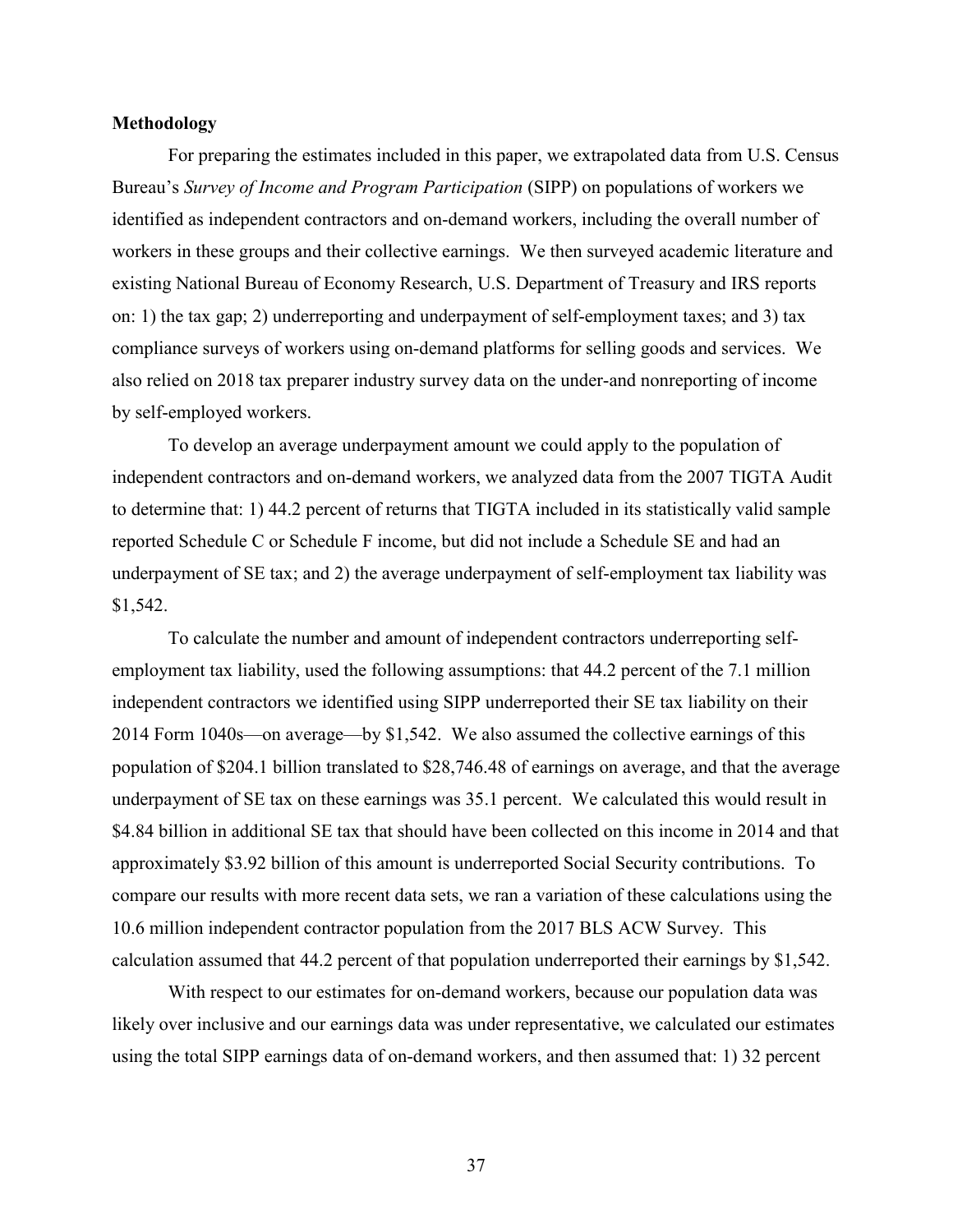**Methodology**

For preparing the estimates included in this paper, we extrapolated data from U.S. Census Bureau's *Survey of Income and Program Participation* (SIPP) on populations of workers we identified as independent contractors and on-demand workers, including the overall number of workers in these groups and their collective earnings. We then surveyed academic literature and existing National Bureau of Economy Research, U.S. Department of Treasury and IRS reports on: 1) the tax gap; 2) underreporting and underpayment of self-employment taxes; and 3) tax compliance surveys of workers using on-demand platforms for selling goods and services. We also relied on 2018 tax preparer industry survey data on the under-and nonreporting of income by self-employed workers.

To develop an average underpayment amount we could apply to the population of independent contractors and on-demand workers, we analyzed data from the 2007 TIGTA Audit to determine that: 1) 44.2 percent of returns that TIGTA included in its statistically valid sample reported Schedule C or Schedule F income, but did not include a Schedule SE and had an underpayment of SE tax; and 2) the average underpayment of self-employment tax liability was $1,542.

To calculate the number and amount of independent contractors underreporting self-employment tax liability, used the following assumptions: that 44.2 percent of the 7.1 million independent contractors we identified using SIPP underreported their SE tax liability on their 2014 Form 1040s—on average—by $1,542. We also assumed the collective earnings of this population of $204.1 billion translated to $28,746.48 of earnings on average, and that the average underpayment of SE tax on these earnings was 35.1 percent. We calculated this would result in $4.84 billion in additional SE tax that should have been collected on this income in 2014 and that approximately $3.92 billion of this amount is underreported Social Security contributions. To compare our results with more recent data sets, we ran a variation of these calculations using the 10.6 million independent contractor population from the 2017 BLS ACW Survey. This calculation assumed that 44.2 percent of that population underreported their earnings by $1,542.

With respect to our estimates for on-demand workers, because our population data was likely over inclusive and our earnings data was under representative, we calculated our estimates using the total SIPP earnings data of on-demand workers, and then assumed that: 1) 32 percent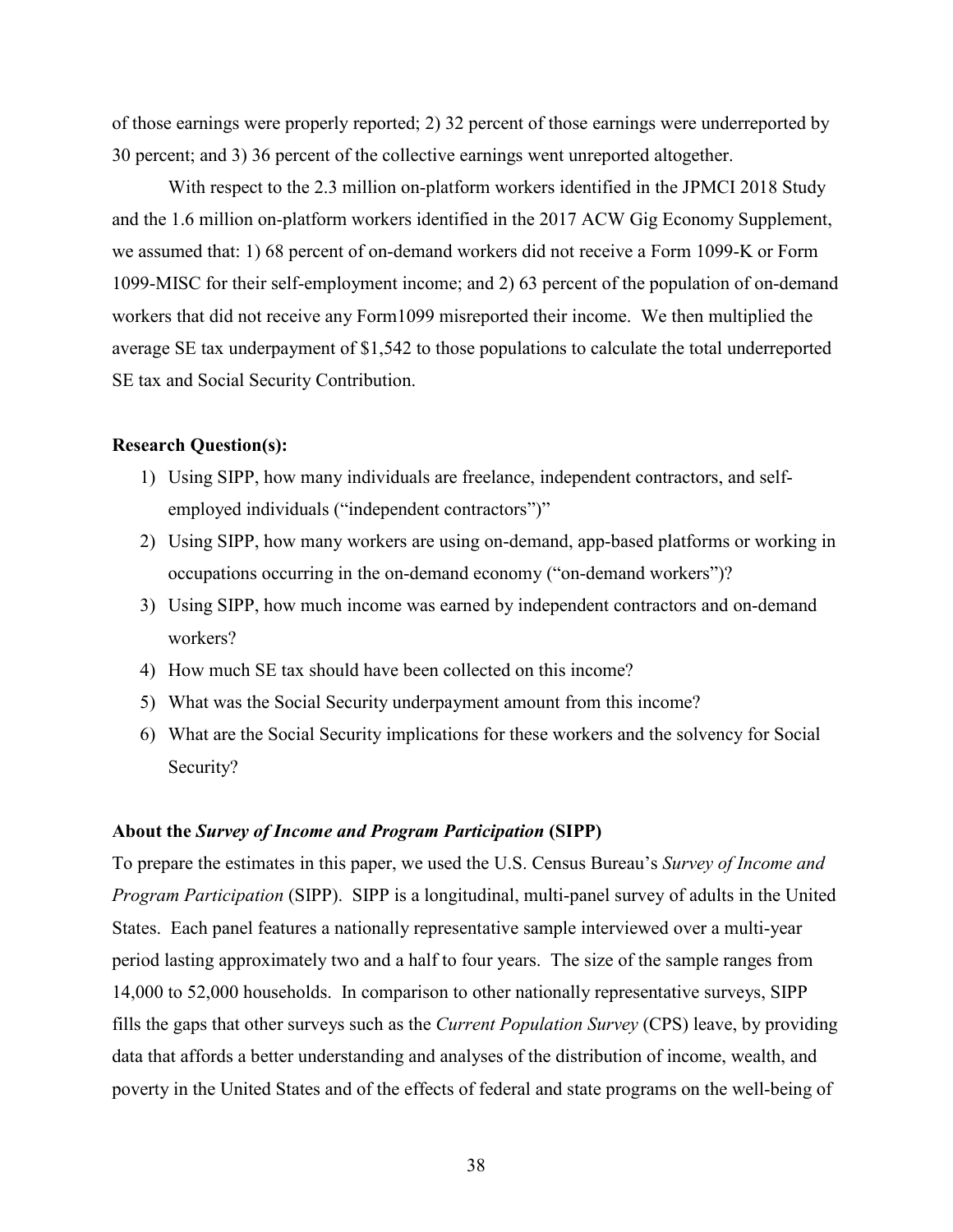of those earnings were properly reported; 2) 32 percent of those earnings were underreported by 30 percent; and 3) 36 percent of the collective earnings went unreported altogether.

With respect to the 2.3 million on-platform workers identified in the JPMCI 2018 Study and the 1.6 million on-platform workers identified in the 2017 ACW Gig Economy Supplement, we assumed that: 1) 68 percent of on-demand workers did not receive a Form 1099-K or Form 1099-MISC for their self-employment income; and 2) 63 percent of the population of on-demand workers that did not receive any Form1099 misreported their income. We then multiplied the average SE tax underpayment of $1,542 to those populations to calculate the total underreported SE tax and Social Security Contribution.

**Research Question(s):**

1) Using SIPP, how many individuals are freelance, independent contractors, and self-employed individuals ("independent contractors")"
2) Using SIPP, how many workers are using on-demand, app-based platforms or working in occupations occurring in the on-demand economy ("on-demand workers")?
3) Using SIPP, how much income was earned by independent contractors and on-demand workers?
4) How much SE tax should have been collected on this income?
5) What was the Social Security underpayment amount from this income?
6) What are the Social Security implications for these workers and the solvency for Social Security?

**About the *Survey of Income and Program Participation* (SIPP)**

To prepare the estimates in this paper, we used the U.S. Census Bureau's *Survey of Income and Program Participation* (SIPP). SIPP is a longitudinal, multi-panel survey of adults in the United States. Each panel features a nationally representative sample interviewed over a multi-year period lasting approximately two and a half to four years. The size of the sample ranges from 14,000 to 52,000 households. In comparison to other nationally representative surveys, SIPP fills the gaps that other surveys such as the *Current Population Survey* (CPS) leave, by providing data that affords a better understanding and analyses of the distribution of income, wealth, and poverty in the United States and of the effects of federal and state programs on the well-being of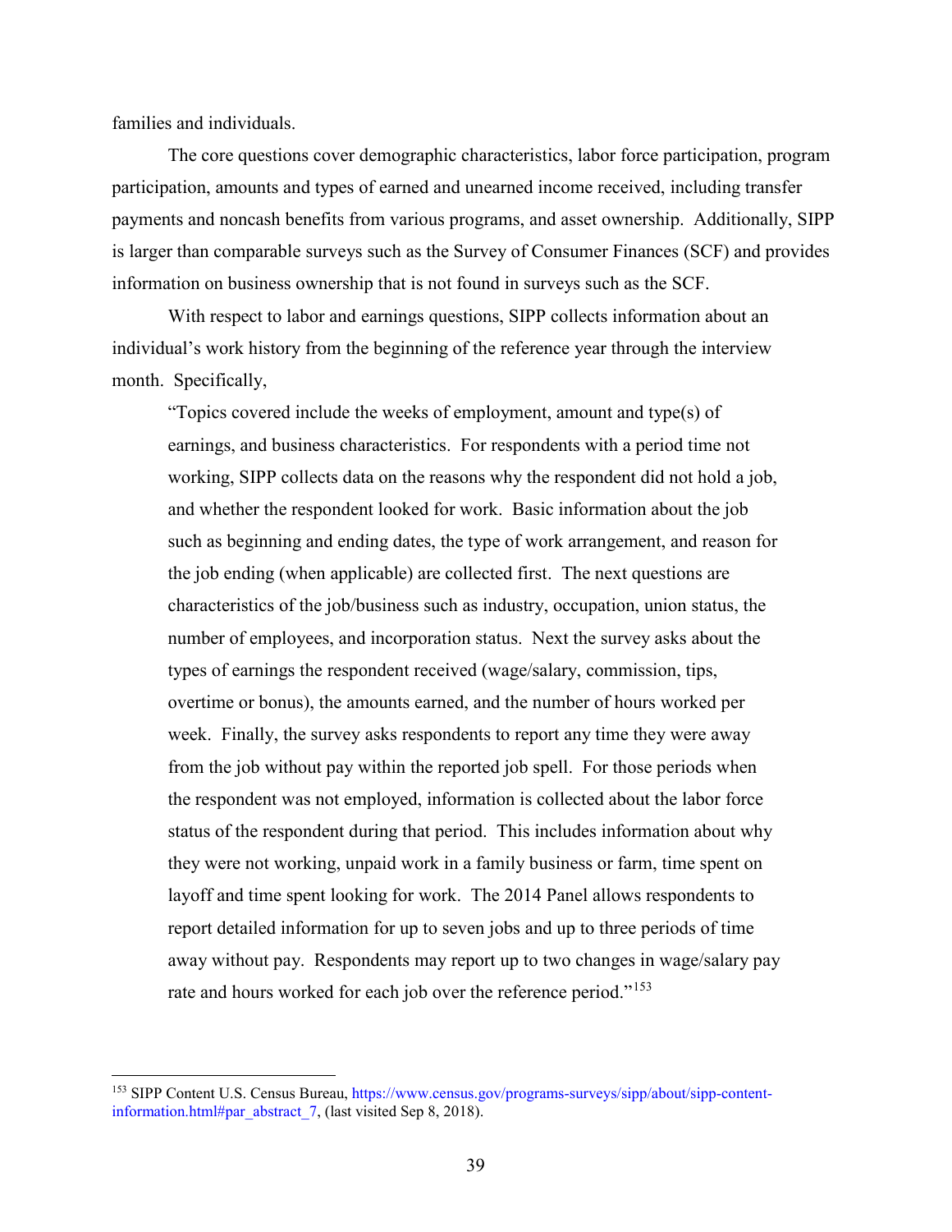families and individuals.

The core questions cover demographic characteristics, labor force participation, program participation, amounts and types of earned and unearned income received, including transfer payments and noncash benefits from various programs, and asset ownership. Additionally, SIPP is larger than comparable surveys such as the Survey of Consumer Finances (SCF) and provides information on business ownership that is not found in surveys such as the SCF.

With respect to labor and earnings questions, SIPP collects information about an individual's work history from the beginning of the reference year through the interview month. Specifically,

> "Topics covered include the weeks of employment, amount and type(s) of earnings, and business characteristics. For respondents with a period time not working, SIPP collects data on the reasons why the respondent did not hold a job, and whether the respondent looked for work. Basic information about the job such as beginning and ending dates, the type of work arrangement, and reason for the job ending (when applicable) are collected first. The next questions are characteristics of the job/business such as industry, occupation, union status, the number of employees, and incorporation status. Next the survey asks about the types of earnings the respondent received (wage/salary, commission, tips, overtime or bonus), the amounts earned, and the number of hours worked per week. Finally, the survey asks respondents to report any time they were away from the job without pay within the reported job spell. For those periods when the respondent was not employed, information is collected about the labor force status of the respondent during that period. This includes information about why they were not working, unpaid work in a family business or farm, time spent on layoff and time spent looking for work. The 2014 Panel allows respondents to report detailed information for up to seven jobs and up to three periods of time away without pay. Respondents may report up to two changes in wage/salary pay rate and hours worked for each job over the reference period."[153]

---

[153] SIPP Content U.S. Census Bureau, https://www.census.gov/programs-surveys/sipp/about/sipp-content-information.html#par_abstract_7, (last visited Sep 8, 2018).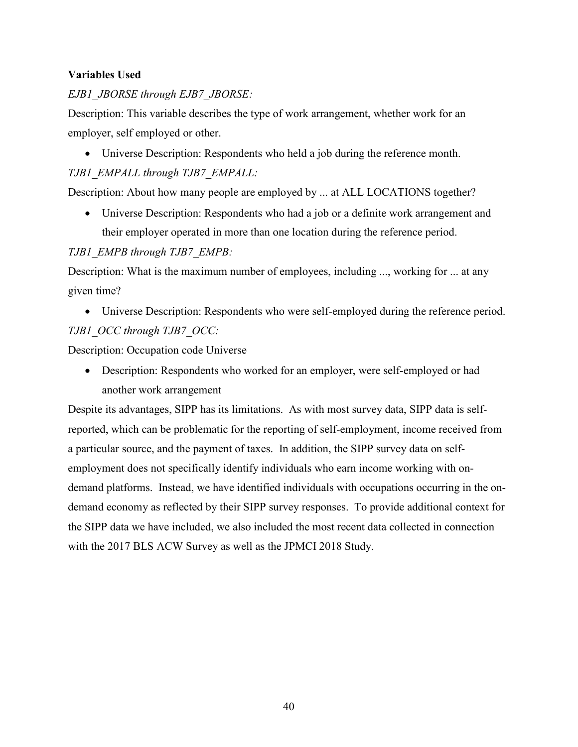**Variables Used**

*EJB1_JBORSE through EJB7_JBORSE:*

Description: This variable describes the type of work arrangement, whether work for an employer, self employed or other.

- Universe Description: Respondents who held a job during the reference month.

*TJB1_EMPALL through TJB7_EMPALL:*

Description: About how many people are employed by ... at ALL LOCATIONS together?

- Universe Description: Respondents who had a job or a definite work arrangement and their employer operated in more than one location during the reference period.

*TJB1_EMPB through TJB7_EMPB:*

Description: What is the maximum number of employees, including ..., working for ... at any given time?

- Universe Description: Respondents who were self-employed during the reference period.

*TJB1_OCC through TJB7_OCC:*

Description: Occupation code Universe

- Description: Respondents who worked for an employer, were self-employed or had another work arrangement

Despite its advantages, SIPP has its limitations. As with most survey data, SIPP data is self-reported, which can be problematic for the reporting of self-employment, income received from a particular source, and the payment of taxes. In addition, the SIPP survey data on self-employment does not specifically identify individuals who earn income working with on-demand platforms. Instead, we have identified individuals with occupations occurring in the on-demand economy as reflected by their SIPP survey responses. To provide additional context for the SIPP data we have included, we also included the most recent data collected in connection with the 2017 BLS ACW Survey as well as the JPMCI 2018 Study.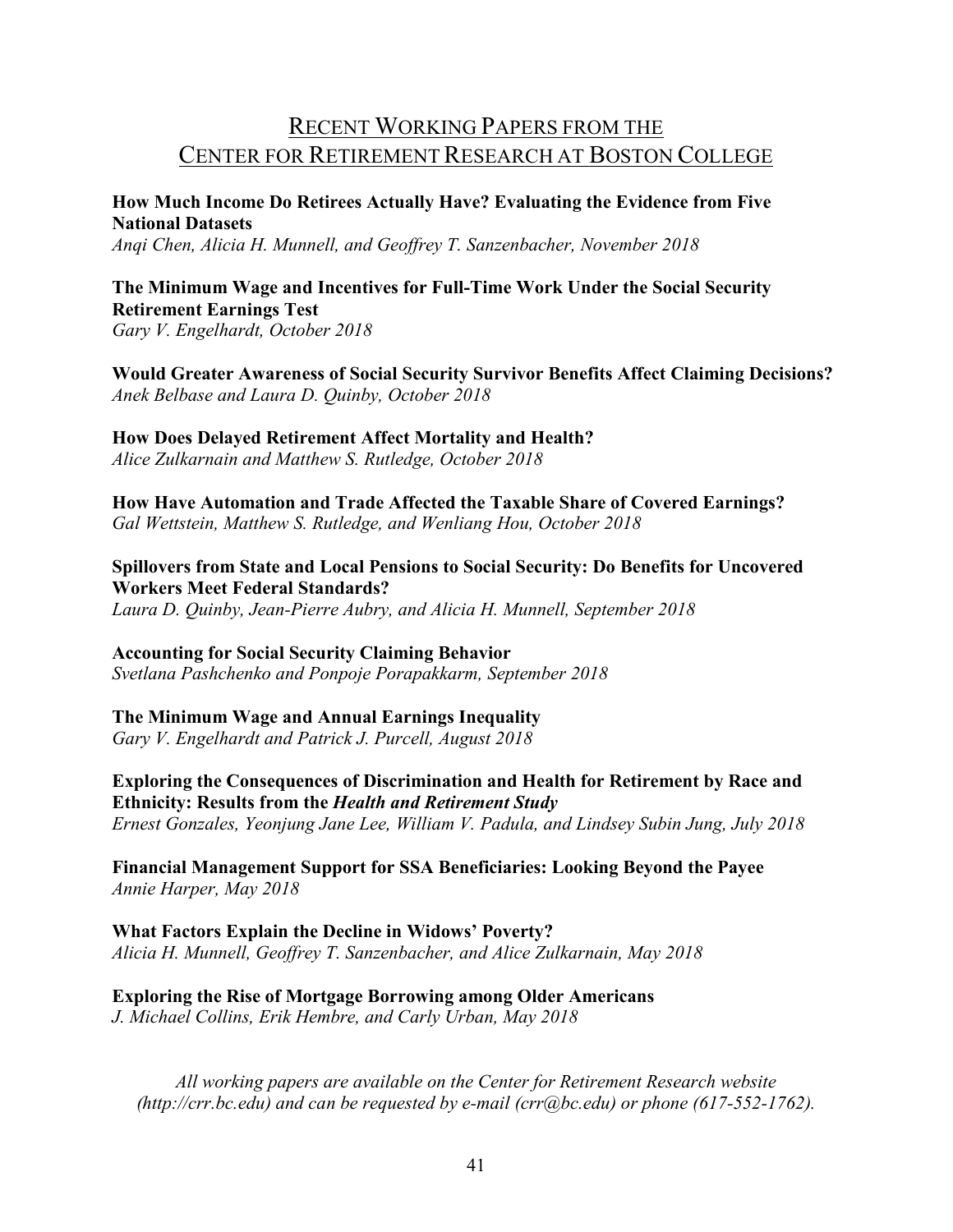## RECENT WORKING PAPERS FROM THE CENTER FOR RETIREMENT RESEARCH AT BOSTON COLLEGE

**How Much Income Do Retirees Actually Have? Evaluating the Evidence from Five National Datasets**
*Anqi Chen, Alicia H. Munnell, and Geoffrey T. Sanzenbacher, November 2018*

**The Minimum Wage and Incentives for Full-Time Work Under the Social Security Retirement Earnings Test**
*Gary V. Engelhardt, October 2018*

**Would Greater Awareness of Social Security Survivor Benefits Affect Claiming Decisions?**
*Anek Belbase and Laura D. Quinby, October 2018*

**How Does Delayed Retirement Affect Mortality and Health?**
*Alice Zulkarnain and Matthew S. Rutledge, October 2018*

**How Have Automation and Trade Affected the Taxable Share of Covered Earnings?**
*Gal Wettstein, Matthew S. Rutledge, and Wenliang Hou, October 2018*

**Spillovers from State and Local Pensions to Social Security: Do Benefits for Uncovered Workers Meet Federal Standards?**
*Laura D. Quinby, Jean-Pierre Aubry, and Alicia H. Munnell, September 2018*

**Accounting for Social Security Claiming Behavior**
*Svetlana Pashchenko and Ponpoje Porapakkarm, September 2018*

**The Minimum Wage and Annual Earnings Inequality**
*Gary V. Engelhardt and Patrick J. Purcell, August 2018*

**Exploring the Consequences of Discrimination and Health for Retirement by Race and Ethnicity: Results from the *Health and Retirement Study***
*Ernest Gonzales, Yeonjung Jane Lee, William V. Padula, and Lindsey Subin Jung, July 2018*

**Financial Management Support for SSA Beneficiaries: Looking Beyond the Payee**
*Annie Harper, May 2018*

**What Factors Explain the Decline in Widows' Poverty?**
*Alicia H. Munnell, Geoffrey T. Sanzenbacher, and Alice Zulkarnain, May 2018*

**Exploring the Rise of Mortgage Borrowing among Older Americans**
*J. Michael Collins, Erik Hembre, and Carly Urban, May 2018*

*All working papers are available on the Center for Retirement Research website (http://crr.bc.edu) and can be requested by e-mail (crr@bc.edu) or phone (617-552-1762).*